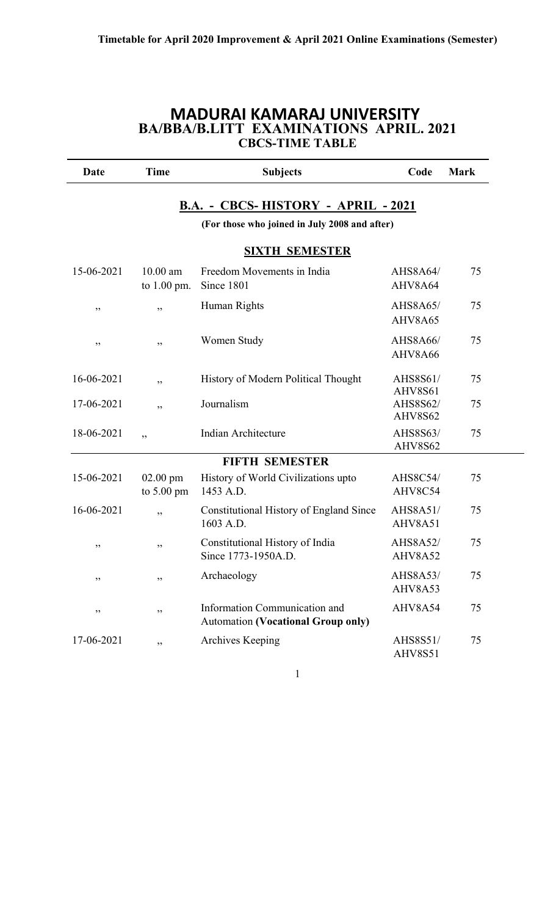**Timetable for April 2020 Improvement & April 2021 Online Examinations (Semester)**

# MADURAI KAMARAJ UNIVERSITY
## BA/BBA/B.LITT EXAMINATIONS APRIL. 2021
### CBCS-TIME TABLE

| Date | Time | Subjects | Code | Mark |
|---|---|---|---|---|
| | | **B.A. - CBCS- HISTORY - APRIL - 2021** | | |
| | | **(For those who joined in July 2008 and after)** | | |
| | | **SIXTH SEMESTER** | | |
| 15-06-2021 | 10.00 am to 1.00 pm. | Freedom Movements in India Since 1801 | AHS8A64/ AHV8A64 | 75 |
| ,, | ,, | Human Rights | AHS8A65/ AHV8A65 | 75 |
| ,, | ,, | Women Study | AHS8A66/ AHV8A66 | 75 |
| 16-06-2021 | ,, | History of Modern Political Thought | AHS8S61/ AHV8S61 | 75 |
| 17-06-2021 | ,, | Journalism | AHS8S62/ AHV8S62 | 75 |
| 18-06-2021 | ,, | Indian Architecture | AHS8S63/ AHV8S62 | 75 |
| | | **FIFTH SEMESTER** | | |
| 15-06-2021 | 02.00 pm to 5.00 pm | History of World Civilizations upto 1453 A.D. | AHS8C54/ AHV8C54 | 75 |
| 16-06-2021 | ,, | Constitutional History of England Since 1603 A.D. | AHS8A51/ AHV8A51 | 75 |
| ,, | ,, | Constitutional History of India Since 1773-1950A.D. | AHS8A52/ AHV8A52 | 75 |
| ,, | ,, | Archaeology | AHS8A53/ AHV8A53 | 75 |
| ,, | ,, | Information Communication and Automation **(Vocational Group only)** | AHV8A54 | 75 |
| 17-06-2021 | ,, | Archives Keeping | AHS8S51/ AHV8S51 | 75 |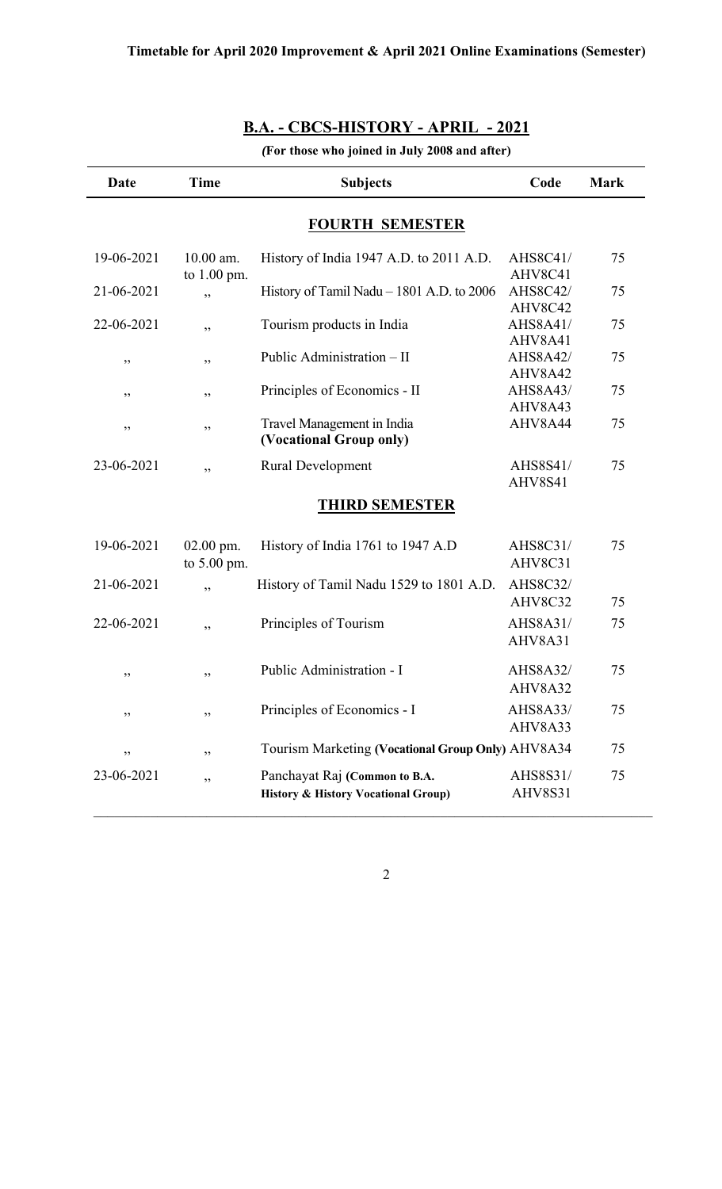**Timetable for April 2020 Improvement & April 2021 Online Examinations (Semester)**

## B.A. - CBCS-HISTORY - APRIL - 2021

***(For those who joined in July 2008 and after)***

| Date | Time | Subjects | Code | Mark |
|---|---|---|---|---|
| | | **FOURTH SEMESTER** | | |
| 19-06-2021 | 10.00 am. to 1.00 pm. | History of India 1947 A.D. to 2011 A.D. | AHS8C41/ AHV8C41 | 75 |
| 21-06-2021 | ,, | History of Tamil Nadu – 1801 A.D. to 2006 | AHS8C42/ AHV8C42 | 75 |
| 22-06-2021 | ,, | Tourism products in India | AHS8A41/ AHV8A41 | 75 |
| ,, | ,, | Public Administration – II | AHS8A42/ AHV8A42 | 75 |
| ,, | ,, | Principles of Economics - II | AHS8A43/ AHV8A43 | 75 |
| ,, | ,, | Travel Management in India **(Vocational Group only)** | AHV8A44 | 75 |
| 23-06-2021 | ,, | Rural Development | AHS8S41/ AHV8S41 | 75 |
| | | **THIRD SEMESTER** | | |
| 19-06-2021 | 02.00 pm. to 5.00 pm. | History of India 1761 to 1947 A.D | AHS8C31/ AHV8C31 | 75 |
| 21-06-2021 | ,, | History of Tamil Nadu 1529 to 1801 A.D. | AHS8C32/ AHV8C32 | 75 |
| 22-06-2021 | ,, | Principles of Tourism | AHS8A31/ AHV8A31 | 75 |
| ,, | ,, | Public Administration - I | AHS8A32/ AHV8A32 | 75 |
| ,, | ,, | Principles of Economics - I | AHS8A33/ AHV8A33 | 75 |
| ,, | ,, | Tourism Marketing **(Vocational Group Only)** | AHV8A34 | 75 |
| 23-06-2021 | ,, | Panchayat Raj **(Common to B.A. History & History Vocational Group)** | AHS8S31/ AHV8S31 | 75 |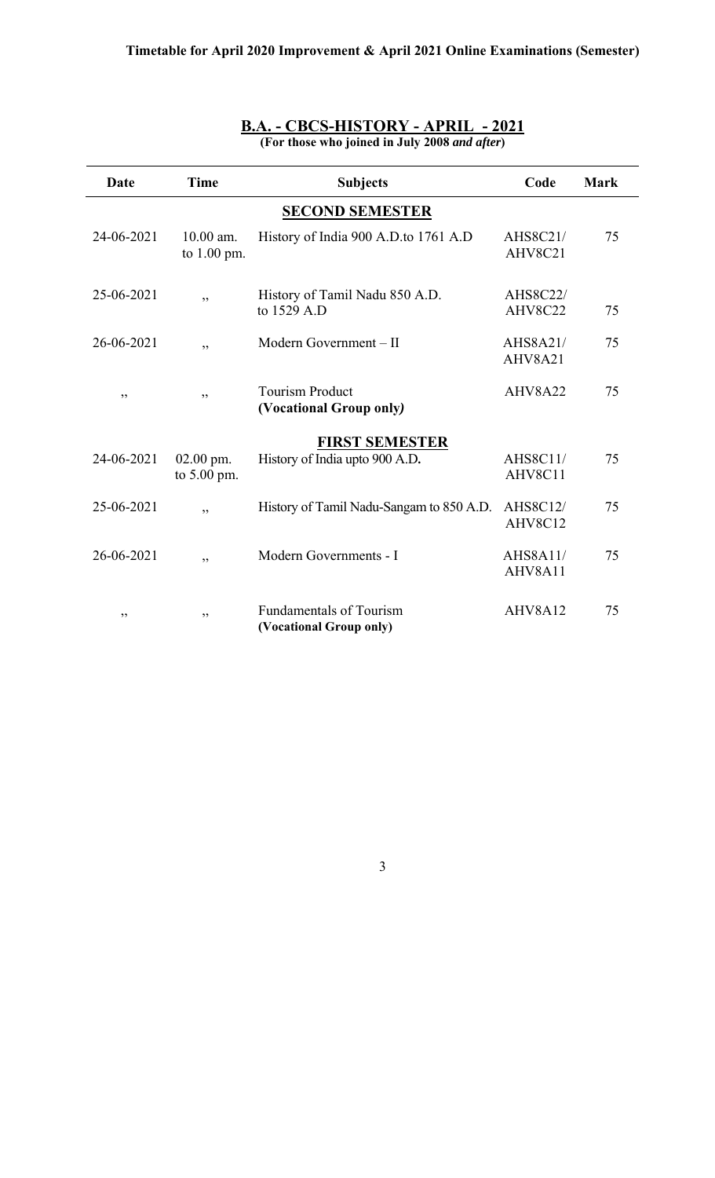**Timetable for April 2020 Improvement & April 2021 Online Examinations (Semester)**

## B.A. - CBCS-HISTORY - APRIL - 2021

**(For those who joined in July 2008 *and after*)**

| Date | Time | Subjects | Code | Mark |
|---|---|---|---|---|
| | | **SECOND SEMESTER** | | |
| 24-06-2021 | 10.00 am. to 1.00 pm. | History of India 900 A.D.to 1761 A.D | AHS8C21/ AHV8C21 | 75 |
| 25-06-2021 | ,, | History of Tamil Nadu 850 A.D. to 1529 A.D | AHS8C22/ AHV8C22 | 75 |
| 26-06-2021 | ,, | Modern Government – II | AHS8A21/ AHV8A21 | 75 |
| ,, | ,, | Tourism Product **(Vocational Group only*)*** | AHV8A22 | 75 |
| | | **FIRST SEMESTER** | | |
| 24-06-2021 | 02.00 pm. to 5.00 pm. | History of India upto 900 A.D**.** | AHS8C11/ AHV8C11 | 75 |
| 25-06-2021 | ,, | History of Tamil Nadu-Sangam to 850 A.D. | AHS8C12/ AHV8C12 | 75 |
| 26-06-2021 | ,, | Modern Governments - I | AHS8A11/ AHV8A11 | 75 |
| ,, | ,, | Fundamentals of Tourism **(Vocational Group only)** | AHV8A12 | 75 |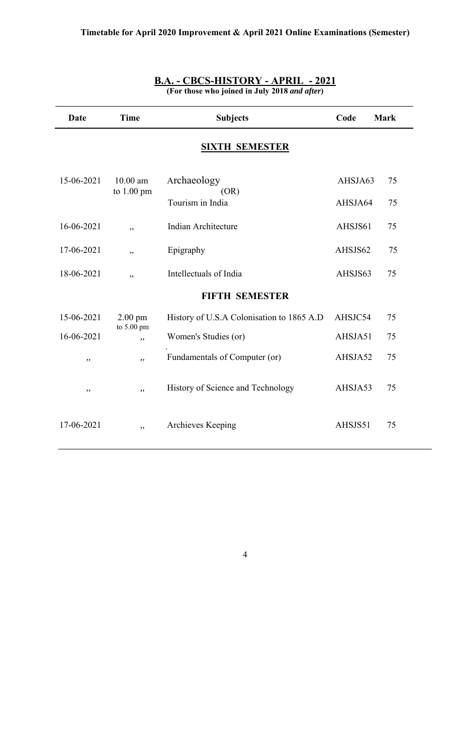**Timetable for April 2020 Improvement & April 2021 Online Examinations (Semester)**

## B.A. - CBCS-HISTORY - APRIL - 2021

**(For those who joined in July 2018 *and after*)**

| Date | Time | Subjects | Code | Mark |
|---|---|---|---|---|
| | | **SIXTH SEMESTER** | | |
| 15-06-2021 | 10.00 am to 1.00 pm | Archaeology (OR) | AHSJA63 | 75 |
| | | Tourism in India | AHSJA64 | 75 |
| 16-06-2021 | ,, | Indian Architecture | AHSJS61 | 75 |
| 17-06-2021 | ,, | Epigraphy | AHSJS62 | 75 |
| 18-06-2021 | ,, | Intellectuals of India | AHSJS63 | 75 |
| | | **FIFTH SEMESTER** | | |
| 15-06-2021 | 2.00 pm to 5.00 pm | History of U.S.A Colonisation to 1865 A.D | AHSJC54 | 75 |
| 16-06-2021 | ,, | Women's Studies (or) | AHSJA51 | 75 |
| ,, | ,, | Fundamentals of Computer (or) | AHSJA52 | 75 |
| ,, | ,, | History of Science and Technology | AHSJA53 | 75 |
| 17-06-2021 | ,, | Archieves Keeping | AHSJS51 | 75 |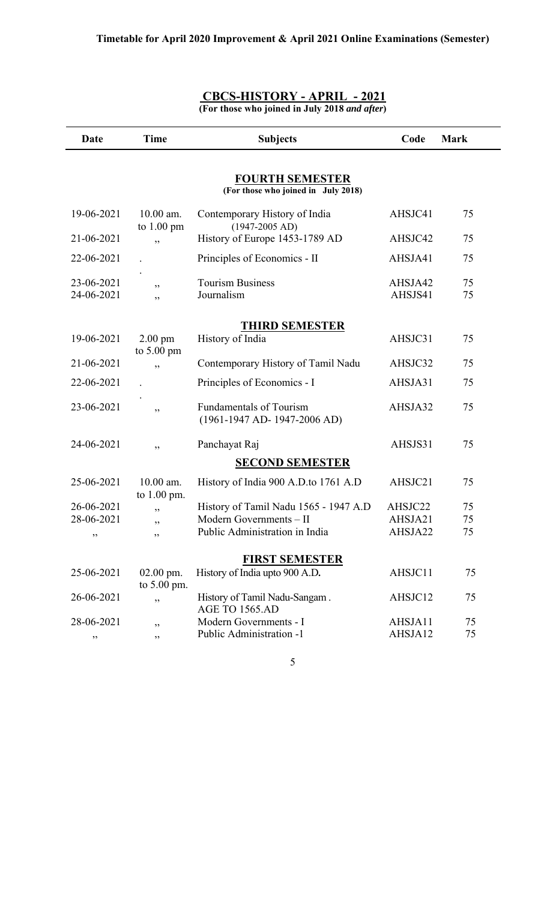**Timetable for April 2020 Improvement & April 2021 Online Examinations (Semester)**

## CBCS-HISTORY - APRIL - 2021

**(For those who joined in July 2018 *and after*)**

| Date | Time | Subjects | Code | Mark |
|---|---|---|---|---|
| | | **FOURTH SEMESTER** (For those who joined in July 2018) | | |
| 19-06-2021 | 10.00 am. to 1.00 pm | Contemporary History of India (1947-2005 AD) | AHSJC41 | 75 |
| 21-06-2021 | ,, | History of Europe 1453-1789 AD | AHSJC42 | 75 |
| 22-06-2021 | .. | Principles of Economics - II | AHSJA41 | 75 |
| 23-06-2021 | ,, | Tourism Business | AHSJA42 | 75 |
| 24-06-2021 | ,, | Journalism | AHSJS41 | 75 |
| | | **THIRD SEMESTER** | | |
| 19-06-2021 | 2.00 pm to 5.00 pm | History of India | AHSJC31 | 75 |
| 21-06-2021 | ,, | Contemporary History of Tamil Nadu | AHSJC32 | 75 |
| 22-06-2021 | .. | Principles of Economics - I | AHSJA31 | 75 |
| 23-06-2021 | ,, | Fundamentals of Tourism (1961-1947 AD- 1947-2006 AD) | AHSJA32 | 75 |
| 24-06-2021 | ,, | Panchayat Raj | AHSJS31 | 75 |
| | | **SECOND SEMESTER** | | |
| 25-06-2021 | 10.00 am. to 1.00 pm. | History of India 900 A.D.to 1761 A.D | AHSJC21 | 75 |
| 26-06-2021 | ,, | History of Tamil Nadu 1565 - 1947 A.D | AHSJC22 | 75 |
| 28-06-2021 | ,, | Modern Governments – II | AHSJA21 | 75 |
| ,, | ,, | Public Administration in India | AHSJA22 | 75 |
| | | **FIRST SEMESTER** | | |
| 25-06-2021 | 02.00 pm. to 5.00 pm. | History of India upto 900 A.D. | AHSJC11 | 75 |
| 26-06-2021 | ,, | History of Tamil Nadu-Sangam . AGE TO 1565.AD | AHSJC12 | 75 |
| 28-06-2021 | ,, | Modern Governments - I | AHSJA11 | 75 |
| ,, | ,, | Public Administration -1 | AHSJA12 | 75 |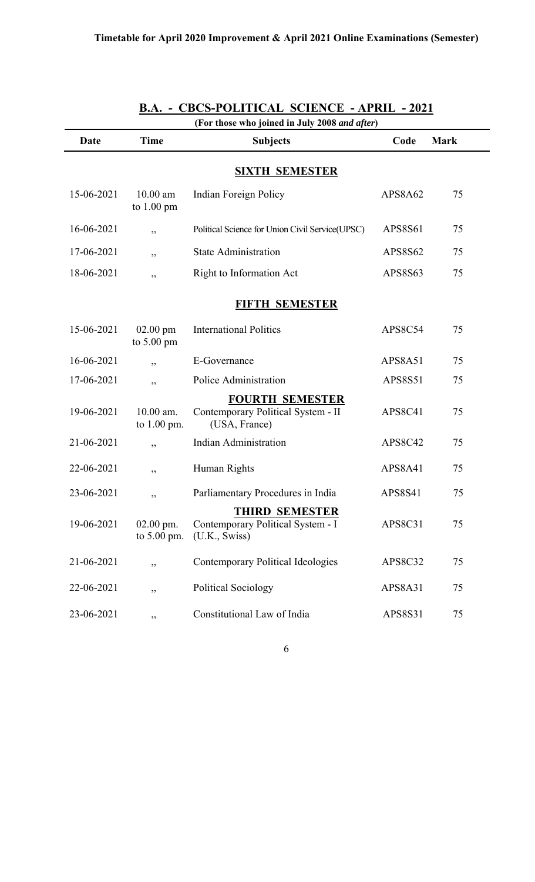**Timetable for April 2020 Improvement & April 2021 Online Examinations (Semester)**

## B.A. - CBCS-POLITICAL SCIENCE - APRIL - 2021

**(For those who joined in July 2008 *and after*)**

| Date | Time | Subjects | Code | Mark |
|---|---|---|---|---|
| | | **SIXTH SEMESTER** | | |
| 15-06-2021 | 10.00 am to 1.00 pm | Indian Foreign Policy | APS8A62 | 75 |
| 16-06-2021 | ,, | Political Science for Union Civil Service(UPSC) | APS8S61 | 75 |
| 17-06-2021 | ,, | State Administration | APS8S62 | 75 |
| 18-06-2021 | ,, | Right to Information Act | APS8S63 | 75 |
| | | **FIFTH SEMESTER** | | |
| 15-06-2021 | 02.00 pm to 5.00 pm | International Politics | APS8C54 | 75 |
| 16-06-2021 | ,, | E-Governance | APS8A51 | 75 |
| 17-06-2021 | ,, | Police Administration | APS8S51 | 75 |
| | | **FOURTH SEMESTER** | | |
| 19-06-2021 | 10.00 am. to 1.00 pm. | Contemporary Political System - II (USA, France) | APS8C41 | 75 |
| 21-06-2021 | ,, | Indian Administration | APS8C42 | 75 |
| 22-06-2021 | ,, | Human Rights | APS8A41 | 75 |
| 23-06-2021 | ,, | Parliamentary Procedures in India | APS8S41 | 75 |
| | | **THIRD SEMESTER** | | |
| 19-06-2021 | 02.00 pm. to 5.00 pm. | Contemporary Political System - I (U.K., Swiss) | APS8C31 | 75 |
| 21-06-2021 | ,, | Contemporary Political Ideologies | APS8C32 | 75 |
| 22-06-2021 | ,, | Political Sociology | APS8A31 | 75 |
| 23-06-2021 | ,, | Constitutional Law of India | APS8S31 | 75 |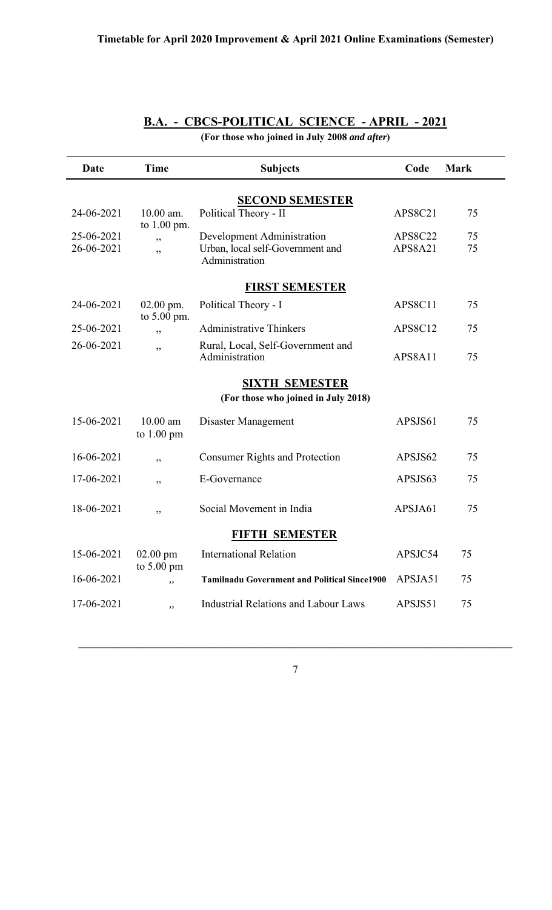**Timetable for April 2020 Improvement & April 2021 Online Examinations (Semester)**

## B.A. - CBCS-POLITICAL SCIENCE - APRIL - 2021

**(For those who joined in July 2008 *and after*)**

| Date | Time | Subjects | Code | Mark |
|---|---|---|---|---|
| | | **SECOND SEMESTER** | | |
| 24-06-2021 | 10.00 am. to 1.00 pm. | Political Theory - II | APS8C21 | 75 |
| 25-06-2021 | ,, | Development Administration | APS8C22 | 75 |
| 26-06-2021 | ,, | Urban, local self-Government and Administration | APS8A21 | 75 |
| | | **FIRST SEMESTER** | | |
| 24-06-2021 | 02.00 pm. to 5.00 pm. | Political Theory - I | APS8C11 | 75 |
| 25-06-2021 | ,, | Administrative Thinkers | APS8C12 | 75 |
| 26-06-2021 | ,, | Rural, Local, Self-Government and Administration | APS8A11 | 75 |
| | | **SIXTH SEMESTER** **(For those who joined in July 2018)** | | |
| 15-06-2021 | 10.00 am to 1.00 pm | Disaster Management | APSJS61 | 75 |
| 16-06-2021 | ,, | Consumer Rights and Protection | APSJS62 | 75 |
| 17-06-2021 | ,, | E-Governance | APSJS63 | 75 |
| 18-06-2021 | ,, | Social Movement in India | APSJA61 | 75 |
| | | **FIFTH SEMESTER** | | |
| 15-06-2021 | 02.00 pm to 5.00 pm | International Relation | APSJC54 | 75 |
| 16-06-2021 | ,, | **Tamilnadu Government and Political Since1900** | APSJA51 | 75 |
| 17-06-2021 | ,, | Industrial Relations and Labour Laws | APSJS51 | 75 |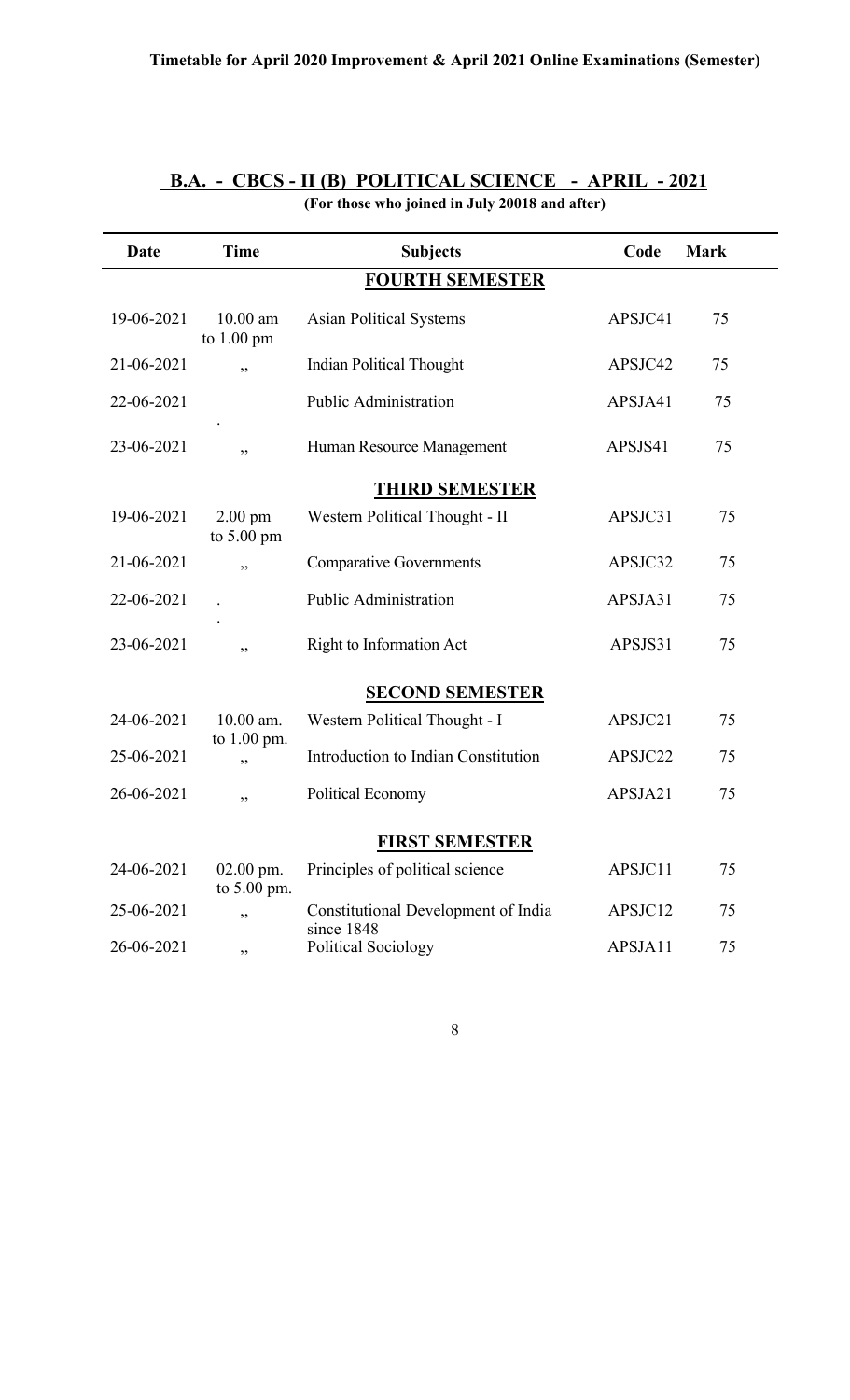**Timetable for April 2020 Improvement & April 2021 Online Examinations (Semester)**

## B.A. - CBCS - II (B) POLITICAL SCIENCE - APRIL - 2021

**(For those who joined in July 20018 and after)**

| Date | Time | Subjects | Code | Mark |
|---|---|---|---|---|
| | | **FOURTH SEMESTER** | | |
| 19-06-2021 | 10.00 am to 1.00 pm | Asian Political Systems | APSJC41 | 75 |
| 21-06-2021 | ,, | Indian Political Thought | APSJC42 | 75 |
| 22-06-2021 | . | Public Administration | APSJA41 | 75 |
| 23-06-2021 | ,, | Human Resource Management | APSJS41 | 75 |
| | | **THIRD SEMESTER** | | |
| 19-06-2021 | 2.00 pm to 5.00 pm | Western Political Thought - II | APSJC31 | 75 |
| 21-06-2021 | ,, | Comparative Governments | APSJC32 | 75 |
| 22-06-2021 | . . | Public Administration | APSJA31 | 75 |
| 23-06-2021 | ,, | Right to Information Act | APSJS31 | 75 |
| | | **SECOND SEMESTER** | | |
| 24-06-2021 | 10.00 am. to 1.00 pm. | Western Political Thought - I | APSJC21 | 75 |
| 25-06-2021 | ,, | Introduction to Indian Constitution | APSJC22 | 75 |
| 26-06-2021 | ,, | Political Economy | APSJA21 | 75 |
| | | **FIRST SEMESTER** | | |
| 24-06-2021 | 02.00 pm. to 5.00 pm. | Principles of political science | APSJC11 | 75 |
| 25-06-2021 | ,, | Constitutional Development of India since 1848 | APSJC12 | 75 |
| 26-06-2021 | ,, | Political Sociology | APSJA11 | 75 |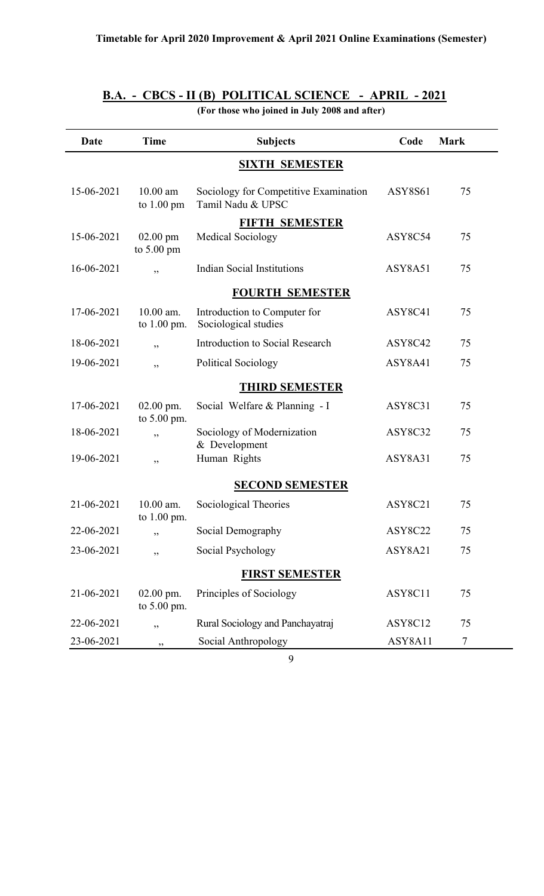**Timetable for April 2020 Improvement & April 2021 Online Examinations (Semester)**

## B.A. - CBCS - II (B) POLITICAL SCIENCE - APRIL - 2021

**(For those who joined in July 2008 and after)**

| Date | Time | Subjects | Code | Mark |
|---|---|---|---|---|
| | | **SIXTH SEMESTER** | | |
| 15-06-2021 | 10.00 am to 1.00 pm | Sociology for Competitive Examination Tamil Nadu & UPSC | ASY8S61 | 75 |
| | | **FIFTH SEMESTER** | | |
| 15-06-2021 | 02.00 pm to 5.00 pm | Medical Sociology | ASY8C54 | 75 |
| 16-06-2021 | ,, | Indian Social Institutions | ASY8A51 | 75 |
| | | **FOURTH SEMESTER** | | |
| 17-06-2021 | 10.00 am. to 1.00 pm. | Introduction to Computer for Sociological studies | ASY8C41 | 75 |
| 18-06-2021 | ,, | Introduction to Social Research | ASY8C42 | 75 |
| 19-06-2021 | ,, | Political Sociology | ASY8A41 | 75 |
| | | **THIRD SEMESTER** | | |
| 17-06-2021 | 02.00 pm. to 5.00 pm. | Social Welfare & Planning - I | ASY8C31 | 75 |
| 18-06-2021 | ,, | Sociology of Modernization & Development | ASY8C32 | 75 |
| 19-06-2021 | ,, | Human Rights | ASY8A31 | 75 |
| | | **SECOND SEMESTER** | | |
| 21-06-2021 | 10.00 am. to 1.00 pm. | Sociological Theories | ASY8C21 | 75 |
| 22-06-2021 | ,, | Social Demography | ASY8C22 | 75 |
| 23-06-2021 | ,, | Social Psychology | ASY8A21 | 75 |
| | | **FIRST SEMESTER** | | |
| 21-06-2021 | 02.00 pm. to 5.00 pm. | Principles of Sociology | ASY8C11 | 75 |
| 22-06-2021 | ,, | Rural Sociology and Panchayatraj | ASY8C12 | 75 |
| 23-06-2021 | ,, | Social Anthropology | ASY8A11 | 7 |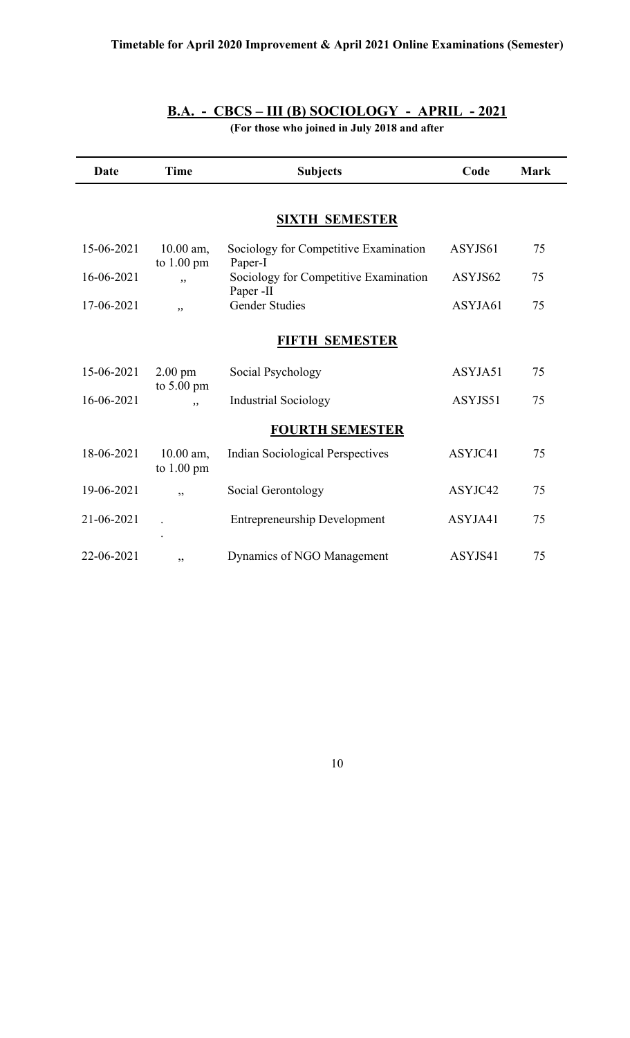**Timetable for April 2020 Improvement & April 2021 Online Examinations (Semester)**

## B.A. - CBCS – III (B) SOCIOLOGY - APRIL - 2021

**(For those who joined in July 2018 and after**

| Date | Time | Subjects | Code | Mark |
|---|---|---|---|---|
| | | **SIXTH SEMESTER** | | |
| 15-06-2021 | 10.00 am, to 1.00 pm | Sociology for Competitive Examination Paper-I | ASYJS61 | 75 |
| 16-06-2021 | ,, | Sociology for Competitive Examination Paper -II | ASYJS62 | 75 |
| 17-06-2021 | ,, | Gender Studies | ASYJA61 | 75 |
| | | **FIFTH SEMESTER** | | |
| 15-06-2021 | 2.00 pm to 5.00 pm | Social Psychology | ASYJA51 | 75 |
| 16-06-2021 | ,, | Industrial Sociology | ASYJS51 | 75 |
| | | **FOURTH SEMESTER** | | |
| 18-06-2021 | 10.00 am, to 1.00 pm | Indian Sociological Perspectives | ASYJC41 | 75 |
| 19-06-2021 | ,, | Social Gerontology | ASYJC42 | 75 |
| 21-06-2021 | . . | Entrepreneurship Development | ASYJA41 | 75 |
| 22-06-2021 | ,, | Dynamics of NGO Management | ASYJS41 | 75 |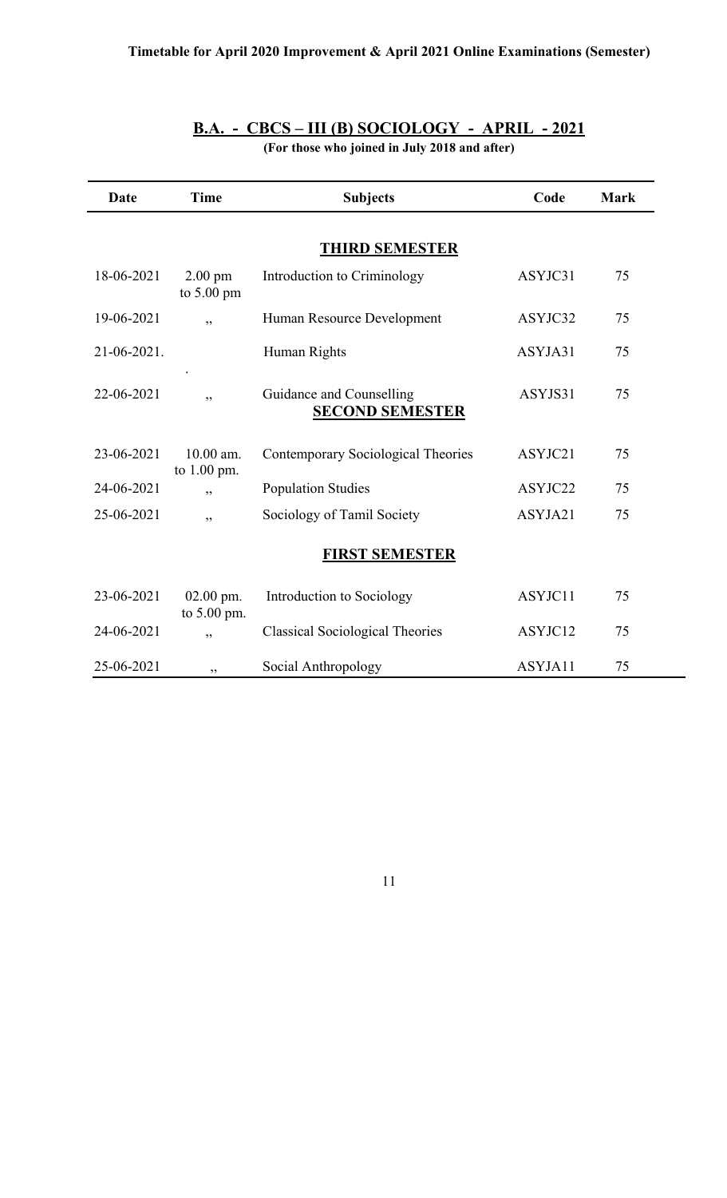**Timetable for April 2020 Improvement & April 2021 Online Examinations (Semester)**

## B.A. - CBCS – III (B) SOCIOLOGY - APRIL - 2021

**(For those who joined in July 2018 and after)**

| Date | Time | Subjects | Code | Mark |
|---|---|---|---|---|
| | | **THIRD SEMESTER** | | |
| 18-06-2021 | 2.00 pm to 5.00 pm | Introduction to Criminology | ASYJC31 | 75 |
| 19-06-2021 | ,, | Human Resource Development | ASYJC32 | 75 |
| 21-06-2021. | . | Human Rights | ASYJA31 | 75 |
| 22-06-2021 | ,, | Guidance and Counselling | ASYJS31 | 75 |
| | | **SECOND SEMESTER** | | |
| 23-06-2021 | 10.00 am. to 1.00 pm. | Contemporary Sociological Theories | ASYJC21 | 75 |
| 24-06-2021 | ,, | Population Studies | ASYJC22 | 75 |
| 25-06-2021 | ,, | Sociology of Tamil Society | ASYJA21 | 75 |
| | | **FIRST SEMESTER** | | |
| 23-06-2021 | 02.00 pm. to 5.00 pm. | Introduction to Sociology | ASYJC11 | 75 |
| 24-06-2021 | ,, | Classical Sociological Theories | ASYJC12 | 75 |
| 25-06-2021 | ,, | Social Anthropology | ASYJA11 | 75 |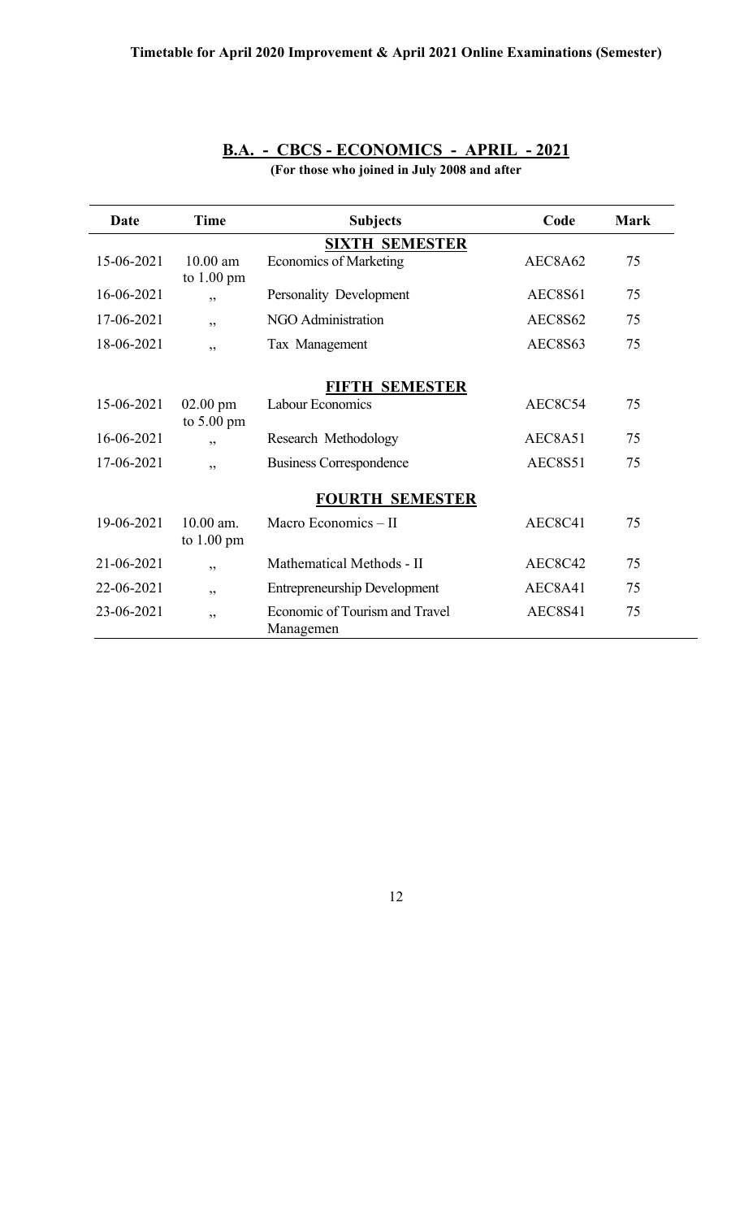**Timetable for April 2020 Improvement & April 2021 Online Examinations (Semester)**

## B.A. - CBCS - ECONOMICS - APRIL - 2021

**(For those who joined in July 2008 and after**

| Date | Time | Subjects | Code | Mark |
|---|---|---|---|---|
| | | **SIXTH SEMESTER** | | |
| 15-06-2021 | 10.00 am to 1.00 pm | Economics of Marketing | AEC8A62 | 75 |
| 16-06-2021 | ,, | Personality Development | AEC8S61 | 75 |
| 17-06-2021 | ,, | NGO Administration | AEC8S62 | 75 |
| 18-06-2021 | ,, | Tax Management | AEC8S63 | 75 |
| | | **FIFTH SEMESTER** | | |
| 15-06-2021 | 02.00 pm to 5.00 pm | Labour Economics | AEC8C54 | 75 |
| 16-06-2021 | ,, | Research Methodology | AEC8A51 | 75 |
| 17-06-2021 | ,, | Business Correspondence | AEC8S51 | 75 |
| | | **FOURTH SEMESTER** | | |
| 19-06-2021 | 10.00 am. to 1.00 pm | Macro Economics – II | AEC8C41 | 75 |
| 21-06-2021 | ,, | Mathematical Methods - II | AEC8C42 | 75 |
| 22-06-2021 | ,, | Entrepreneurship Development | AEC8A41 | 75 |
| 23-06-2021 | ,, | Economic of Tourism and Travel Managemen | AEC8S41 | 75 |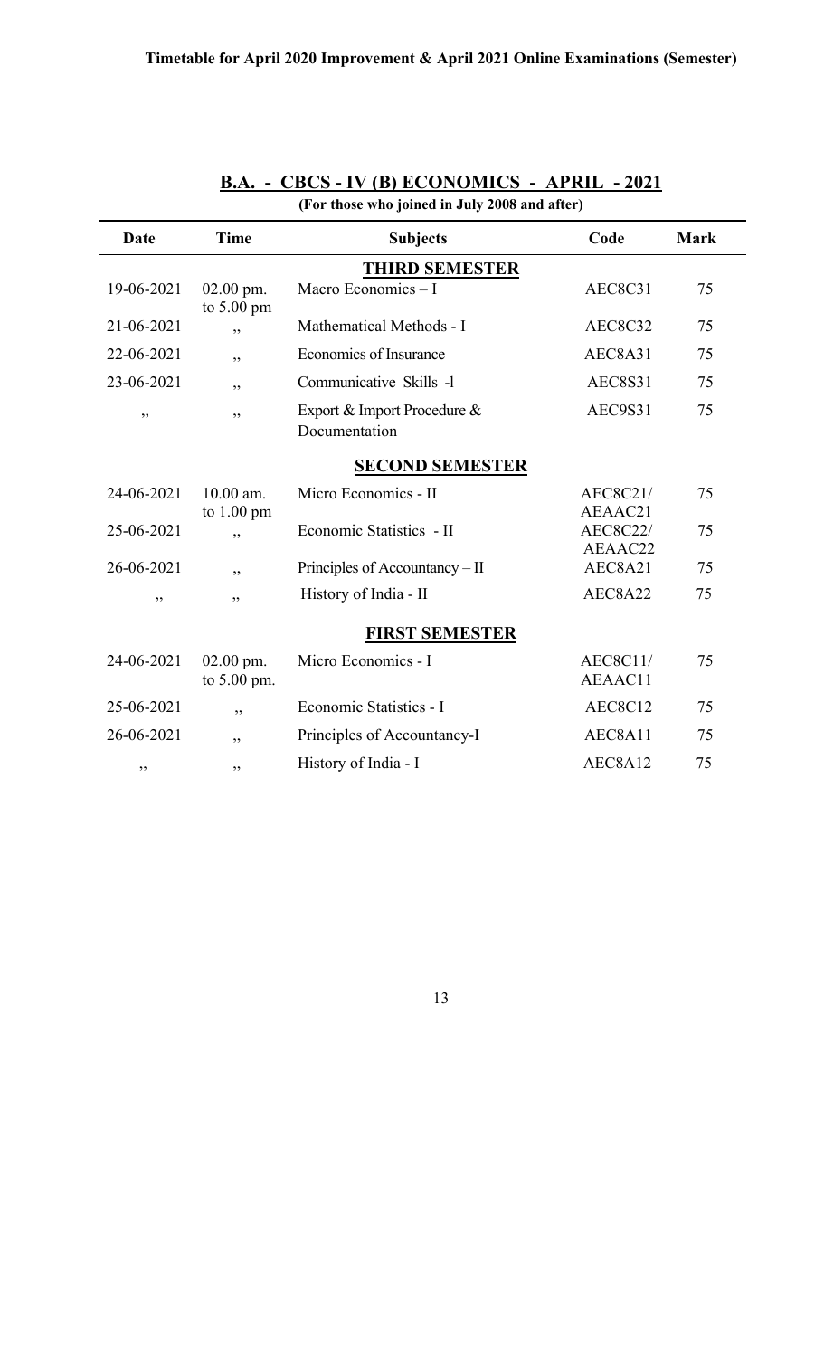**Timetable for April 2020 Improvement & April 2021 Online Examinations (Semester)**

## B.A. - CBCS - IV (B) ECONOMICS - APRIL - 2021

**(For those who joined in July 2008 and after)**

| Date | Time | Subjects | Code | Mark |
|---|---|---|---|---|
| | | **THIRD SEMESTER** | | |
| 19-06-2021 | 02.00 pm. to 5.00 pm | Macro Economics – I | AEC8C31 | 75 |
| 21-06-2021 | ,, | Mathematical Methods - I | AEC8C32 | 75 |
| 22-06-2021 | ,, | Economics of Insurance | AEC8A31 | 75 |
| 23-06-2021 | ,, | Communicative Skills -I | AEC8S31 | 75 |
| ,, | ,, | Export & Import Procedure & Documentation | AEC9S31 | 75 |
| | | **SECOND SEMESTER** | | |
| 24-06-2021 | 10.00 am. to 1.00 pm | Micro Economics - II | AEC8C21/ AEAAC21 | 75 |
| 25-06-2021 | ,, | Economic Statistics - II | AEC8C22/ AEAAC22 | 75 |
| 26-06-2021 | ,, | Principles of Accountancy – II | AEC8A21 | 75 |
| ,, | ,, | History of India - II | AEC8A22 | 75 |
| | | **FIRST SEMESTER** | | |
| 24-06-2021 | 02.00 pm. to 5.00 pm. | Micro Economics - I | AEC8C11/ AEAAC11 | 75 |
| 25-06-2021 | ,, | Economic Statistics - I | AEC8C12 | 75 |
| 26-06-2021 | ,, | Principles of Accountancy-I | AEC8A11 | 75 |
| ,, | ,, | History of India - I | AEC8A12 | 75 |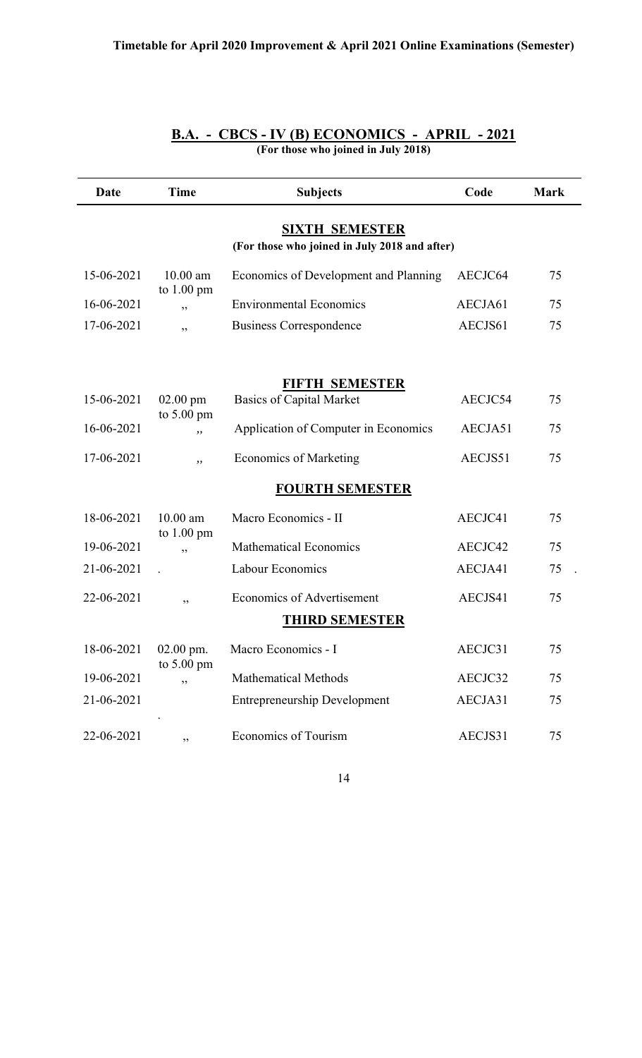**Timetable for April 2020 Improvement & April 2021 Online Examinations (Semester)**

## B.A. - CBCS - IV (B) ECONOMICS - APRIL - 2021

**(For those who joined in July 2018)**

| Date | Time | Subjects | Code | Mark |
|---|---|---|---|---|
| | | **SIXTH SEMESTER** (For those who joined in July 2018 and after) | | |
| 15-06-2021 | 10.00 am to 1.00 pm | Economics of Development and Planning | AECJC64 | 75 |
| 16-06-2021 | ,, | Environmental Economics | AECJA61 | 75 |
| 17-06-2021 | ,, | Business Correspondence | AECJS61 | 75 |
| | | **FIFTH SEMESTER** | | |
| 15-06-2021 | 02.00 pm to 5.00 pm | Basics of Capital Market | AECJC54 | 75 |
| 16-06-2021 | ,, | Application of Computer in Economics | AECJA51 | 75 |
| 17-06-2021 | ,, | Economics of Marketing | AECJS51 | 75 |
| | | **FOURTH SEMESTER** | | |
| 18-06-2021 | 10.00 am to 1.00 pm | Macro Economics - II | AECJC41 | 75 |
| 19-06-2021 | ,, | Mathematical Economics | AECJC42 | 75 |
| 21-06-2021 | . | Labour Economics | AECJA41 | 75 . |
| 22-06-2021 | ,, | Economics of Advertisement | AECJS41 | 75 |
| | | **THIRD SEMESTER** | | |
| 18-06-2021 | 02.00 pm. to 5.00 pm | Macro Economics - I | AECJC31 | 75 |
| 19-06-2021 | ,, | Mathematical Methods | AECJC32 | 75 |
| 21-06-2021 | . | Entrepreneurship Development | AECJA31 | 75 |
| 22-06-2021 | ,, | Economics of Tourism | AECJS31 | 75 |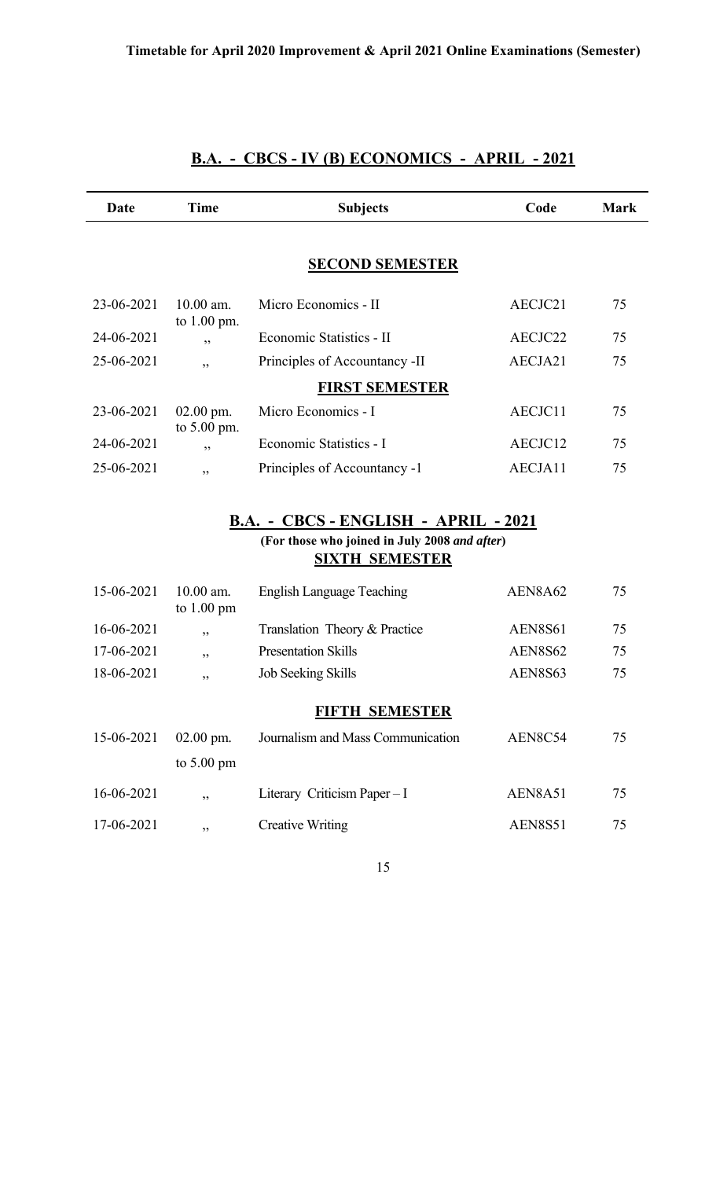## B.A. - CBCS - IV (B) ECONOMICS - APRIL - 2021

| Date | Time | Subjects | Code | Mark |
|---|---|---|---|---|
| | | **SECOND SEMESTER** | | |
| 23-06-2021 | 10.00 am. to 1.00 pm. | Micro Economics - II | AECJC21 | 75 |
| 24-06-2021 | ,, | Economic Statistics - II | AECJC22 | 75 |
| 25-06-2021 | ,, | Principles of Accountancy -II | AECJA21 | 75 |
| | | **FIRST SEMESTER** | | |
| 23-06-2021 | 02.00 pm. to 5.00 pm. | Micro Economics - I | AECJC11 | 75 |
| 24-06-2021 | ,, | Economic Statistics - I | AECJC12 | 75 |
| 25-06-2021 | ,, | Principles of Accountancy -1 | AECJA11 | 75 |

## B.A. - CBCS - ENGLISH - APRIL - 2021

**(For those who joined in July 2008 *and after*)**

| Date | Time | Subjects | Code | Mark |
|---|---|---|---|---|
| | | **SIXTH SEMESTER** | | |
| 15-06-2021 | 10.00 am. to 1.00 pm | English Language Teaching | AEN8A62 | 75 |
| 16-06-2021 | ,, | Translation Theory & Practice | AEN8S61 | 75 |
| 17-06-2021 | ,, | Presentation Skills | AEN8S62 | 75 |
| 18-06-2021 | ,, | Job Seeking Skills | AEN8S63 | 75 |
| | | **FIFTH SEMESTER** | | |
| 15-06-2021 | 02.00 pm. to 5.00 pm | Journalism and Mass Communication | AEN8C54 | 75 |
| 16-06-2021 | ,, | Literary Criticism Paper – I | AEN8A51 | 75 |
| 17-06-2021 | ,, | Creative Writing | AEN8S51 | 75 |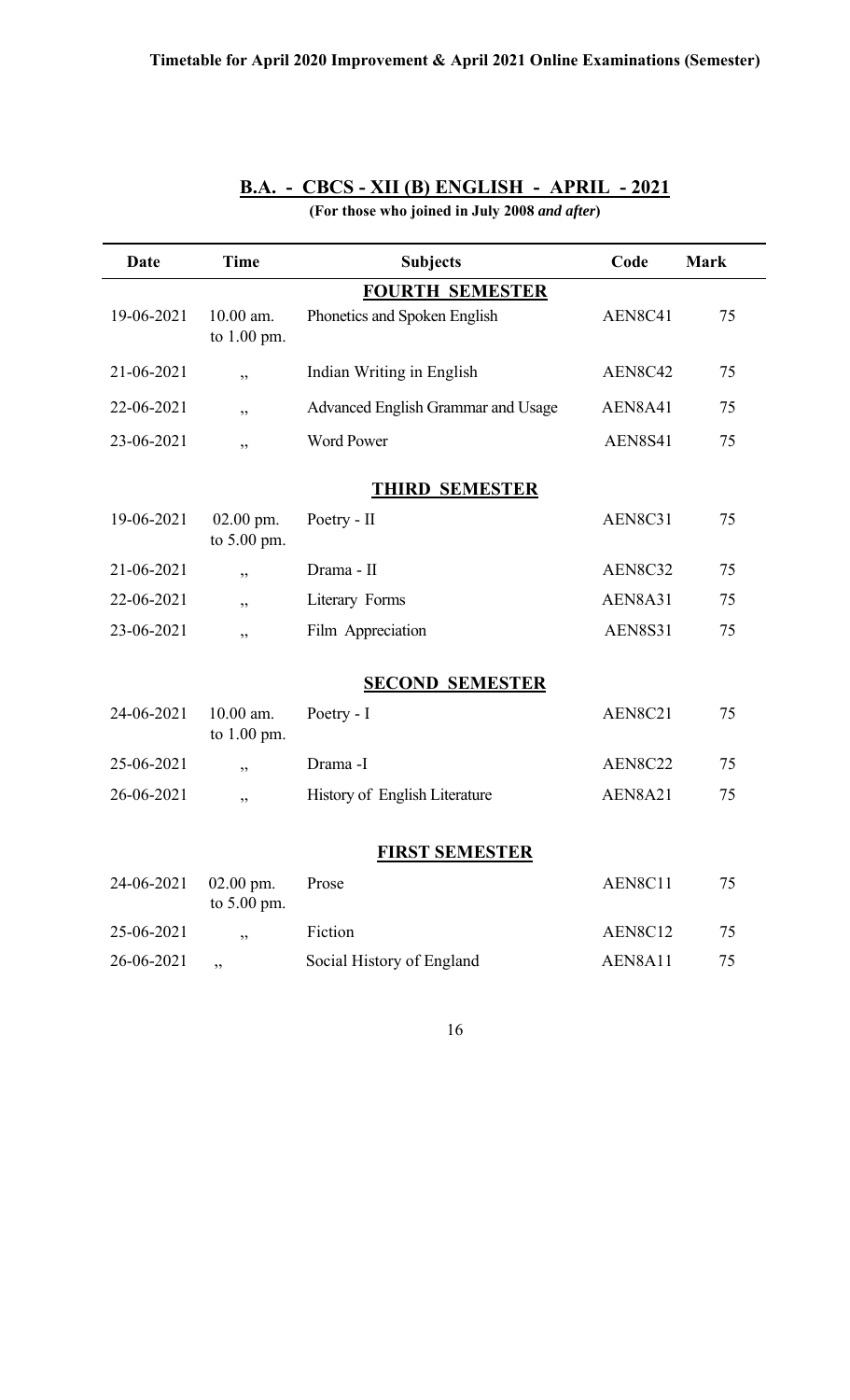**Timetable for April 2020 Improvement & April 2021 Online Examinations (Semester)**

## B.A. - CBCS - XII (B) ENGLISH - APRIL - 2021

**(For those who joined in July 2008 *and after*)**

| Date | Time | Subjects | Code | Mark |
|---|---|---|---|---|
| | | **FOURTH SEMESTER** | | |
| 19-06-2021 | 10.00 am. to 1.00 pm. | Phonetics and Spoken English | AEN8C41 | 75 |
| 21-06-2021 | ,, | Indian Writing in English | AEN8C42 | 75 |
| 22-06-2021 | ,, | Advanced English Grammar and Usage | AEN8A41 | 75 |
| 23-06-2021 | ,, | Word Power | AEN8S41 | 75 |
| | | **THIRD SEMESTER** | | |
| 19-06-2021 | 02.00 pm. to 5.00 pm. | Poetry - II | AEN8C31 | 75 |
| 21-06-2021 | ,, | Drama - II | AEN8C32 | 75 |
| 22-06-2021 | ,, | Literary Forms | AEN8A31 | 75 |
| 23-06-2021 | ,, | Film Appreciation | AEN8S31 | 75 |
| | | **SECOND SEMESTER** | | |
| 24-06-2021 | 10.00 am. to 1.00 pm. | Poetry - I | AEN8C21 | 75 |
| 25-06-2021 | ,, | Drama -I | AEN8C22 | 75 |
| 26-06-2021 | ,, | History of English Literature | AEN8A21 | 75 |
| | | **FIRST SEMESTER** | | |
| 24-06-2021 | 02.00 pm. to 5.00 pm. | Prose | AEN8C11 | 75 |
| 25-06-2021 | ,, | Fiction | AEN8C12 | 75 |
| 26-06-2021 | ,, | Social History of England | AEN8A11 | 75 |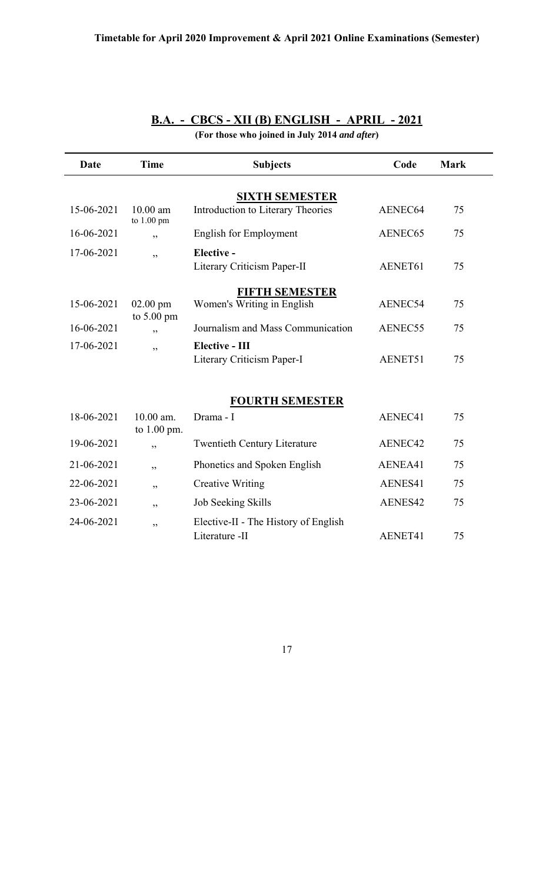**Timetable for April 2020 Improvement & April 2021 Online Examinations (Semester)**

## B.A. - CBCS - XII (B) ENGLISH - APRIL - 2021

**(For those who joined in July 2014 *and after*)**

| Date | Time | Subjects | Code | Mark |
|---|---|---|---|---|
| | | **SIXTH SEMESTER** | | |
| 15-06-2021 | 10.00 am to 1.00 pm | Introduction to Literary Theories | AENEC64 | 75 |
| 16-06-2021 | ,, | English for Employment | AENEC65 | 75 |
| 17-06-2021 | ,, | **Elective -** Literary Criticism Paper-II | AENET61 | 75 |
| | | **FIFTH SEMESTER** | | |
| 15-06-2021 | 02.00 pm to 5.00 pm | Women's Writing in English | AENEC54 | 75 |
| 16-06-2021 | ,, | Journalism and Mass Communication | AENEC55 | 75 |
| 17-06-2021 | ,, | **Elective - III** Literary Criticism Paper-I | AENET51 | 75 |
| | | **FOURTH SEMESTER** | | |
| 18-06-2021 | 10.00 am. to 1.00 pm. | Drama - I | AENEC41 | 75 |
| 19-06-2021 | ,, | Twentieth Century Literature | AENEC42 | 75 |
| 21-06-2021 | ,, | Phonetics and Spoken English | AENEA41 | 75 |
| 22-06-2021 | ,, | Creative Writing | AENES41 | 75 |
| 23-06-2021 | ,, | Job Seeking Skills | AENES42 | 75 |
| 24-06-2021 | ,, | Elective-II - The History of English Literature -II | AENET41 | 75 |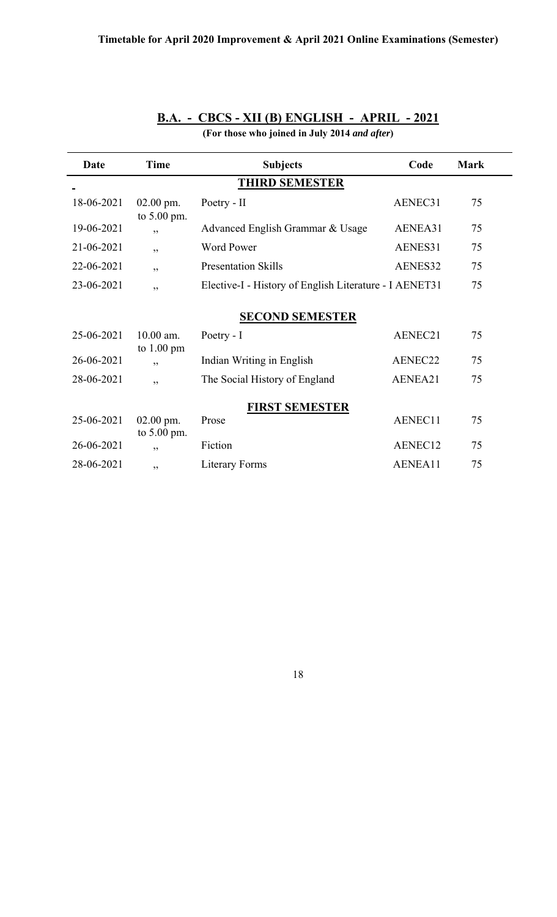**Timetable for April 2020 Improvement & April 2021 Online Examinations (Semester)**

## B.A. - CBCS - XII (B) ENGLISH - APRIL - 2021

**(For those who joined in July 2014 *and after*)**

| Date | Time | Subjects | Code | Mark |
|---|---|---|---|---|
| | | **THIRD SEMESTER** | | |
| 18-06-2021 | 02.00 pm. to 5.00 pm. | Poetry - II | AENEC31 | 75 |
| 19-06-2021 | ,, | Advanced English Grammar & Usage | AENEA31 | 75 |
| 21-06-2021 | ,, | Word Power | AENES31 | 75 |
| 22-06-2021 | ,, | Presentation Skills | AENES32 | 75 |
| 23-06-2021 | ,, | Elective-I - History of English Literature - I | AENET31 | 75 |
| | | **SECOND SEMESTER** | | |
| 25-06-2021 | 10.00 am. to 1.00 pm | Poetry - I | AENEC21 | 75 |
| 26-06-2021 | ,, | Indian Writing in English | AENEC22 | 75 |
| 28-06-2021 | ,, | The Social History of England | AENEA21 | 75 |
| | | **FIRST SEMESTER** | | |
| 25-06-2021 | 02.00 pm. to 5.00 pm. | Prose | AENEC11 | 75 |
| 26-06-2021 | ,, | Fiction | AENEC12 | 75 |
| 28-06-2021 | ,, | Literary Forms | AENEA11 | 75 |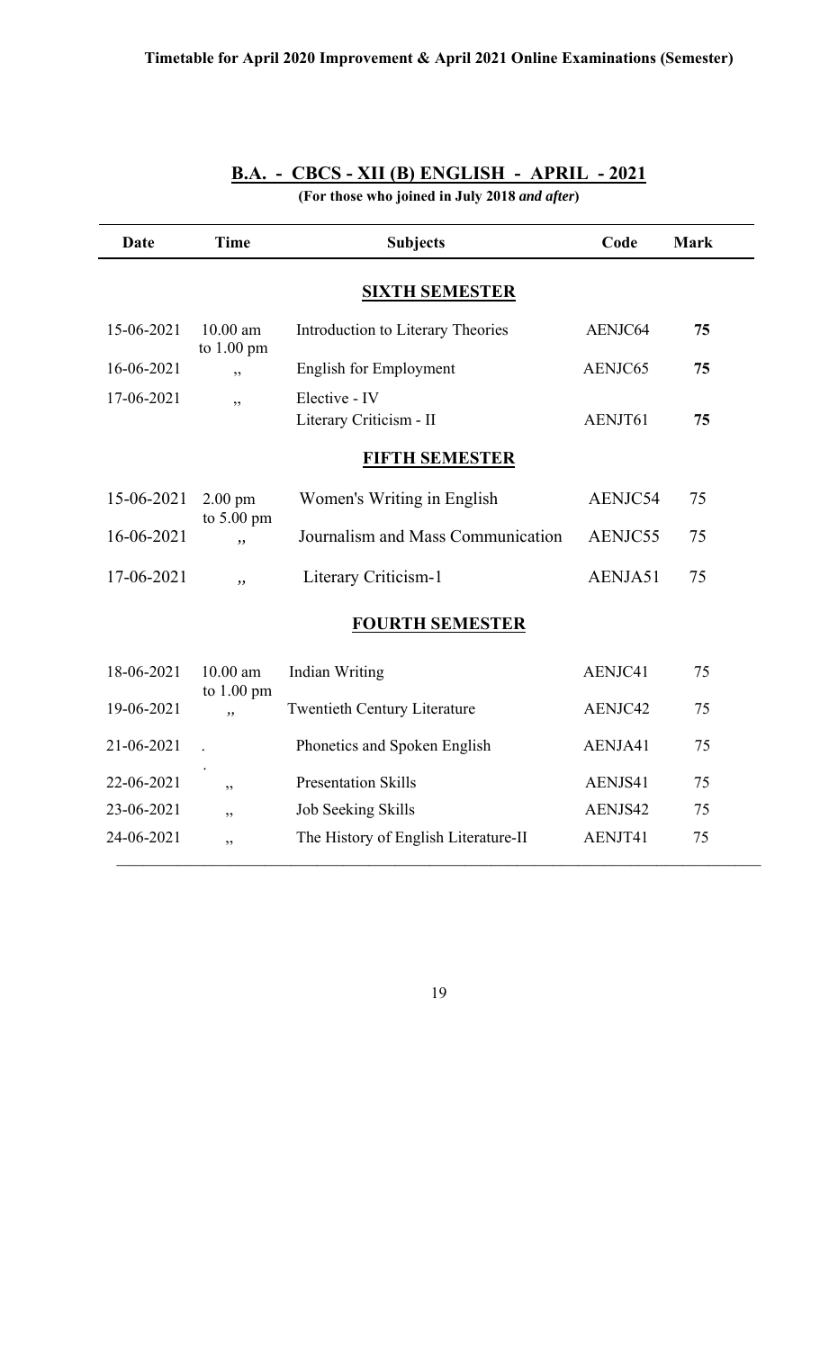**Timetable for April 2020 Improvement & April 2021 Online Examinations (Semester)**

## B.A. - CBCS - XII (B) ENGLISH - APRIL - 2021

**(For those who joined in July 2018 *and after*)**

| Date | Time | Subjects | Code | Mark |
|---|---|---|---|---|
| | | **SIXTH SEMESTER** | | |
| 15-06-2021 | 10.00 am to 1.00 pm | Introduction to Literary Theories | AENJC64 | **75** |
| 16-06-2021 | ,, | English for Employment | AENJC65 | **75** |
| 17-06-2021 | ,, | Elective - IV Literary Criticism - II | AENJT61 | **75** |
| | | **FIFTH SEMESTER** | | |
| 15-06-2021 | 2.00 pm to 5.00 pm | Women's Writing in English | AENJC54 | 75 |
| 16-06-2021 | ,, | Journalism and Mass Communication | AENJC55 | 75 |
| 17-06-2021 | ,, | Literary Criticism-1 | AENJA51 | 75 |
| | | **FOURTH SEMESTER** | | |
| 18-06-2021 | 10.00 am to 1.00 pm | Indian Writing | AENJC41 | 75 |
| 19-06-2021 | ,, | Twentieth Century Literature | AENJC42 | 75 |
| 21-06-2021 | .. | Phonetics and Spoken English | AENJA41 | 75 |
| 22-06-2021 | ,, | Presentation Skills | AENJS41 | 75 |
| 23-06-2021 | ,, | Job Seeking Skills | AENJS42 | 75 |
| 24-06-2021 | ,, | The History of English Literature-II | AENJT41 | 75 |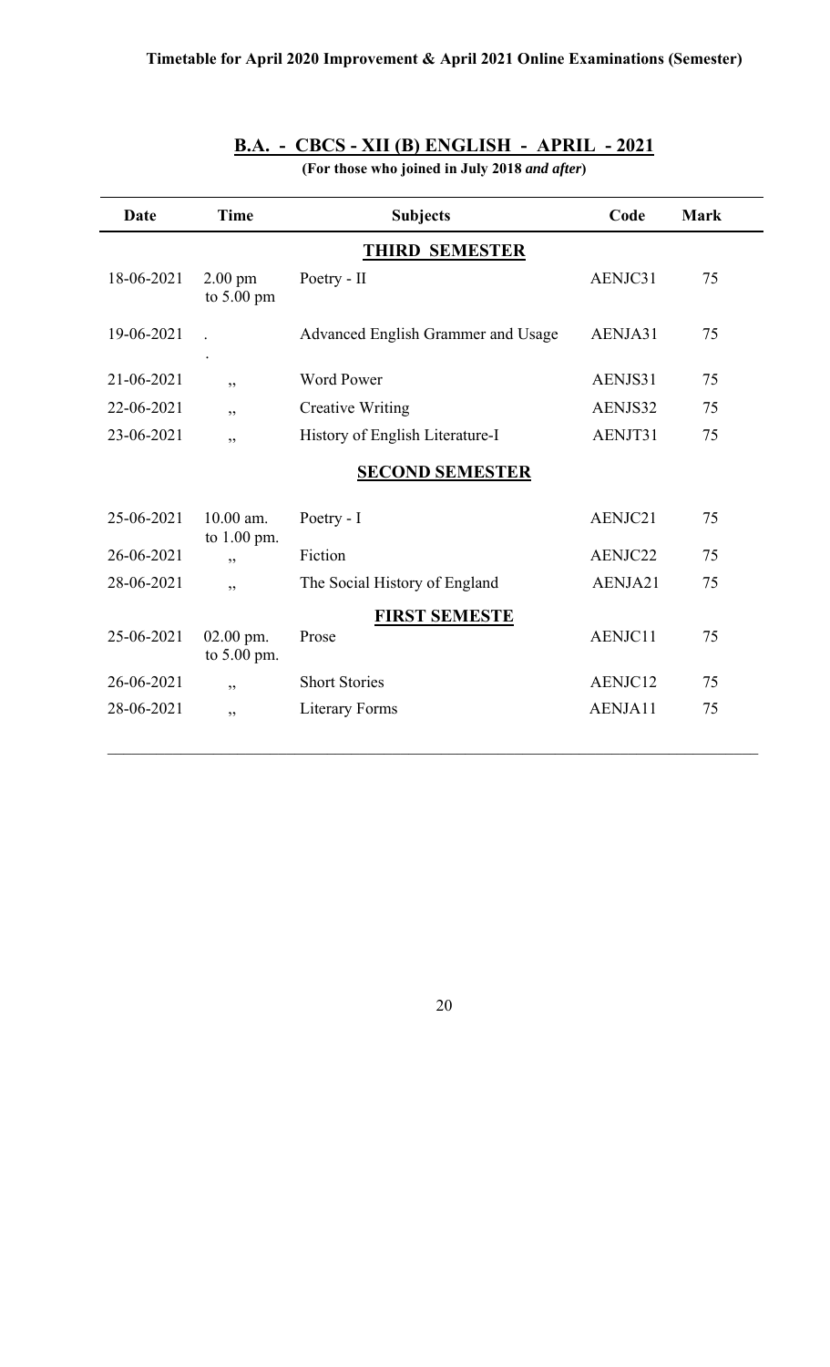**Timetable for April 2020 Improvement & April 2021 Online Examinations (Semester)**

## B.A. - CBCS - XII (B) ENGLISH - APRIL - 2021

**(For those who joined in July 2018 *and after*)**

| Date | Time | Subjects | Code | Mark |
|---|---|---|---|---|
| | | **THIRD SEMESTER** | | |
| 18-06-2021 | 2.00 pm to 5.00 pm | Poetry - II | AENJC31 | 75 |
| 19-06-2021 | . . | Advanced English Grammer and Usage | AENJA31 | 75 |
| 21-06-2021 | ,, | Word Power | AENJS31 | 75 |
| 22-06-2021 | ,, | Creative Writing | AENJS32 | 75 |
| 23-06-2021 | ,, | History of English Literature-I | AENJT31 | 75 |
| | | **SECOND SEMESTER** | | |
| 25-06-2021 | 10.00 am. to 1.00 pm. | Poetry - I | AENJC21 | 75 |
| 26-06-2021 | ,, | Fiction | AENJC22 | 75 |
| 28-06-2021 | ,, | The Social History of England | AENJA21 | 75 |
| | | **FIRST SEMESTE** | | |
| 25-06-2021 | 02.00 pm. to 5.00 pm. | Prose | AENJC11 | 75 |
| 26-06-2021 | ,, | Short Stories | AENJC12 | 75 |
| 28-06-2021 | ,, | Literary Forms | AENJA11 | 75 |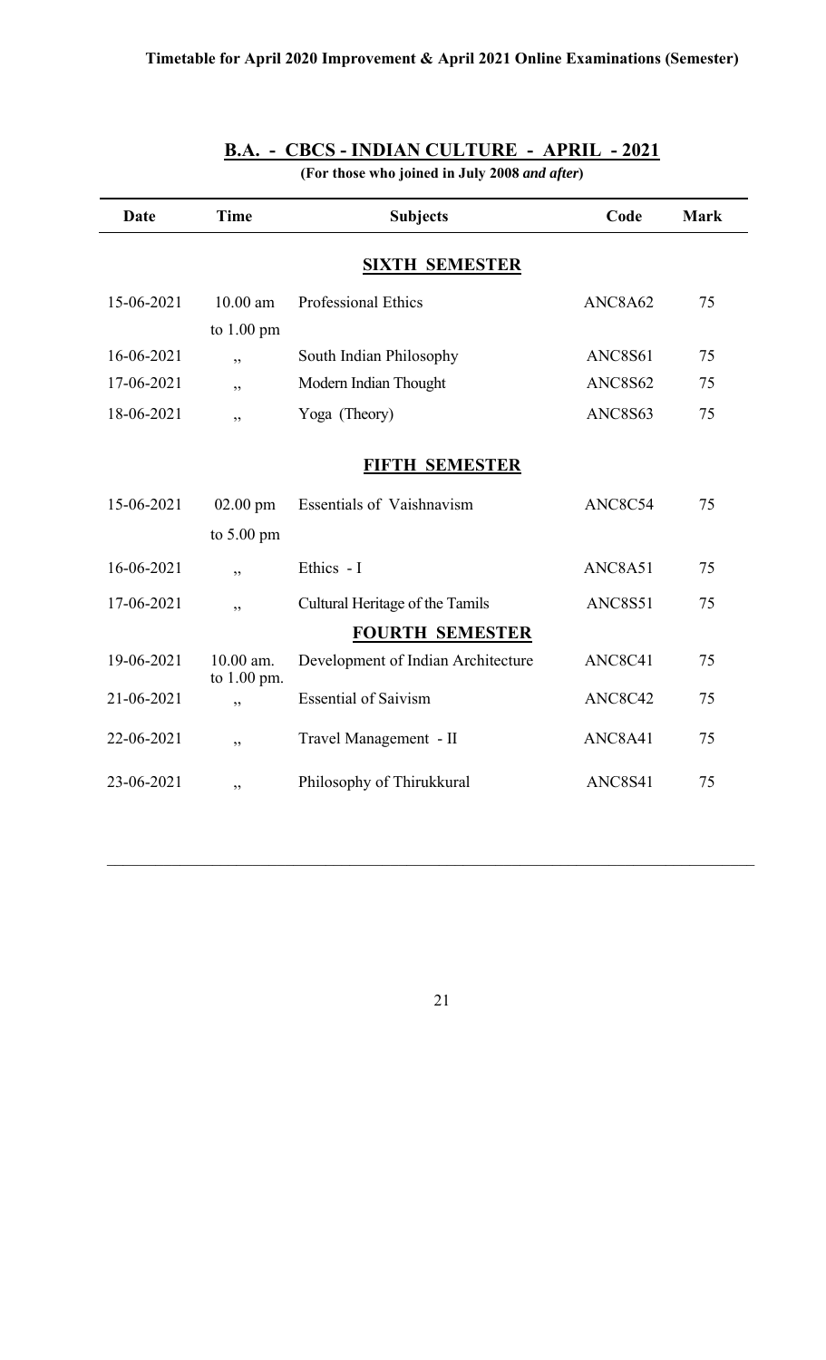**Timetable for April 2020 Improvement & April 2021 Online Examinations (Semester)**

## B.A. - CBCS - INDIAN CULTURE - APRIL - 2021

**(For those who joined in July 2008 *and after*)**

| Date | Time | Subjects | Code | Mark |
|---|---|---|---|---|
| | | **SIXTH SEMESTER** | | |
| 15-06-2021 | 10.00 am to 1.00 pm | Professional Ethics | ANC8A62 | 75 |
| 16-06-2021 | ,, | South Indian Philosophy | ANC8S61 | 75 |
| 17-06-2021 | ,, | Modern Indian Thought | ANC8S62 | 75 |
| 18-06-2021 | ,, | Yoga (Theory) | ANC8S63 | 75 |
| | | **FIFTH SEMESTER** | | |
| 15-06-2021 | 02.00 pm to 5.00 pm | Essentials of Vaishnavism | ANC8C54 | 75 |
| 16-06-2021 | ,, | Ethics - I | ANC8A51 | 75 |
| 17-06-2021 | ,, | Cultural Heritage of the Tamils | ANC8S51 | 75 |
| | | **FOURTH SEMESTER** | | |
| 19-06-2021 | 10.00 am. to 1.00 pm. | Development of Indian Architecture | ANC8C41 | 75 |
| 21-06-2021 | ,, | Essential of Saivism | ANC8C42 | 75 |
| 22-06-2021 | ,, | Travel Management - II | ANC8A41 | 75 |
| 23-06-2021 | ,, | Philosophy of Thirukkural | ANC8S41 | 75 |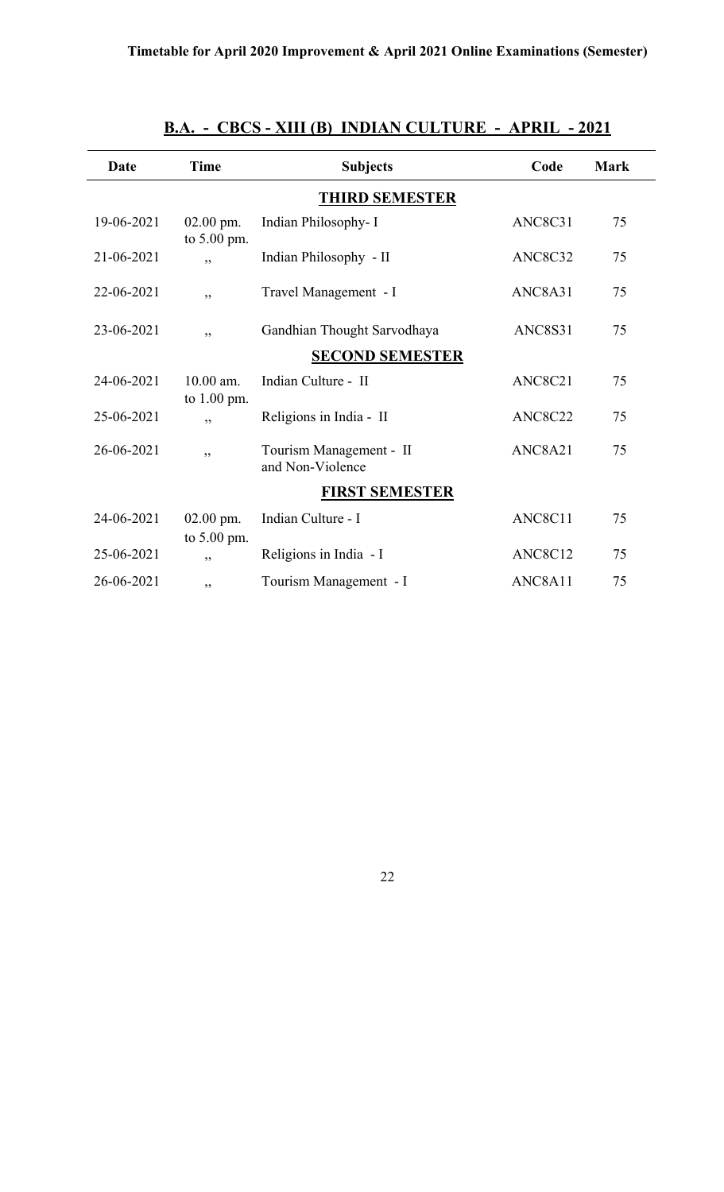## B.A. - CBCS - XIII (B) INDIAN CULTURE - APRIL - 2021

| Date | Time | Subjects | Code | Mark |
|---|---|---|---|---|
| | | **THIRD SEMESTER** | | |
| 19-06-2021 | 02.00 pm. to 5.00 pm. | Indian Philosophy- I | ANC8C31 | 75 |
| 21-06-2021 | ,, | Indian Philosophy - II | ANC8C32 | 75 |
| 22-06-2021 | ,, | Travel Management - I | ANC8A31 | 75 |
| 23-06-2021 | ,, | Gandhian Thought Sarvodhaya | ANC8S31 | 75 |
| | | **SECOND SEMESTER** | | |
| 24-06-2021 | 10.00 am. to 1.00 pm. | Indian Culture - II | ANC8C21 | 75 |
| 25-06-2021 | ,, | Religions in India - II | ANC8C22 | 75 |
| 26-06-2021 | ,, | Tourism Management - II and Non-Violence | ANC8A21 | 75 |
| | | **FIRST SEMESTER** | | |
| 24-06-2021 | 02.00 pm. to 5.00 pm. | Indian Culture - I | ANC8C11 | 75 |
| 25-06-2021 | ,, | Religions in India - I | ANC8C12 | 75 |
| 26-06-2021 | ,, | Tourism Management - I | ANC8A11 | 75 |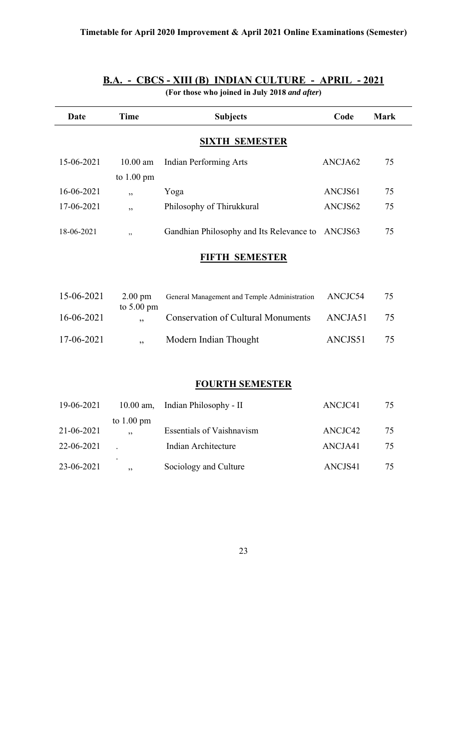**Timetable for April 2020 Improvement & April 2021 Online Examinations (Semester)**

## B.A. - CBCS - XIII (B) INDIAN CULTURE - APRIL - 2021

**(For those who joined in July 2018 *and after*)**

| Date | Time | Subjects | Code | Mark |
|---|---|---|---|---|
| | | **SIXTH SEMESTER** | | |
| 15-06-2021 | 10.00 am to 1.00 pm | Indian Performing Arts | ANCJA62 | 75 |
| 16-06-2021 | ,, | Yoga | ANCJS61 | 75 |
| 17-06-2021 | ,, | Philosophy of Thirukkural | ANCJS62 | 75 |
| 18-06-2021 | ,, | Gandhian Philosophy and Its Relevance to | ANCJS63 | 75 |
| | | **FIFTH SEMESTER** | | |
| 15-06-2021 | 2.00 pm to 5.00 pm | General Management and Temple Administration | ANCJC54 | 75 |
| 16-06-2021 | ,, | Conservation of Cultural Monuments | ANCJA51 | 75 |
| 17-06-2021 | ,, | Modern Indian Thought | ANCJS51 | 75 |
| | | **FOURTH SEMESTER** | | |
| 19-06-2021 | 10.00 am, to 1.00 pm | Indian Philosophy - II | ANCJC41 | 75 |
| 21-06-2021 | ,, | Essentials of Vaishnavism | ANCJC42 | 75 |
| 22-06-2021 | . . | Indian Architecture | ANCJA41 | 75 |
| 23-06-2021 | ,, | Sociology and Culture | ANCJS41 | 75 |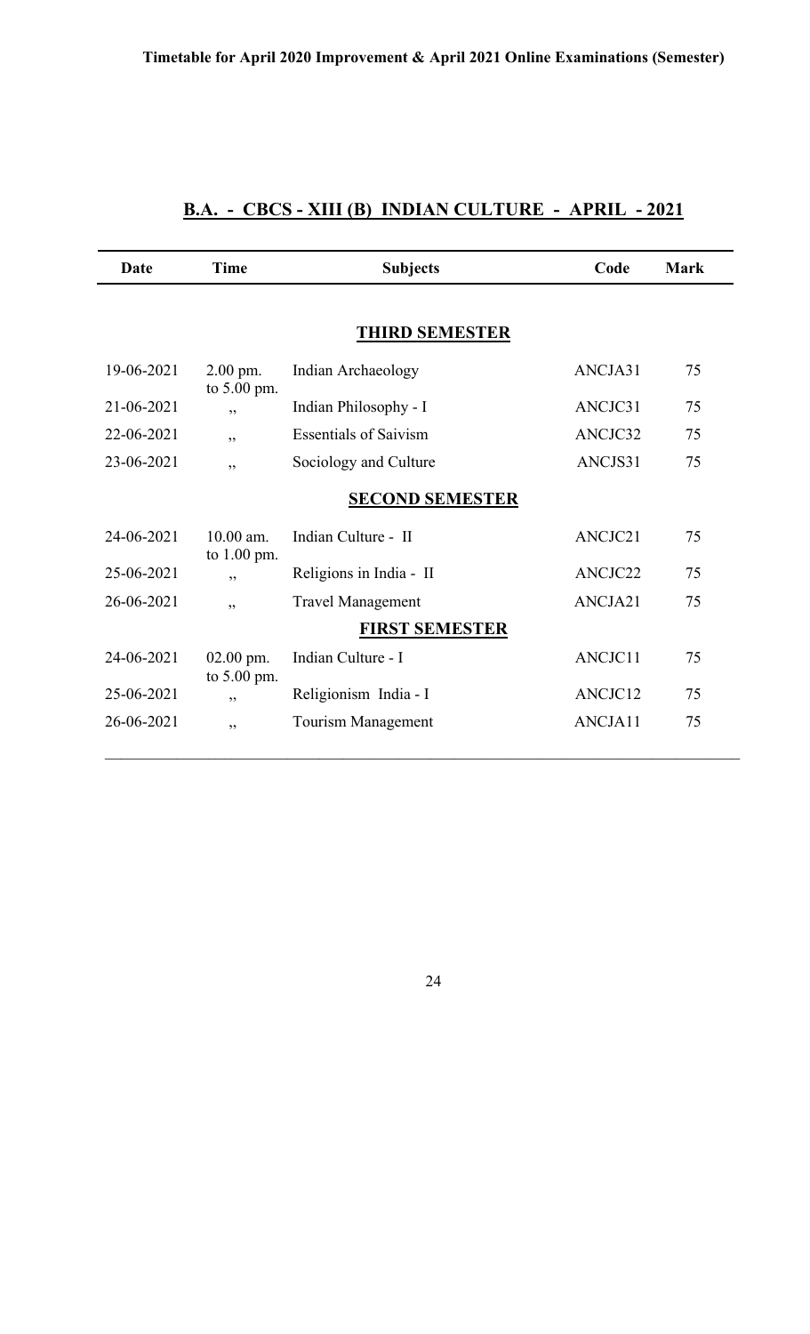## B.A. - CBCS - XIII (B) INDIAN CULTURE - APRIL - 2021

| Date | Time | Subjects | Code | Mark |
|---|---|---|---|---|
| | | **THIRD SEMESTER** | | |
| 19-06-2021 | 2.00 pm. to 5.00 pm. | Indian Archaeology | ANCJA31 | 75 |
| 21-06-2021 | ,, | Indian Philosophy - I | ANCJC31 | 75 |
| 22-06-2021 | ,, | Essentials of Saivism | ANCJC32 | 75 |
| 23-06-2021 | ,, | Sociology and Culture | ANCJS31 | 75 |
| | | **SECOND SEMESTER** | | |
| 24-06-2021 | 10.00 am. to 1.00 pm. | Indian Culture - II | ANCJC21 | 75 |
| 25-06-2021 | ,, | Religions in India - II | ANCJC22 | 75 |
| 26-06-2021 | ,, | Travel Management | ANCJA21 | 75 |
| | | **FIRST SEMESTER** | | |
| 24-06-2021 | 02.00 pm. to 5.00 pm. | Indian Culture - I | ANCJC11 | 75 |
| 25-06-2021 | ,, | Religionism India - I | ANCJC12 | 75 |
| 26-06-2021 | ,, | Tourism Management | ANCJA11 | 75 |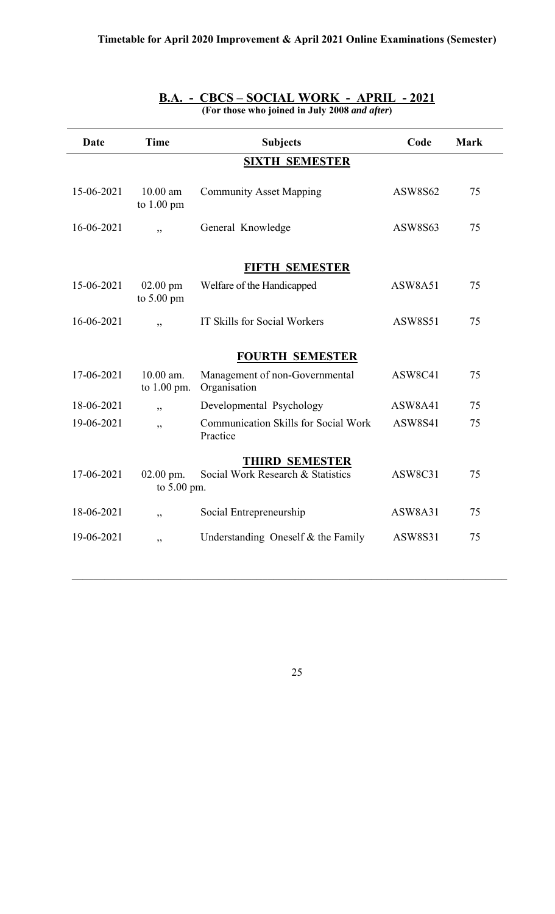**Timetable for April 2020 Improvement & April 2021 Online Examinations (Semester)**

## B.A. - CBCS – SOCIAL WORK - APRIL - 2021

**(For those who joined in July 2008 *and after*)**

| Date | Time | Subjects | Code | Mark |
|---|---|---|---|---|
| | | **SIXTH SEMESTER** | | |
| 15-06-2021 | 10.00 am to 1.00 pm | Community Asset Mapping | ASW8S62 | 75 |
| 16-06-2021 | ,, | General Knowledge | ASW8S63 | 75 |
| | | **FIFTH SEMESTER** | | |
| 15-06-2021 | 02.00 pm to 5.00 pm | Welfare of the Handicapped | ASW8A51 | 75 |
| 16-06-2021 | ,, | IT Skills for Social Workers | ASW8S51 | 75 |
| | | **FOURTH SEMESTER** | | |
| 17-06-2021 | 10.00 am. to 1.00 pm. | Management of non-Governmental Organisation | ASW8C41 | 75 |
| 18-06-2021 | ,, | Developmental Psychology | ASW8A41 | 75 |
| 19-06-2021 | ,, | Communication Skills for Social Work Practice | ASW8S41 | 75 |
| | | **THIRD SEMESTER** | | |
| 17-06-2021 | 02.00 pm. to 5.00 pm. | Social Work Research & Statistics | ASW8C31 | 75 |
| 18-06-2021 | ,, | Social Entrepreneurship | ASW8A31 | 75 |
| 19-06-2021 | ,, | Understanding Oneself & the Family | ASW8S31 | 75 |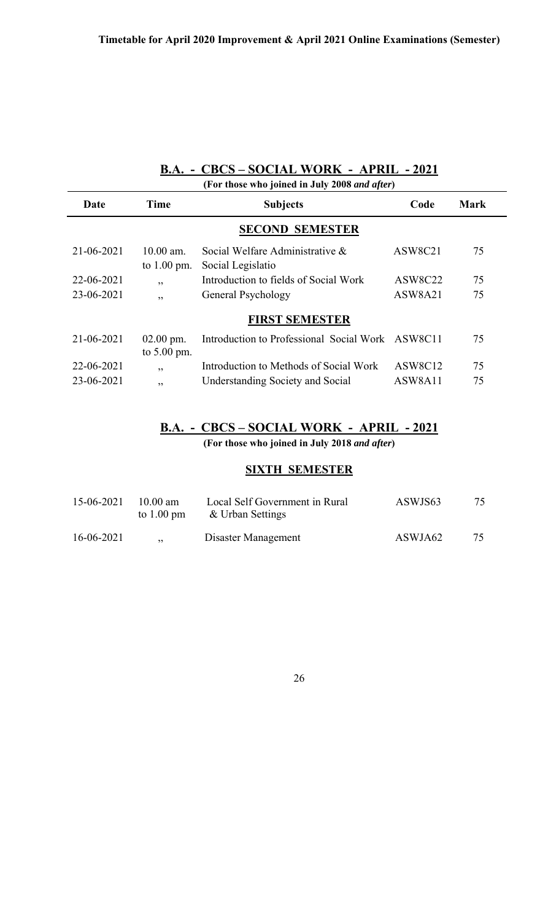**Timetable for April 2020 Improvement & April 2021 Online Examinations (Semester)**

## B.A. - CBCS – SOCIAL WORK - APRIL - 2021

**(For those who joined in July 2008 *and after*)**

| Date | Time | Subjects | Code | Mark |
|---|---|---|---|---|
| | | **SECOND SEMESTER** | | |
| 21-06-2021 | 10.00 am. to 1.00 pm. | Social Welfare Administrative & Social Legislatio | ASW8C21 | 75 |
| 22-06-2021 | ,, | Introduction to fields of Social Work | ASW8C22 | 75 |
| 23-06-2021 | ,, | General Psychology | ASW8A21 | 75 |
| | | **FIRST SEMESTER** | | |
| 21-06-2021 | 02.00 pm. to 5.00 pm. | Introduction to Professional Social Work | ASW8C11 | 75 |
| 22-06-2021 | ,, | Introduction to Methods of Social Work | ASW8C12 | 75 |
| 23-06-2021 | ,, | Understanding Society and Social | ASW8A11 | 75 |

## B.A. - CBCS – SOCIAL WORK - APRIL - 2021

**(For those who joined in July 2018 *and after*)**

### SIXTH SEMESTER

| Date | Time | Subjects | Code | Mark |
|---|---|---|---|---|
| 15-06-2021 | 10.00 am to 1.00 pm | Local Self Government in Rural & Urban Settings | ASWJS63 | 75 |
| 16-06-2021 | ,, | Disaster Management | ASWJA62 | 75 |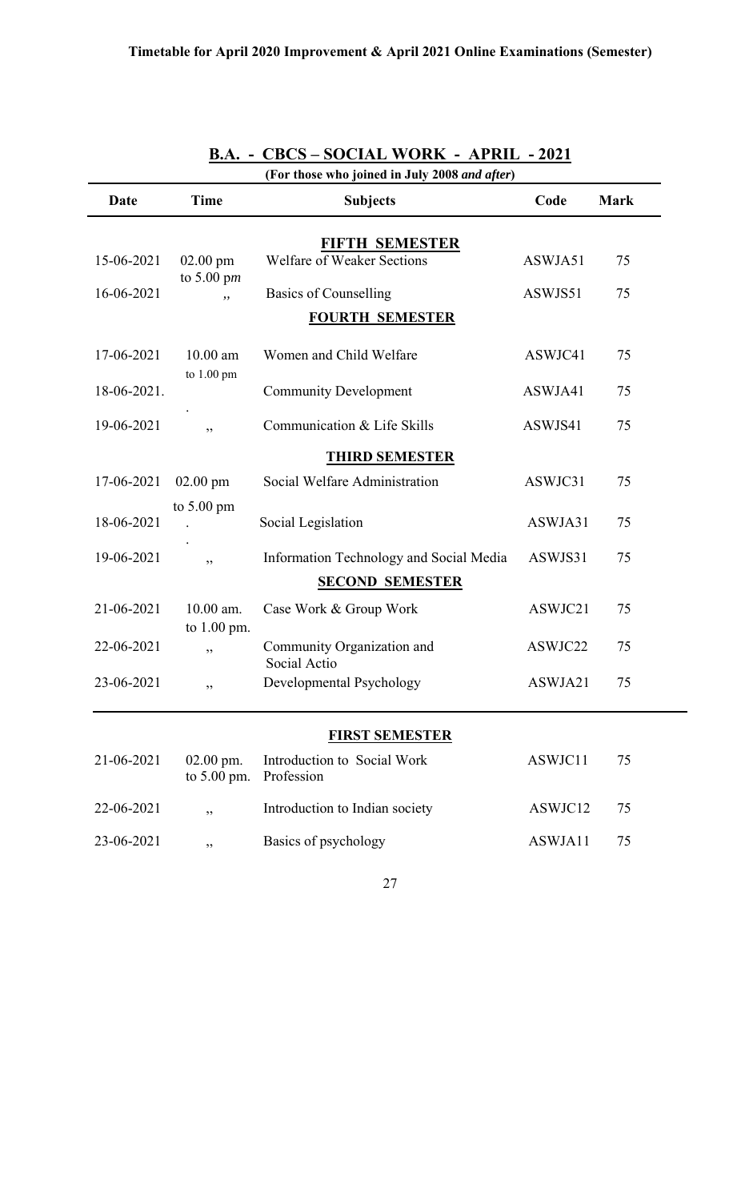**Timetable for April 2020 Improvement & April 2021 Online Examinations (Semester)**

## B.A. - CBCS – SOCIAL WORK - APRIL - 2021

**(For those who joined in July 2008 *and after*)**

| Date | Time | Subjects | Code | Mark |
|---|---|---|---|---|
| | | **FIFTH SEMESTER** | | |
| 15-06-2021 | 02.00 pm to 5.00 p*m* | Welfare of Weaker Sections | ASWJA51 | 75 |
| 16-06-2021 | ,, | Basics of Counselling | ASWJS51 | 75 |
| | | **FOURTH SEMESTER** | | |
| 17-06-2021 | 10.00 am to 1.00 pm | Women and Child Welfare | ASWJC41 | 75 |
| 18-06-2021. | . | Community Development | ASWJA41 | 75 |
| 19-06-2021 | ,, | Communication & Life Skills | ASWJS41 | 75 |
| | | **THIRD SEMESTER** | | |
| 17-06-2021 | 02.00 pm to 5.00 pm | Social Welfare Administration | ASWJC31 | 75 |
| 18-06-2021 | . . | Social Legislation | ASWJA31 | 75 |
| 19-06-2021 | ,, | Information Technology and Social Media | ASWJS31 | 75 |
| | | **SECOND SEMESTER** | | |
| 21-06-2021 | 10.00 am. to 1.00 pm. | Case Work & Group Work | ASWJC21 | 75 |
| 22-06-2021 | ,, | Community Organization and Social Actio | ASWJC22 | 75 |
| 23-06-2021 | ,, | Developmental Psychology | ASWJA21 | 75 |
| | | **FIRST SEMESTER** | | |
| 21-06-2021 | 02.00 pm. to 5.00 pm. | Introduction to Social Work Profession | ASWJC11 | 75 |
| 22-06-2021 | ,, | Introduction to Indian society | ASWJC12 | 75 |
| 23-06-2021 | ,, | Basics of psychology | ASWJA11 | 75 |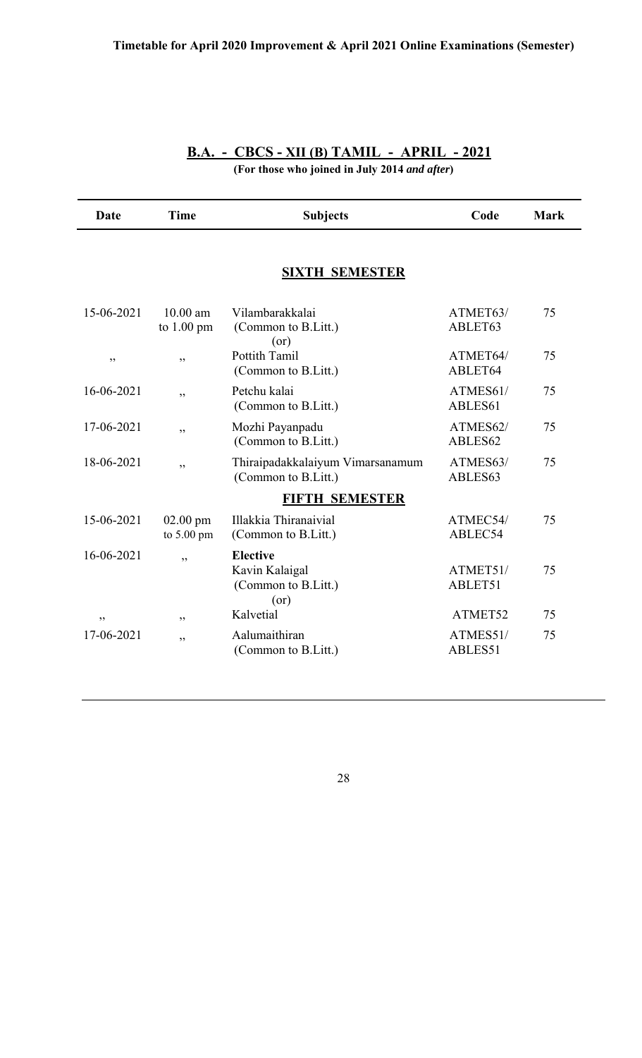## B.A. - CBCS - XII (B) TAMIL - APRIL - 2021

**(For those who joined in July 2014 *and after*)**

| Date | Time | Subjects | Code | Mark |
|---|---|---|---|---|
| | | **SIXTH SEMESTER** | | |
| 15-06-2021 | 10.00 am to 1.00 pm | Vilambarakkalai (Common to B.Litt.) (or) | ATMET63/ ABLET63 | 75 |
| ,, | ,, | Pottith Tamil (Common to B.Litt.) | ATMET64/ ABLET64 | 75 |
| 16-06-2021 | ,, | Petchu kalai (Common to B.Litt.) | ATMES61/ ABLES61 | 75 |
| 17-06-2021 | ,, | Mozhi Payanpadu (Common to B.Litt.) | ATMES62/ ABLES62 | 75 |
| 18-06-2021 | ,, | Thiraipadakkalaiyum Vimarsanamum (Common to B.Litt.) | ATMES63/ ABLES63 | 75 |
| | | **FIFTH SEMESTER** | | |
| 15-06-2021 | 02.00 pm to 5.00 pm | Illakkia Thiranaivial (Common to B.Litt.) | ATMEC54/ ABLEC54 | 75 |
| 16-06-2021 | ,, | **Elective** Kavin Kalaigal (Common to B.Litt.) (or) | ATMET51/ ABLET51 | 75 |
| ,, | ,, | Kalvetial | ATMET52 | 75 |
| 17-06-2021 | ,, | Aalumaithiran (Common to B.Litt.) | ATMES51/ ABLES51 | 75 |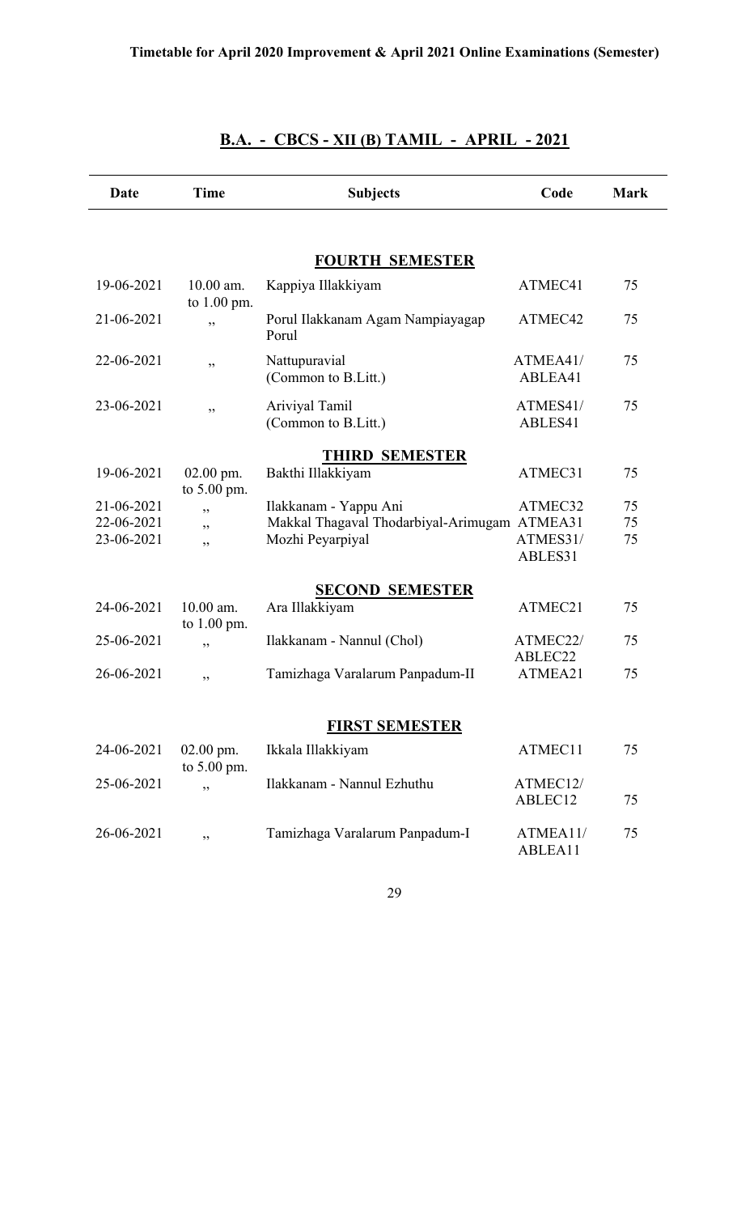**Timetable for April 2020 Improvement & April 2021 Online Examinations (Semester)**

## B.A. - CBCS - XII (B) TAMIL - APRIL - 2021

| Date | Time | Subjects | Code | Mark |
|---|---|---|---|---|
| | | **FOURTH SEMESTER** | | |
| 19-06-2021 | 10.00 am. to 1.00 pm. | Kappiya Illakkiyam | ATMEC41 | 75 |
| 21-06-2021 | ,, | Porul Ilakkanam Agam Nampiayagap Porul | ATMEC42 | 75 |
| 22-06-2021 | ,, | Nattupuravial (Common to B.Litt.) | ATMEA41/ ABLEA41 | 75 |
| 23-06-2021 | ,, | Ariviyal Tamil (Common to B.Litt.) | ATMES41/ ABLES41 | 75 |
| | | **THIRD SEMESTER** | | |
| 19-06-2021 | 02.00 pm. to 5.00 pm. | Bakthi Illakkiyam | ATMEC31 | 75 |
| 21-06-2021 | ,, | Ilakkanam - Yappu Ani | ATMEC32 | 75 |
| 22-06-2021 | ,, | Makkal Thagaval Thodarbiyal-Arimugam | ATMEA31 | 75 |
| 23-06-2021 | ,, | Mozhi Peyarpiyal | ATMES31/ ABLES31 | 75 |
| | | **SECOND SEMESTER** | | |
| 24-06-2021 | 10.00 am. to 1.00 pm. | Ara Illakkiyam | ATMEC21 | 75 |
| 25-06-2021 | ,, | Ilakkanam - Nannul (Chol) | ATMEC22/ ABLEC22 | 75 |
| 26-06-2021 | ,, | Tamizhaga Varalarum Panpadum-II | ATMEA21 | 75 |
| | | **FIRST SEMESTER** | | |
| 24-06-2021 | 02.00 pm. to 5.00 pm. | Ikkala Illakkiyam | ATMEC11 | 75 |
| 25-06-2021 | ,, | Ilakkanam - Nannul Ezhuthu | ATMEC12/ ABLEC12 | 75 |
| 26-06-2021 | ,, | Tamizhaga Varalarum Panpadum-I | ATMEA11/ ABLEA11 | 75 |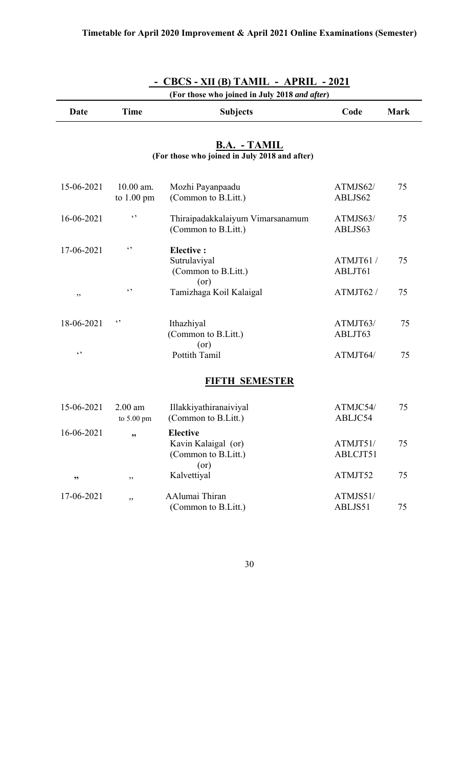**Timetable for April 2020 Improvement & April 2021 Online Examinations (Semester)**

## - CBCS - XII (B) TAMIL - APRIL - 2021

**(For those who joined in July 2018 *and after*)**

| Date | Time | Subjects | Code | Mark |
|---|---|---|---|---|

### B.A. - TAMIL

**(For those who joined in July 2018 and after)**

| Date | Time | Subjects | Code | Mark |
|---|---|---|---|---|
| 15-06-2021 | 10.00 am. to 1.00 pm | Mozhi Payanpaadu (Common to B.Litt.) | ATMJS62/ ABLJS62 | 75 |
| 16-06-2021 | ‘’ | Thiraipadakkalaiyum Vimarsanamum (Common to B.Litt.) | ATMJS63/ ABLJS63 | 75 |
| 17-06-2021 | ‘’ | **Elective :** Sutrulaviyal (Common to B.Litt.) (or) | ATMJT61 / ABLJT61 | 75 |
| ,, | ‘’ | Tamizhaga Koil Kalaigal | ATMJT62 / | 75 |
| 18-06-2021 | ‘’ | Ithazhiyal (Common to B.Litt.) (or) | ATMJT63/ ABLJT63 | 75 |
| ‘’ | | Pottith Tamil | ATMJT64/ | 75 |

### FIFTH SEMESTER

| Date | Time | Subjects | Code | Mark |
|---|---|---|---|---|
| 15-06-2021 | 2.00 am to 5.00 pm | Illakkiyathiranaiviyal (Common to B.Litt.) | ATMJC54/ ABLJC54 | 75 |
| 16-06-2021 | ,, | **Elective** Kavin Kalaigal (or) (Common to B.Litt.) (or) | ATMJT51/ ABLCJT51 | 75 |
| ,, | ,, | Kalvettiyal | ATMJT52 | 75 |
| 17-06-2021 | ,, | AAlumai Thiran (Common to B.Litt.) | ATMJS51/ ABLJS51 | 75 |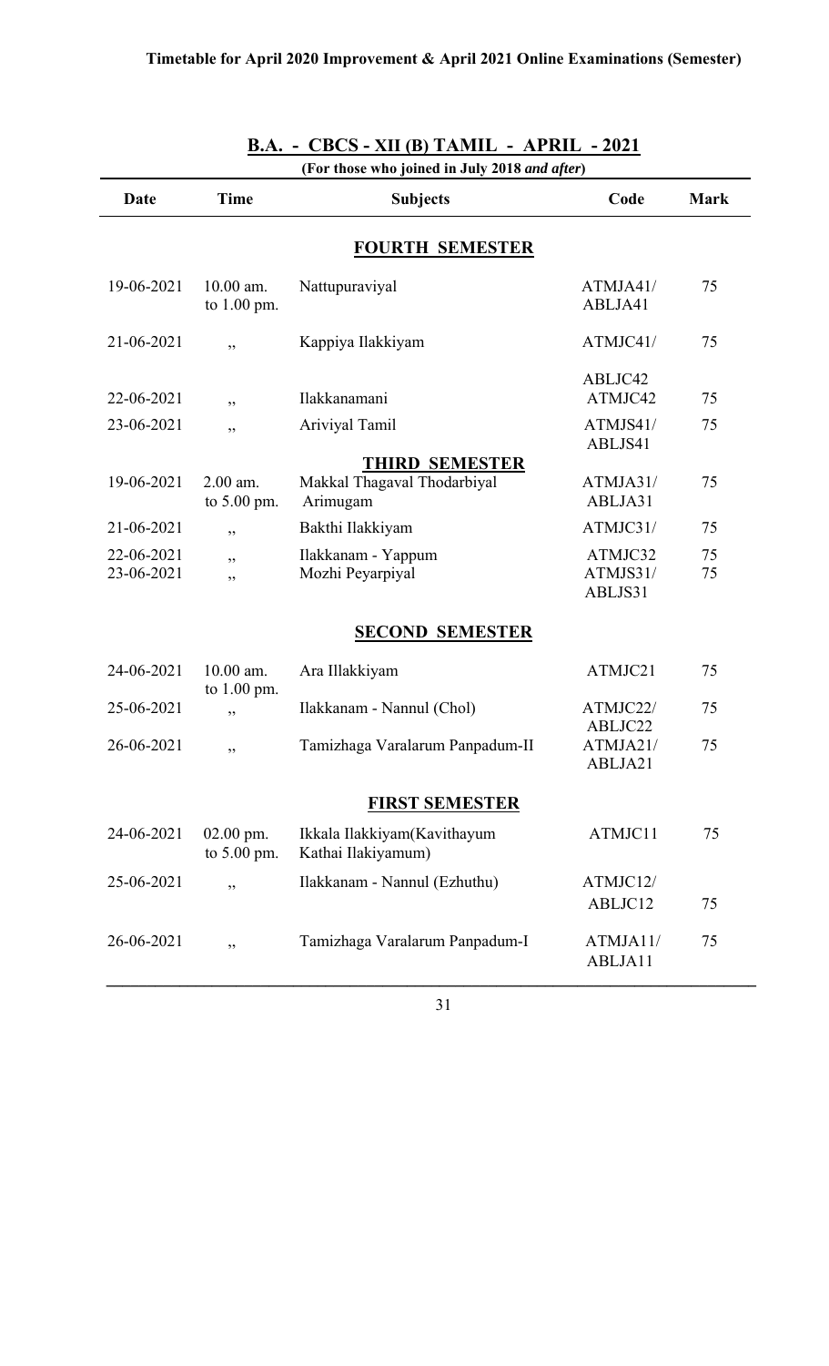**Timetable for April 2020 Improvement & April 2021 Online Examinations (Semester)**

## B.A. - CBCS - XII (B) TAMIL - APRIL - 2021

**(For those who joined in July 2018 *and after*)**

| Date | Time | Subjects | Code | Mark |
|---|---|---|---|---|
| | | **FOURTH SEMESTER** | | |
| 19-06-2021 | 10.00 am. to 1.00 pm. | Nattupuraviyal | ATMJA41/ ABLJA41 | 75 |
| 21-06-2021 | ,, | Kappiya Ilakkiyam | ATMJC41/ ABLJC42 | 75 |
| 22-06-2021 | ,, | Ilakkanamani | ATMJC42 | 75 |
| 23-06-2021 | ,, | Ariviyal Tamil | ATMJS41/ ABLJS41 | 75 |
| | | **THIRD SEMESTER** | | |
| 19-06-2021 | 2.00 am. to 5.00 pm. | Makkal Thagaval Thodarbiyal Arimugam | ATMJA31/ ABLJA31 | 75 |
| 21-06-2021 | ,, | Bakthi Ilakkiyam | ATMJC31/ | 75 |
| 22-06-2021 | ,, | Ilakkanam - Yappum | ATMJC32 | 75 |
| 23-06-2021 | ,, | Mozhi Peyarpiyal | ATMJS31/ ABLJS31 | 75 |
| | | **SECOND SEMESTER** | | |
| 24-06-2021 | 10.00 am. to 1.00 pm. | Ara Illakkiyam | ATMJC21 | 75 |
| 25-06-2021 | ,, | Ilakkanam - Nannul (Chol) | ATMJC22/ ABLJC22 | 75 |
| 26-06-2021 | ,, | Tamizhaga Varalarum Panpadum-II | ATMJA21/ ABLJA21 | 75 |
| | | **FIRST SEMESTER** | | |
| 24-06-2021 | 02.00 pm. to 5.00 pm. | Ikkala Ilakkiyam(Kavithayum Kathai Ilakiyamum) | ATMJC11 | 75 |
| 25-06-2021 | ,, | Ilakkanam - Nannul (Ezhuthu) | ATMJC12/ ABLJC12 | 75 |
| 26-06-2021 | ,, | Tamizhaga Varalarum Panpadum-I | ATMJA11/ ABLJA11 | 75 |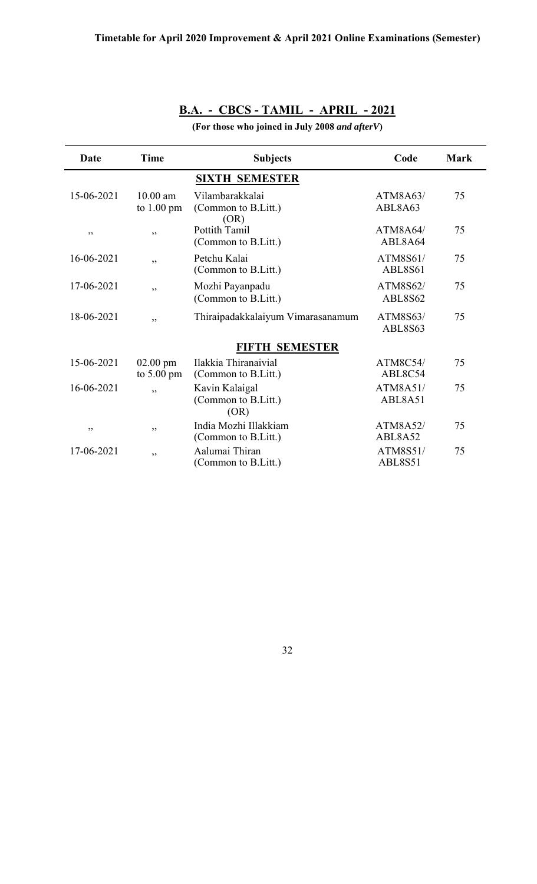**Timetable for April 2020 Improvement & April 2021 Online Examinations (Semester)**

## B.A. - CBCS - TAMIL - APRIL - 2021

**(For those who joined in July 2008 *and afterV*)**

| Date | Time | Subjects | Code | Mark |
|---|---|---|---|---|
| | | **SIXTH SEMESTER** | | |
| 15-06-2021 | 10.00 am to 1.00 pm | Vilambarakkalai (Common to B.Litt.) (OR) | ATM8A63/ ABL8A63 | 75 |
| ,, | ,, | Pottith Tamil (Common to B.Litt.) | ATM8A64/ ABL8A64 | 75 |
| 16-06-2021 | ,, | Petchu Kalai (Common to B.Litt.) | ATM8S61/ ABL8S61 | 75 |
| 17-06-2021 | ,, | Mozhi Payanpadu (Common to B.Litt.) | ATM8S62/ ABL8S62 | 75 |
| 18-06-2021 | ,, | Thiraipadakkalaiyum Vimarasanamum | ATM8S63/ ABL8S63 | 75 |
| | | **FIFTH SEMESTER** | | |
| 15-06-2021 | 02.00 pm to 5.00 pm | Ilakkia Thiranaivial (Common to B.Litt.) | ATM8C54/ ABL8C54 | 75 |
| 16-06-2021 | ,, | Kavin Kalaigal (Common to B.Litt.) (OR) | ATM8A51/ ABL8A51 | 75 |
| ,, | ,, | India Mozhi Illakkiam (Common to B.Litt.) | ATM8A52/ ABL8A52 | 75 |
| 17-06-2021 | ,, | Aalumai Thiran (Common to B.Litt.) | ATM8S51/ ABL8S51 | 75 |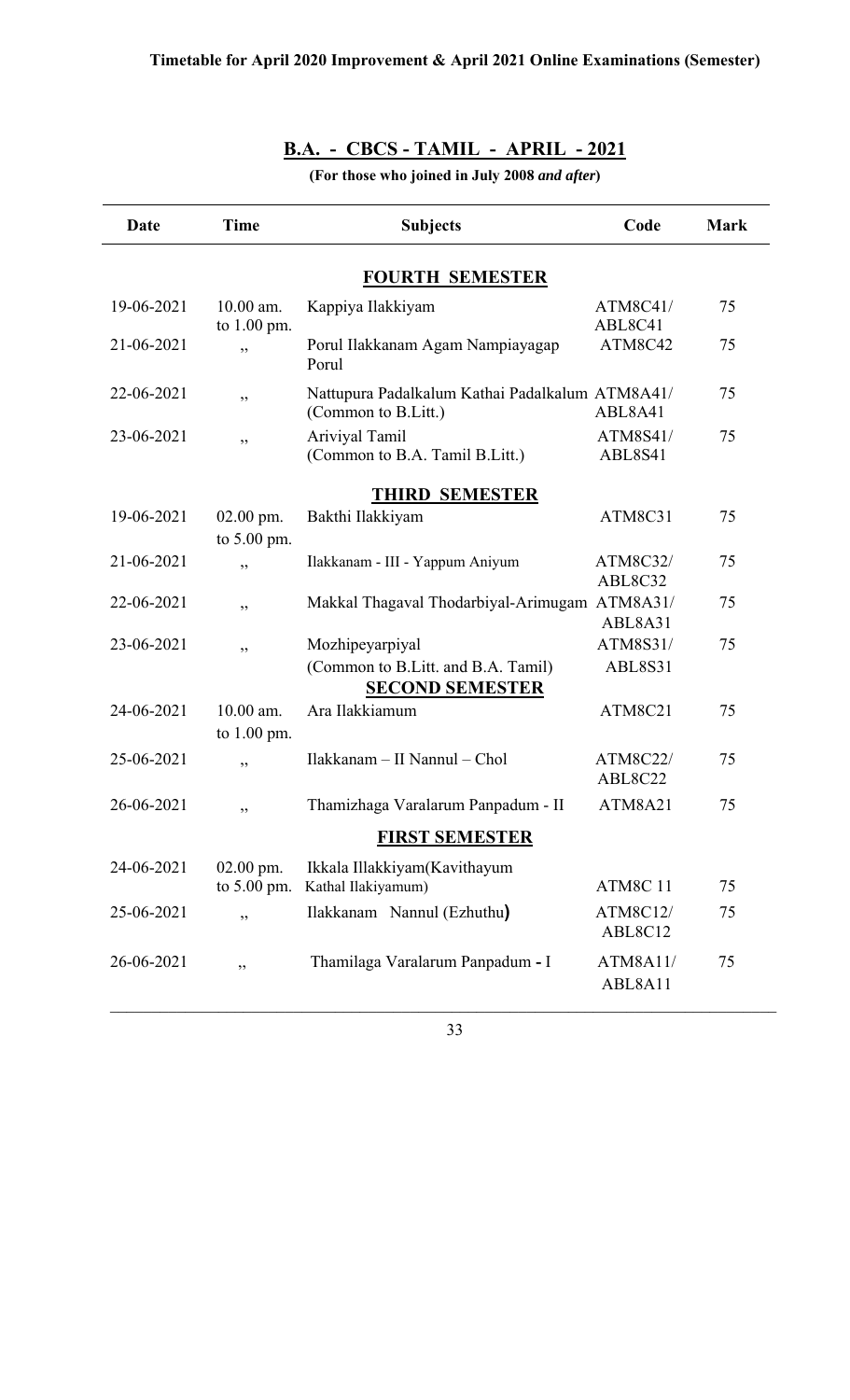**Timetable for April 2020 Improvement & April 2021 Online Examinations (Semester)**

## B.A. - CBCS - TAMIL - APRIL - 2021

**(For those who joined in July 2008 *and after*)**

| Date | Time | Subjects | Code | Mark |
|---|---|---|---|---|
| | | **FOURTH SEMESTER** | | |
| 19-06-2021 | 10.00 am. to 1.00 pm. | Kappiya Ilakkiyam | ATM8C41/ ABL8C41 | 75 |
| 21-06-2021 | ,, | Porul Ilakkanam Agam Nampiayagap Porul | ATM8C42 | 75 |
| 22-06-2021 | ,, | Nattupura Padalkalum Kathai Padalkalum (Common to B.Litt.) | ATM8A41/ ABL8A41 | 75 |
| 23-06-2021 | ,, | Ariviyal Tamil (Common to B.A. Tamil B.Litt.) | ATM8S41/ ABL8S41 | 75 |
| | | **THIRD SEMESTER** | | |
| 19-06-2021 | 02.00 pm. to 5.00 pm. | Bakthi Ilakkiyam | ATM8C31 | 75 |
| 21-06-2021 | ,, | Ilakkanam - III - Yappum Aniyum | ATM8C32/ ABL8C32 | 75 |
| 22-06-2021 | ,, | Makkal Thagaval Thodarbiyal-Arimugam | ATM8A31/ ABL8A31 | 75 |
| 23-06-2021 | ,, | Mozhipeyarpiyal (Common to B.Litt. and B.A. Tamil) | ATM8S31/ ABL8S31 | 75 |
| | | **SECOND SEMESTER** | | |
| 24-06-2021 | 10.00 am. to 1.00 pm. | Ara Ilakkiamum | ATM8C21 | 75 |
| 25-06-2021 | ,, | Ilakkanam – II Nannul – Chol | ATM8C22/ ABL8C22 | 75 |
| 26-06-2021 | ,, | Thamizhaga Varalarum Panpadum - II | ATM8A21 | 75 |
| | | **FIRST SEMESTER** | | |
| 24-06-2021 | 02.00 pm. to 5.00 pm. | Ikkala Illakkiyam(Kavithayum Kathal Ilakiyamum) | ATM8C 11 | 75 |
| 25-06-2021 | ,, | Ilakkanam Nannul (Ezhuthu) | ATM8C12/ ABL8C12 | 75 |
| 26-06-2021 | ,, | Thamilaga Varalarum Panpadum - I | ATM8A11/ ABL8A11 | 75 |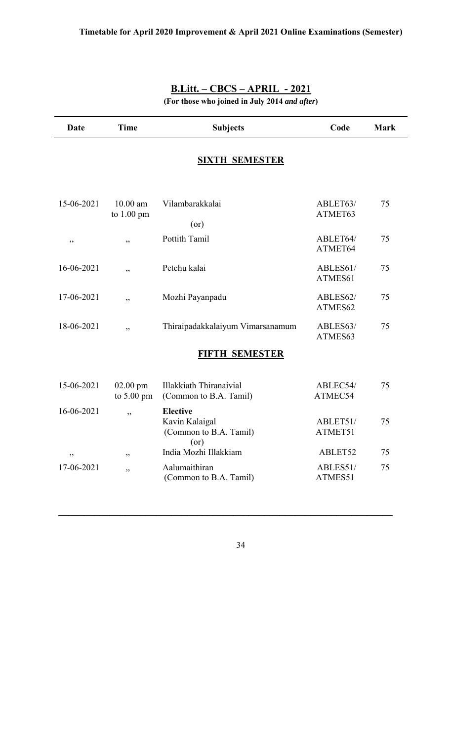**Timetable for April 2020 Improvement & April 2021 Online Examinations (Semester)**

## B.Litt. – CBCS – APRIL - 2021

**(For those who joined in July 2014 *and after*)**

| Date | Time | Subjects | Code | Mark |
|---|---|---|---|---|
| | | **SIXTH SEMESTER** | | |
| 15-06-2021 | 10.00 am to 1.00 pm | Vilambarakkalai (or) | ABLET63/ ATMET63 | 75 |
| ,, | ,, | Pottith Tamil | ABLET64/ ATMET64 | 75 |
| 16-06-2021 | ,, | Petchu kalai | ABLES61/ ATMES61 | 75 |
| 17-06-2021 | ,, | Mozhi Payanpadu | ABLES62/ ATMES62 | 75 |
| 18-06-2021 | ,, | Thiraipadakkalaiyum Vimarsanamum | ABLES63/ ATMES63 | 75 |
| | | **FIFTH SEMESTER** | | |
| 15-06-2021 | 02.00 pm to 5.00 pm | Illakkiath Thiranaivial (Common to B.A. Tamil) | ABLEC54/ ATMEC54 | 75 |
| 16-06-2021 | ,, | **Elective** Kavin Kalaigal (Common to B.A. Tamil) (or) | ABLET51/ ATMET51 | 75 |
| ,, | ,, | India Mozhi Illakkiam | ABLET52 | 75 |
| 17-06-2021 | ,, | Aalumaithiran (Common to B.A. Tamil) | ABLES51/ ATMES51 | 75 |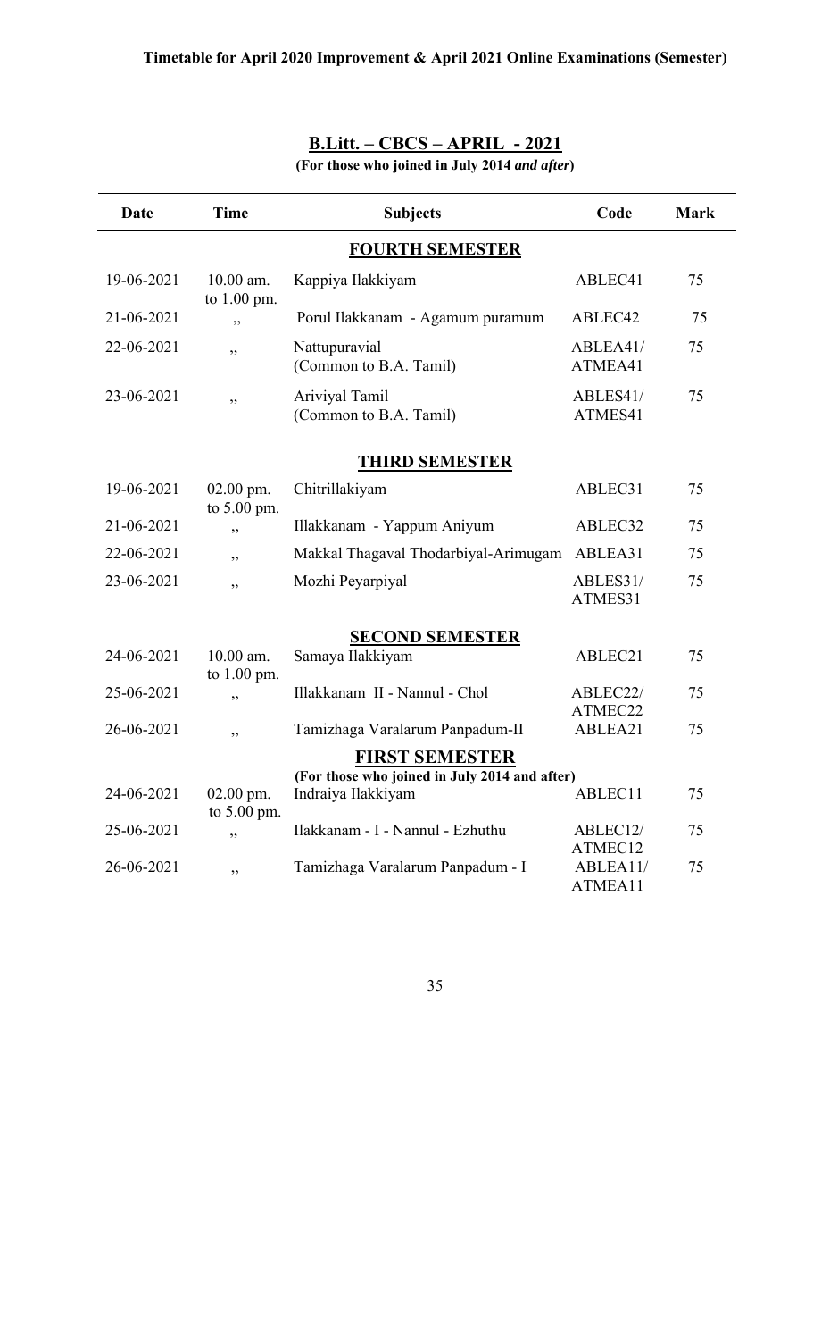**Timetable for April 2020 Improvement & April 2021 Online Examinations (Semester)**

## B.Litt. – CBCS – APRIL - 2021

**(For those who joined in July 2014 *and after*)**

| Date | Time | Subjects | Code | Mark |
|---|---|---|---|---|
| | | **FOURTH SEMESTER** | | |
| 19-06-2021 | 10.00 am. to 1.00 pm. | Kappiya Ilakkiyam | ABLEC41 | 75 |
| 21-06-2021 | ,, | Porul Ilakkanam - Agamum puramum | ABLEC42 | 75 |
| 22-06-2021 | ,, | Nattupuravial (Common to B.A. Tamil) | ABLEA41/ ATMEA41 | 75 |
| 23-06-2021 | ,, | Ariviyal Tamil (Common to B.A. Tamil) | ABLES41/ ATMES41 | 75 |
| | | **THIRD SEMESTER** | | |
| 19-06-2021 | 02.00 pm. to 5.00 pm. | Chitrillakiyam | ABLEC31 | 75 |
| 21-06-2021 | ,, | Illakkanam - Yappum Aniyum | ABLEC32 | 75 |
| 22-06-2021 | ,, | Makkal Thagaval Thodarbiyal-Arimugam | ABLEA31 | 75 |
| 23-06-2021 | ,, | Mozhi Peyarpiyal | ABLES31/ ATMES31 | 75 |
| | | **SECOND SEMESTER** | | |
| 24-06-2021 | 10.00 am. to 1.00 pm. | Samaya Ilakkiyam | ABLEC21 | 75 |
| 25-06-2021 | ,, | Illakkanam II - Nannul - Chol | ABLEC22/ ATMEC22 | 75 |
| 26-06-2021 | ,, | Tamizhaga Varalarum Panpadum-II | ABLEA21 | 75 |
| | | **FIRST SEMESTER** (For those who joined in July 2014 and after) | | |
| 24-06-2021 | 02.00 pm. to 5.00 pm. | Indraiya Ilakkiyam | ABLEC11 | 75 |
| 25-06-2021 | ,, | Ilakkanam - I - Nannul - Ezhuthu | ABLEC12/ ATMEC12 | 75 |
| 26-06-2021 | ,, | Tamizhaga Varalarum Panpadum - I | ABLEA11/ ATMEA11 | 75 |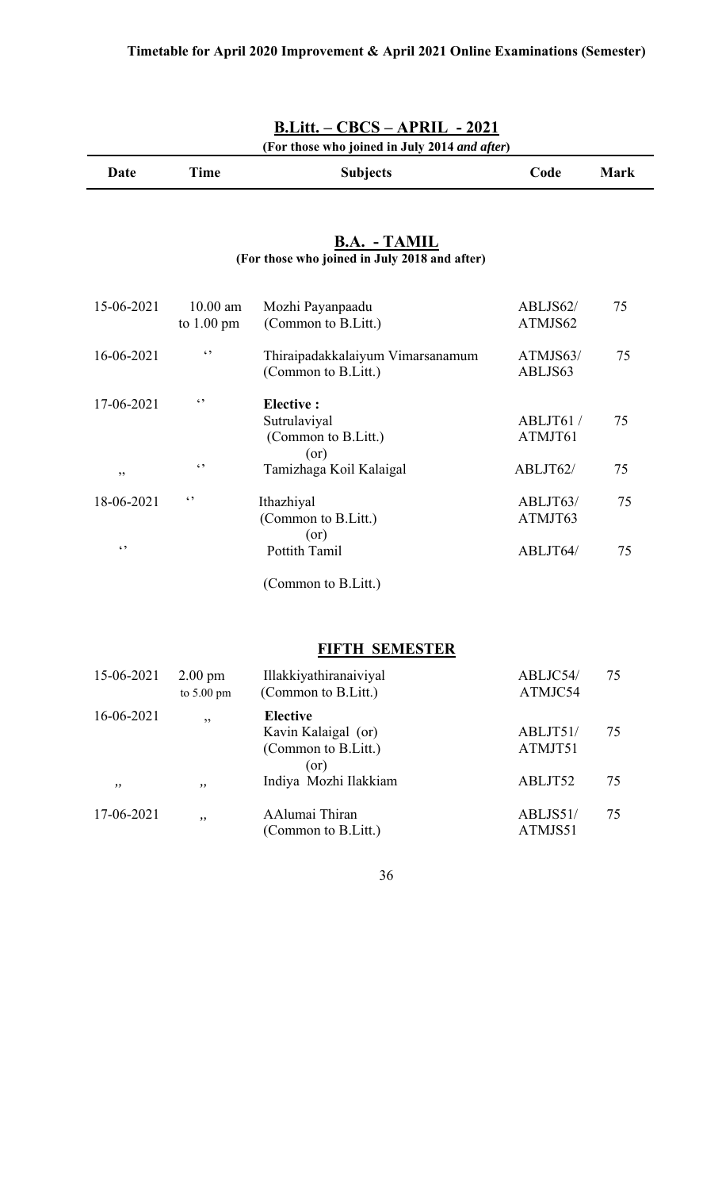**Timetable for April 2020 Improvement & April 2021 Online Examinations (Semester)**

## B.Litt. – CBCS – APRIL - 2021

**(For those who joined in July 2014 *and after*)**

| Date | Time | Subjects | Code | Mark |
|---|---|---|---|---|

### B.A. - TAMIL

**(For those who joined in July 2018 and after)**

| Date | Time | Subjects | Code | Mark |
|---|---|---|---|---|
| 15-06-2021 | 10.00 am to 1.00 pm | Mozhi Payanpaadu (Common to B.Litt.) | ABLJS62/ ATMJS62 | 75 |
| 16-06-2021 | ‘’ | Thiraipadakkalaiyum Vimarsanamum (Common to B.Litt.) | ATMJS63/ ABLJS63 | 75 |
| 17-06-2021 | ‘’ | **Elective :** Sutrulaviyal (Common to B.Litt.) (or) | ABLJT61 / ATMJT61 | 75 |
| ,, | ‘’ | Tamizhaga Koil Kalaigal | ABLJT62/ | 75 |
| 18-06-2021 | ‘’ | Ithazhiyal (Common to B.Litt.) (or) | ABLJT63/ ATMJT63 | 75 |
| ‘’ | | Pottith Tamil (Common to B.Litt.) | ABLJT64/ | 75 |

### FIFTH SEMESTER

| Date | Time | Subjects | Code | Mark |
|---|---|---|---|---|
| 15-06-2021 | 2.00 pm to 5.00 pm | Illakkiyathiranaiviyal (Common to B.Litt.) | ABLJC54/ ATMJC54 | 75 |
| 16-06-2021 | ,, | **Elective** Kavin Kalaigal (or) (Common to B.Litt.) (or) | ABLJT51/ ATMJT51 | 75 |
| ,, | ,, | Indiya Mozhi Ilakkiam | ABLJT52 | 75 |
| 17-06-2021 | ,, | AAlumai Thiran (Common to B.Litt.) | ABLJS51/ ATMJS51 | 75 |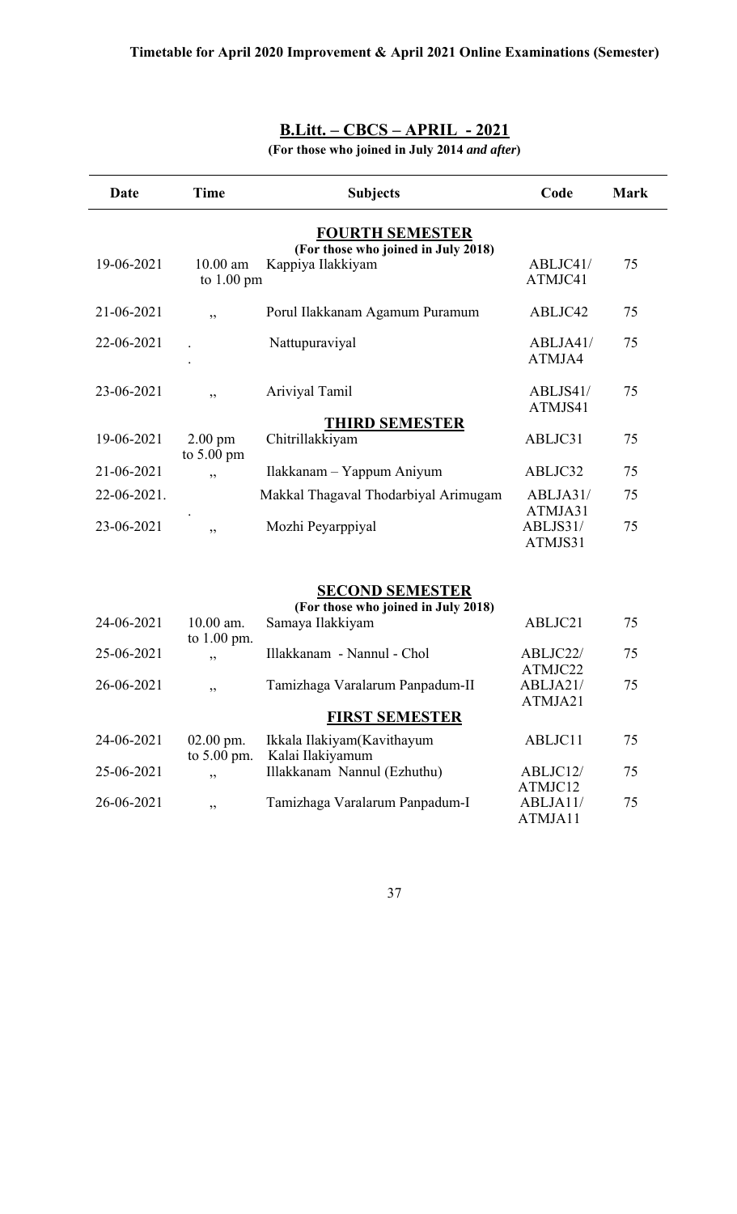**Timetable for April 2020 Improvement & April 2021 Online Examinations (Semester)**

## B.Litt. – CBCS – APRIL - 2021

**(For those who joined in July 2014 *and after*)**

| Date | Time | Subjects | Code | Mark |
|---|---|---|---|---|
| | | **FOURTH SEMESTER** | | |
| | | **(For those who joined in July 2018)** | | |
| 19-06-2021 | 10.00 am to 1.00 pm | Kappiya Ilakkiyam | ABLJC41/ ATMJC41 | 75 |
| 21-06-2021 | ,, | Porul Ilakkanam Agamum Puramum | ABLJC42 | 75 |
| 22-06-2021 | . . | Nattupuraviyal | ABLJA41/ ATMJA4 | 75 |
| 23-06-2021 | ,, | Ariviyal Tamil | ABLJS41/ ATMJS41 | 75 |
| | | **THIRD SEMESTER** | | |
| 19-06-2021 | 2.00 pm to 5.00 pm | Chitrillakkiyam | ABLJC31 | 75 |
| 21-06-2021 | ,, | Ilakkanam – Yappum Aniyum | ABLJC32 | 75 |
| 22-06-2021. | . | Makkal Thagaval Thodarbiyal Arimugam | ABLJA31/ ATMJA31 | 75 |
| 23-06-2021 | ,, | Mozhi Peyarppiyal | ABLJS31/ ATMJS31 | 75 |
| | | **SECOND SEMESTER** | | |
| | | **(For those who joined in July 2018)** | | |
| 24-06-2021 | 10.00 am. to 1.00 pm. | Samaya Ilakkiyam | ABLJC21 | 75 |
| 25-06-2021 | ,, | Illakkanam - Nannul - Chol | ABLJC22/ ATMJC22 | 75 |
| 26-06-2021 | ,, | Tamizhaga Varalarum Panpadum-II | ABLJA21/ ATMJA21 | 75 |
| | | **FIRST SEMESTER** | | |
| 24-06-2021 | 02.00 pm. to 5.00 pm. | Ikkala Ilakiyam(Kavithayum Kalai Ilakiyamum | ABLJC11 | 75 |
| 25-06-2021 | ,, | Illakkanam Nannul (Ezhuthu) | ABLJC12/ ATMJC12 | 75 |
| 26-06-2021 | ,, | Tamizhaga Varalarum Panpadum-I | ABLJA11/ ATMJA11 | 75 |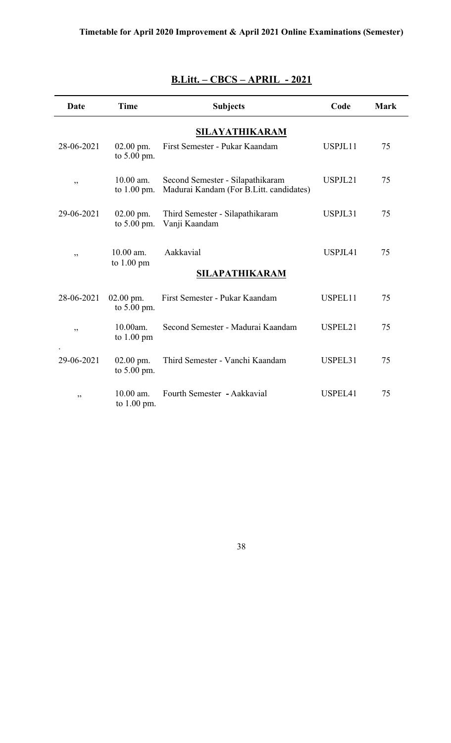Timetable for April 2020 Improvement & April 2021 Online Examinations (Semester)

## B.Litt. – CBCS – APRIL - 2021

| Date | Time | Subjects | Code | Mark |
|---|---|---|---|---|
| | | **SILAYATHIKARAM** | | |
| 28-06-2021 | 02.00 pm. to 5.00 pm. | First Semester - Pukar Kaandam | USPJL11 | 75 |
| ,, | 10.00 am. to 1.00 pm. | Second Semester - Silapathikaram Madurai Kandam (For B.Litt. candidates) | USPJL21 | 75 |
| 29-06-2021 | 02.00 pm. to 5.00 pm. | Third Semester - Silapathikaram Vanji Kaandam | USPJL31 | 75 |
| ,, | 10.00 am. to 1.00 pm | Aakkavial | USPJL41 | 75 |
| | | **SILAPATHIKARAM** | | |
| 28-06-2021 | 02.00 pm. to 5.00 pm. | First Semester - Pukar Kaandam | USPEL11 | 75 |
| ,, | 10.00am. to 1.00 pm | Second Semester - Madurai Kaandam | USPEL21 | 75 |
| 29-06-2021 | 02.00 pm. to 5.00 pm. | Third Semester - Vanchi Kaandam | USPEL31 | 75 |
| ,, | 10.00 am. to 1.00 pm. | Fourth Semester - Aakkavial | USPEL41 | 75 |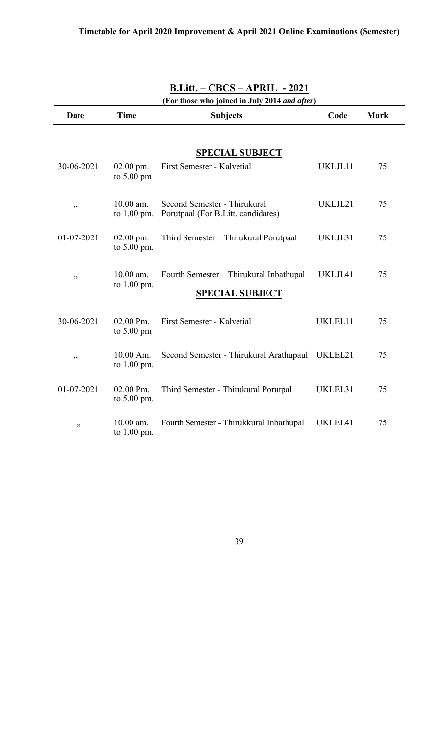**Timetable for April 2020 Improvement & April 2021 Online Examinations (Semester)**

## B.Litt. – CBCS – APRIL - 2021

**(For those who joined in July 2014 *and after*)**

| Date | Time | Subjects | Code | Mark |
|---|---|---|---|---|
| | | **SPECIAL SUBJECT** | | |
| 30-06-2021 | 02.00 pm. to 5.00 pm | First Semester - Kalvetial | UKLJL11 | 75 |
| ,, | 10.00 am. to 1.00 pm. | Second Semester - Thirukural Porutpaal (For B.Litt. candidates) | UKLJL21 | 75 |
| 01-07-2021 | 02.00 pm. to 5.00 pm. | Third Semester – Thirukural Porutpaal | UKLJL31 | 75 |
| ,, | 10.00 am. to 1.00 pm. | Fourth Semester – Thirukural Inbathupal | UKLJL41 | 75 |
| | | **SPECIAL SUBJECT** | | |
| 30-06-2021 | 02.00 Pm. to 5.00 pm | First Semester - Kalvetial | UKLEL11 | 75 |
| ,, | 10.00 Am. to 1.00 pm. | Second Semester - Thirukural Arathupaul | UKLEL21 | 75 |
| 01-07-2021 | 02.00 Pm. to 5.00 pm. | Third Semester - Thirukural Porutpal | UKLEL31 | 75 |
| ,, | 10.00 am. to 1.00 pm. | Fourth Semester - Thirukkural Inbathupal | UKLEL41 | 75 |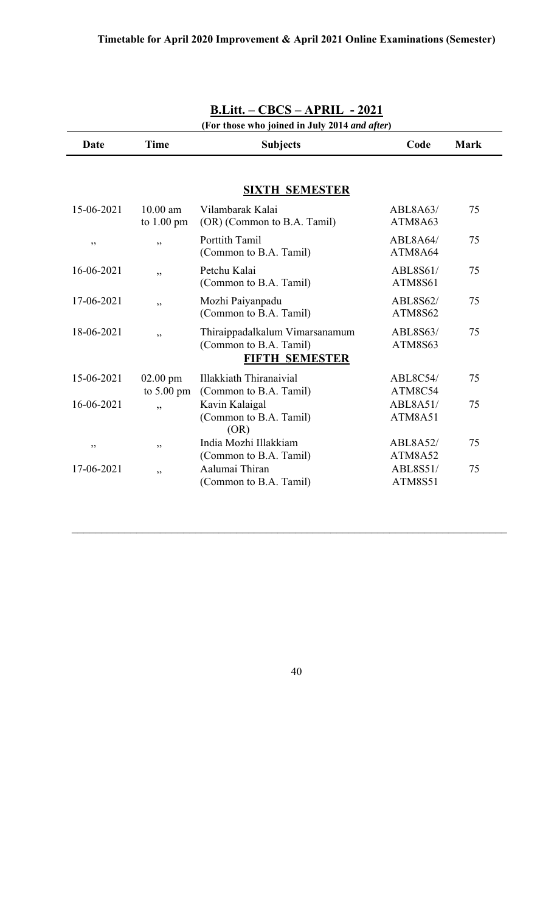**Timetable for April 2020 Improvement & April 2021 Online Examinations (Semester)**

## B.Litt. – CBCS – APRIL - 2021

**(For those who joined in July 2014 *and after*)**

| Date | Time | Subjects | Code | Mark |
|---|---|---|---|---|
| | | **SIXTH SEMESTER** | | |
| 15-06-2021 | 10.00 am to 1.00 pm | Vilambarak Kalai (OR) (Common to B.A. Tamil) | ABL8A63/ ATM8A63 | 75 |
| ,, | ,, | Porttith Tamil (Common to B.A. Tamil) | ABL8A64/ ATM8A64 | 75 |
| 16-06-2021 | ,, | Petchu Kalai (Common to B.A. Tamil) | ABL8S61/ ATM8S61 | 75 |
| 17-06-2021 | ,, | Mozhi Paiyanpadu (Common to B.A. Tamil) | ABL8S62/ ATM8S62 | 75 |
| 18-06-2021 | ,, | Thiraippadalkalum Vimarsanamum (Common to B.A. Tamil) | ABL8S63/ ATM8S63 | 75 |
| | | **FIFTH SEMESTER** | | |
| 15-06-2021 | 02.00 pm to 5.00 pm | Illakkiath Thiranaivial (Common to B.A. Tamil) | ABL8C54/ ATM8C54 | 75 |
| 16-06-2021 | ,, | Kavin Kalaigal (Common to B.A. Tamil) (OR) | ABL8A51/ ATM8A51 | 75 |
| ,, | ,, | India Mozhi Illakkiam (Common to B.A. Tamil) | ABL8A52/ ATM8A52 | 75 |
| 17-06-2021 | ,, | Aalumai Thiran (Common to B.A. Tamil) | ABL8S51/ ATM8S51 | 75 |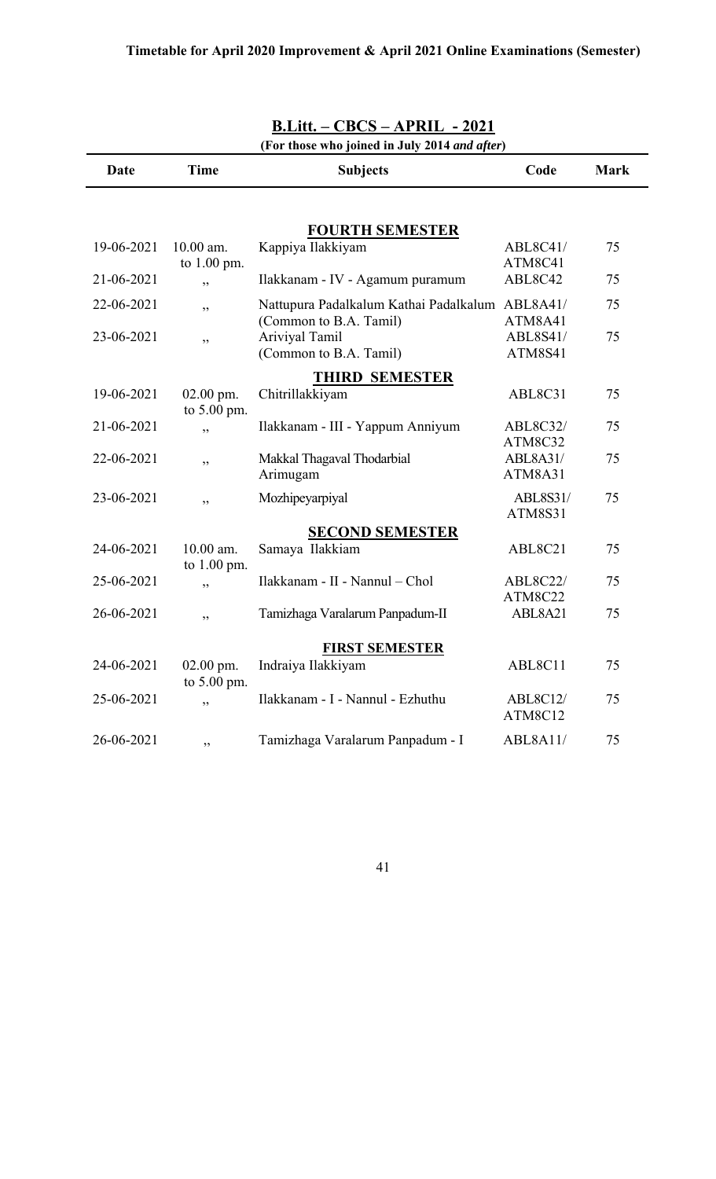**Timetable for April 2020 Improvement & April 2021 Online Examinations (Semester)**

## B.Litt. – CBCS – APRIL - 2021

**(For those who joined in July 2014 *and after*)**

| Date | Time | Subjects | Code | Mark |
|---|---|---|---|---|
| | | **FOURTH SEMESTER** | | |
| 19-06-2021 | 10.00 am. to 1.00 pm. | Kappiya Ilakkiyam | ABL8C41/ ATM8C41 | 75 |
| 21-06-2021 | ,, | Ilakkanam - IV - Agamum puramum | ABL8C42 | 75 |
| 22-06-2021 | ,, | Nattupura Padalkalum Kathai Padalkalum (Common to B.A. Tamil) | ABL8A41/ ATM8A41 | 75 |
| 23-06-2021 | ,, | Ariviyal Tamil (Common to B.A. Tamil) | ABL8S41/ ATM8S41 | 75 |
| | | **THIRD SEMESTER** | | |
| 19-06-2021 | 02.00 pm. to 5.00 pm. | Chitrillakkiyam | ABL8C31 | 75 |
| 21-06-2021 | ,, | Ilakkanam - III - Yappum Anniyum | ABL8C32/ ATM8C32 | 75 |
| 22-06-2021 | ,, | Makkal Thagaval Thodarbial Arimugam | ABL8A31/ ATM8A31 | 75 |
| 23-06-2021 | ,, | Mozhipeyarpiyal | ABL8S31/ ATM8S31 | 75 |
| | | **SECOND SEMESTER** | | |
| 24-06-2021 | 10.00 am. to 1.00 pm. | Samaya Ilakkiam | ABL8C21 | 75 |
| 25-06-2021 | ,, | Ilakkanam - II - Nannul – Chol | ABL8C22/ ATM8C22 | 75 |
| 26-06-2021 | ,, | Tamizhaga Varalarum Panpadum-II | ABL8A21 | 75 |
| | | **FIRST SEMESTER** | | |
| 24-06-2021 | 02.00 pm. to 5.00 pm. | Indraiya Ilakkiyam | ABL8C11 | 75 |
| 25-06-2021 | ,, | Ilakkanam - I - Nannul - Ezhuthu | ABL8C12/ ATM8C12 | 75 |
| 26-06-2021 | ,, | Tamizhaga Varalarum Panpadum - I | ABL8A11/ | 75 |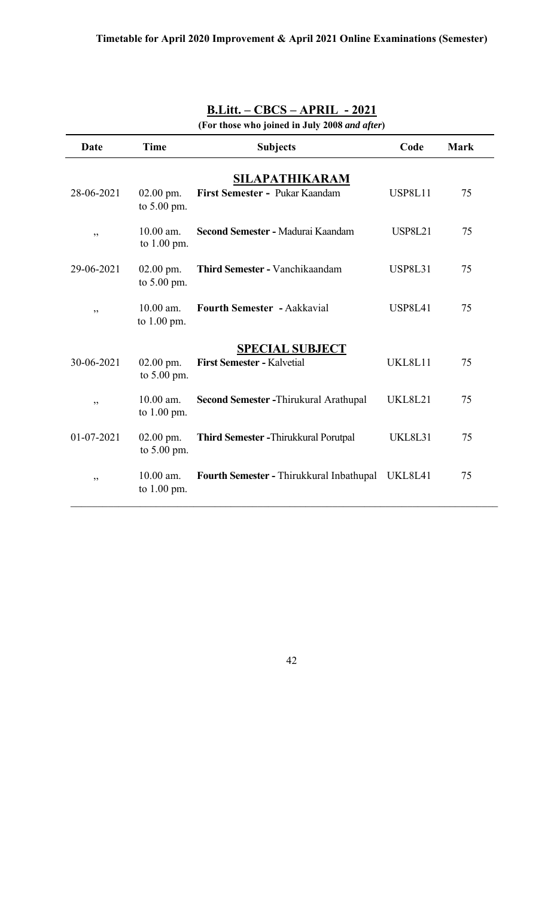**B.Litt. – CBCS – APRIL - 2021**

**(For those who joined in July 2008 *and after*)**

| Date | Time | Subjects | Code | Mark |
|---|---|---|---|---|
| | | **SILAPATHIKARAM** | | |
| 28-06-2021 | 02.00 pm. to 5.00 pm. | **First Semester -** Pukar Kaandam | USP8L11 | 75 |
| ,, | 10.00 am. to 1.00 pm. | **Second Semester -** Madurai Kaandam | USP8L21 | 75 |
| 29-06-2021 | 02.00 pm. to 5.00 pm. | **Third Semester -** Vanchikaandam | USP8L31 | 75 |
| ,, | 10.00 am. to 1.00 pm. | **Fourth Semester -** Aakkavial | USP8L41 | 75 |
| | | **SPECIAL SUBJECT** | | |
| 30-06-2021 | 02.00 pm. to 5.00 pm. | **First Semester -** Kalvetial | UKL8L11 | 75 |
| ,, | 10.00 am. to 1.00 pm. | **Second Semester -**Thirukural Arathupal | UKL8L21 | 75 |
| 01-07-2021 | 02.00 pm. to 5.00 pm. | **Third Semester -**Thirukkural Porutpal | UKL8L31 | 75 |
| ,, | 10.00 am. to 1.00 pm. | **Fourth Semester -** Thirukkural Inbathupal | UKL8L41 | 75 |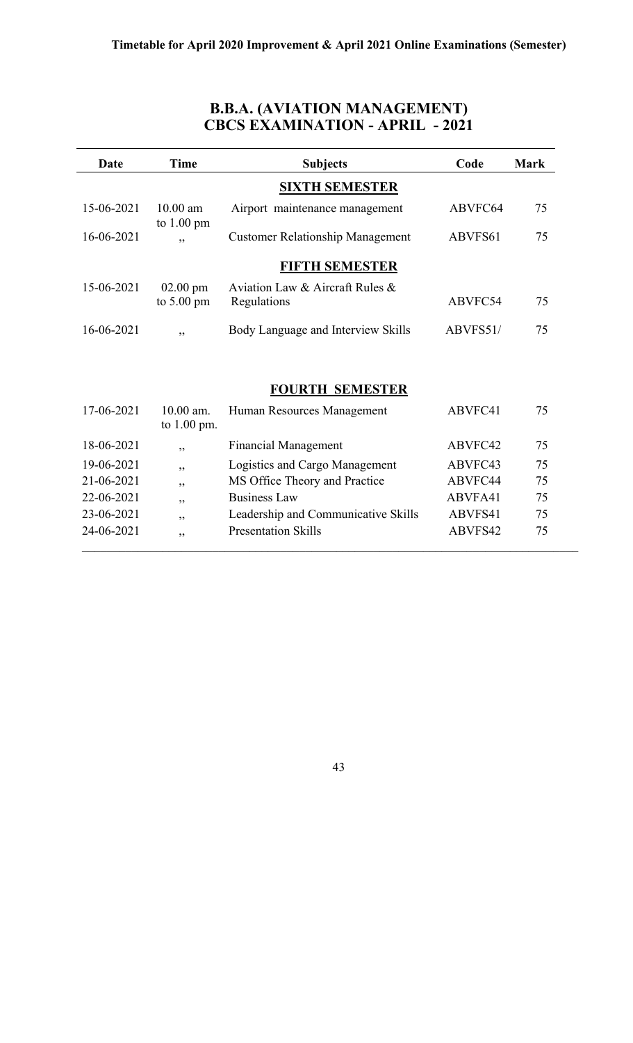## B.B.A. (AVIATION MANAGEMENT)
## CBCS EXAMINATION - APRIL - 2021

| Date | Time | Subjects | Code | Mark |
|---|---|---|---|---|
| | | **SIXTH SEMESTER** | | |
| 15-06-2021 | 10.00 am to 1.00 pm | Airport maintenance management | ABVFC64 | 75 |
| 16-06-2021 | ,, | Customer Relationship Management | ABVFS61 | 75 |
| | | **FIFTH SEMESTER** | | |
| 15-06-2021 | 02.00 pm to 5.00 pm | Aviation Law & Aircraft Rules & Regulations | ABVFC54 | 75 |
| 16-06-2021 | ,, | Body Language and Interview Skills | ABVFS51/ | 75 |
| | | **FOURTH SEMESTER** | | |
| 17-06-2021 | 10.00 am. to 1.00 pm. | Human Resources Management | ABVFC41 | 75 |
| 18-06-2021 | ,, | Financial Management | ABVFC42 | 75 |
| 19-06-2021 | ,, | Logistics and Cargo Management | ABVFC43 | 75 |
| 21-06-2021 | ,, | MS Office Theory and Practice | ABVFC44 | 75 |
| 22-06-2021 | ,, | Business Law | ABVFA41 | 75 |
| 23-06-2021 | ,, | Leadership and Communicative Skills | ABVFS41 | 75 |
| 24-06-2021 | ,, | Presentation Skills | ABVFS42 | 75 |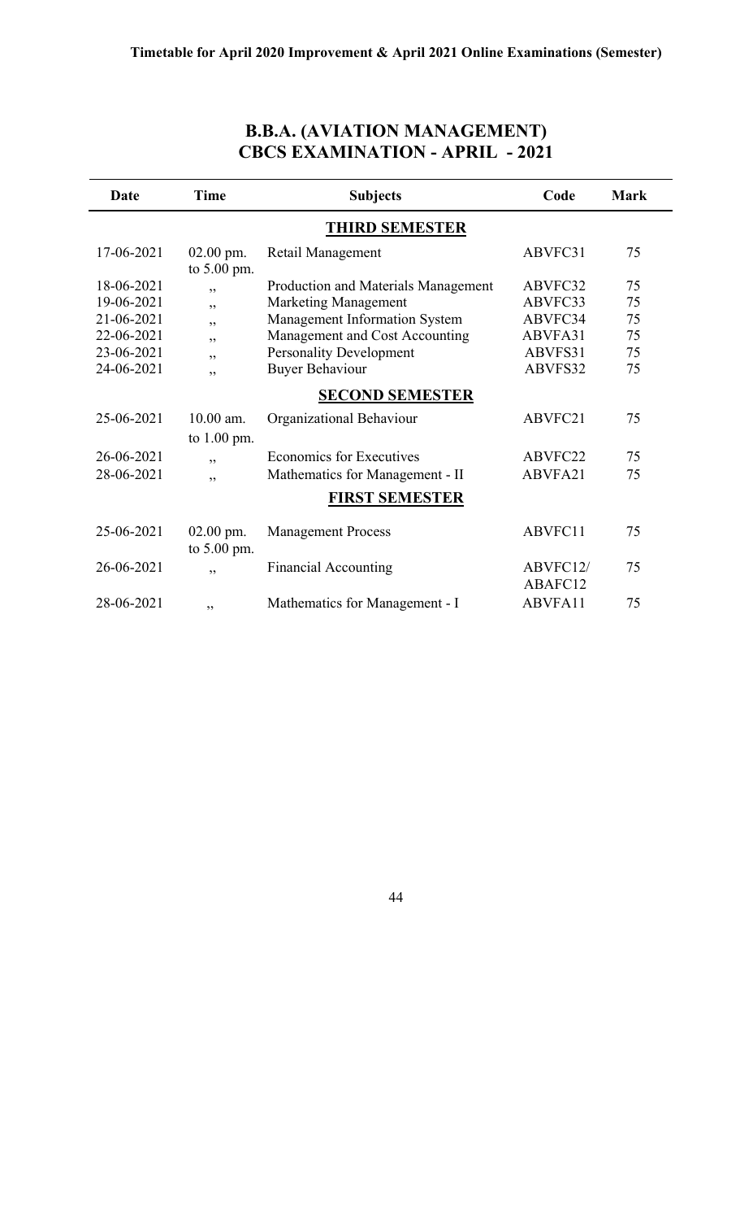## B.B.A. (AVIATION MANAGEMENT)
## CBCS EXAMINATION - APRIL - 2021

| Date | Time | Subjects | Code | Mark |
|---|---|---|---|---|
| | | **THIRD SEMESTER** | | |
| 17-06-2021 | 02.00 pm. to 5.00 pm. | Retail Management | ABVFC31 | 75 |
| 18-06-2021 | ,, | Production and Materials Management | ABVFC32 | 75 |
| 19-06-2021 | ,, | Marketing Management | ABVFC33 | 75 |
| 21-06-2021 | ,, | Management Information System | ABVFC34 | 75 |
| 22-06-2021 | ,, | Management and Cost Accounting | ABVFA31 | 75 |
| 23-06-2021 | ,, | Personality Development | ABVFS31 | 75 |
| 24-06-2021 | ,, | Buyer Behaviour | ABVFS32 | 75 |
| | | **SECOND SEMESTER** | | |
| 25-06-2021 | 10.00 am. to 1.00 pm. | Organizational Behaviour | ABVFC21 | 75 |
| 26-06-2021 | ,, | Economics for Executives | ABVFC22 | 75 |
| 28-06-2021 | ,, | Mathematics for Management - II | ABVFA21 | 75 |
| | | **FIRST SEMESTER** | | |
| 25-06-2021 | 02.00 pm. to 5.00 pm. | Management Process | ABVFC11 | 75 |
| 26-06-2021 | ,, | Financial Accounting | ABVFC12/ ABAFC12 | 75 |
| 28-06-2021 | ,, | Mathematics for Management - I | ABVFA11 | 75 |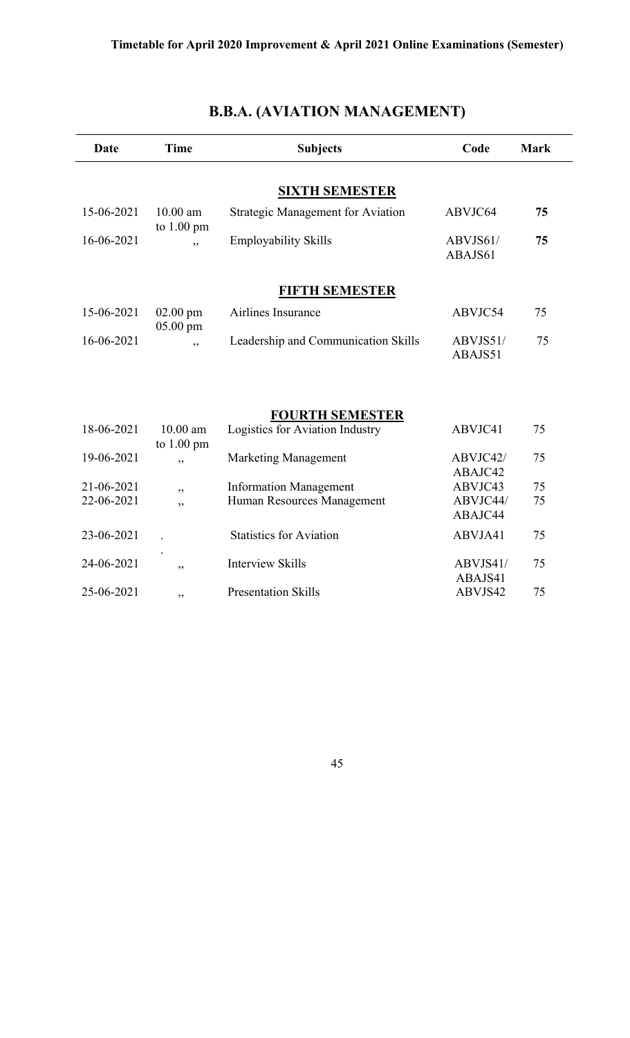**Timetable for April 2020 Improvement & April 2021 Online Examinations (Semester)**

## B.B.A. (AVIATION MANAGEMENT)

| Date | Time | Subjects | Code | Mark |
|---|---|---|---|---|
| | | **SIXTH SEMESTER** | | |
| 15-06-2021 | 10.00 am to 1.00 pm | Strategic Management for Aviation | ABVJC64 | **75** |
| 16-06-2021 | ,, | Employability Skills | ABVJS61/ ABAJS61 | **75** |
| | | **FIFTH SEMESTER** | | |
| 15-06-2021 | 02.00 pm 05.00 pm | Airlines Insurance | ABVJC54 | 75 |
| 16-06-2021 | ,, | Leadership and Communication Skills | ABVJS51/ ABAJS51 | 75 |
| | | **FOURTH SEMESTER** | | |
| 18-06-2021 | 10.00 am to 1.00 pm | Logistics for Aviation Industry | ABVJC41 | 75 |
| 19-06-2021 | ,, | Marketing Management | ABVJC42/ ABAJC42 | 75 |
| 21-06-2021 | ,, | Information Management | ABVJC43 | 75 |
| 22-06-2021 | ,, | Human Resources Management | ABVJC44/ ABAJC44 | 75 |
| 23-06-2021 | . . | Statistics for Aviation | ABVJA41 | 75 |
| 24-06-2021 | ,, | Interview Skills | ABVJS41/ ABAJS41 | 75 |
| 25-06-2021 | ,, | Presentation Skills | ABVJS42 | 75 |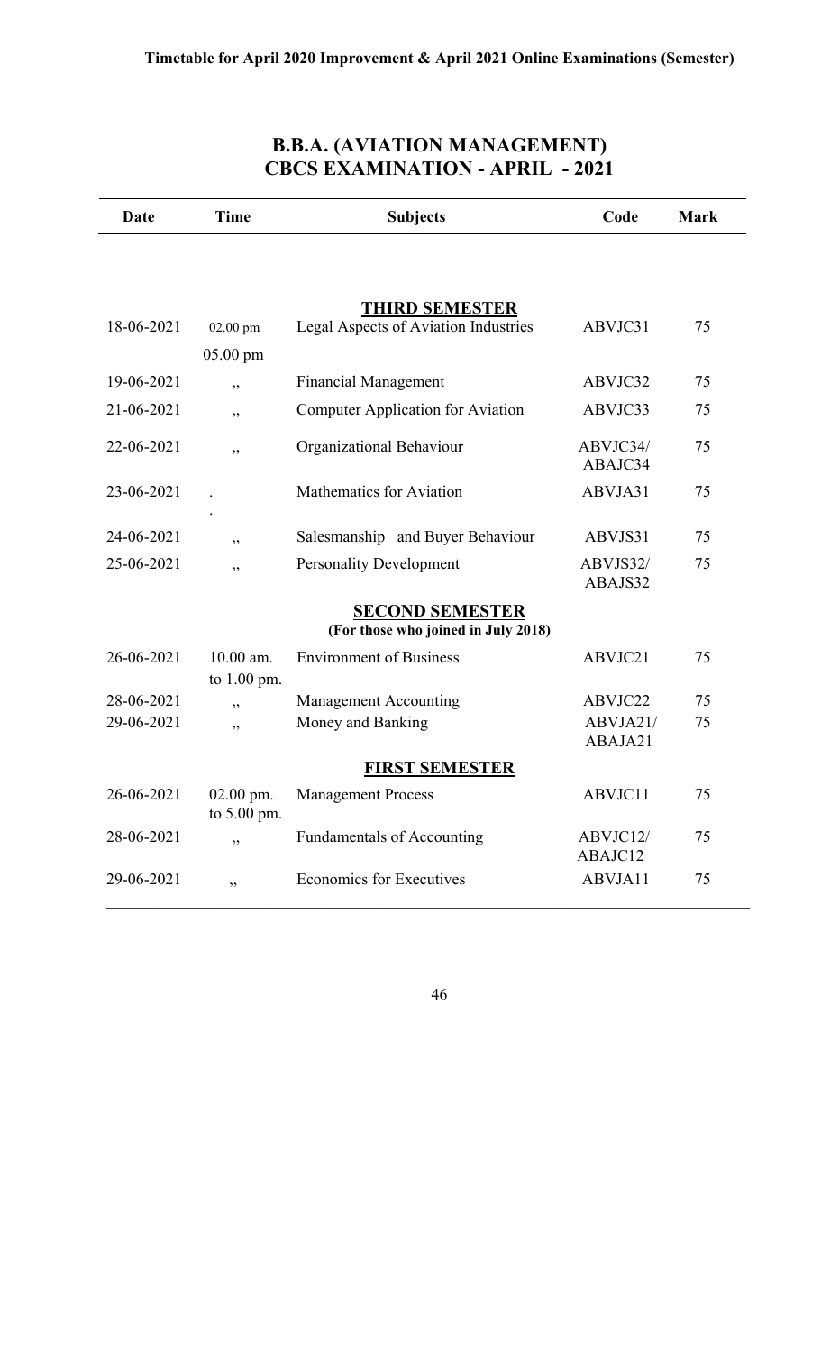**Timetable for April 2020 Improvement & April 2021 Online Examinations (Semester)**

## B.B.A. (AVIATION MANAGEMENT)
## CBCS EXAMINATION - APRIL - 2021

| Date | Time | Subjects | Code | Mark |
|---|---|---|---|---|
| | | **THIRD SEMESTER** | | |
| 18-06-2021 | 02.00 pm 05.00 pm | Legal Aspects of Aviation Industries | ABVJC31 | 75 |
| 19-06-2021 | ,, | Financial Management | ABVJC32 | 75 |
| 21-06-2021 | ,, | Computer Application for Aviation | ABVJC33 | 75 |
| 22-06-2021 | ,, | Organizational Behaviour | ABVJC34/ ABAJC34 | 75 |
| 23-06-2021 | . . | Mathematics for Aviation | ABVJA31 | 75 |
| 24-06-2021 | ,, | Salesmanship and Buyer Behaviour | ABVJS31 | 75 |
| 25-06-2021 | ,, | Personality Development | ABVJS32/ ABAJS32 | 75 |
| | | **SECOND SEMESTER** **(For those who joined in July 2018)** | | |
| 26-06-2021 | 10.00 am. to 1.00 pm. | Environment of Business | ABVJC21 | 75 |
| 28-06-2021 | ,, | Management Accounting | ABVJC22 | 75 |
| 29-06-2021 | ,, | Money and Banking | ABVJA21/ ABAJA21 | 75 |
| | | **FIRST SEMESTER** | | |
| 26-06-2021 | 02.00 pm. to 5.00 pm. | Management Process | ABVJC11 | 75 |
| 28-06-2021 | ,, | Fundamentals of Accounting | ABVJC12/ ABAJC12 | 75 |
| 29-06-2021 | ,, | Economics for Executives | ABVJA11 | 75 |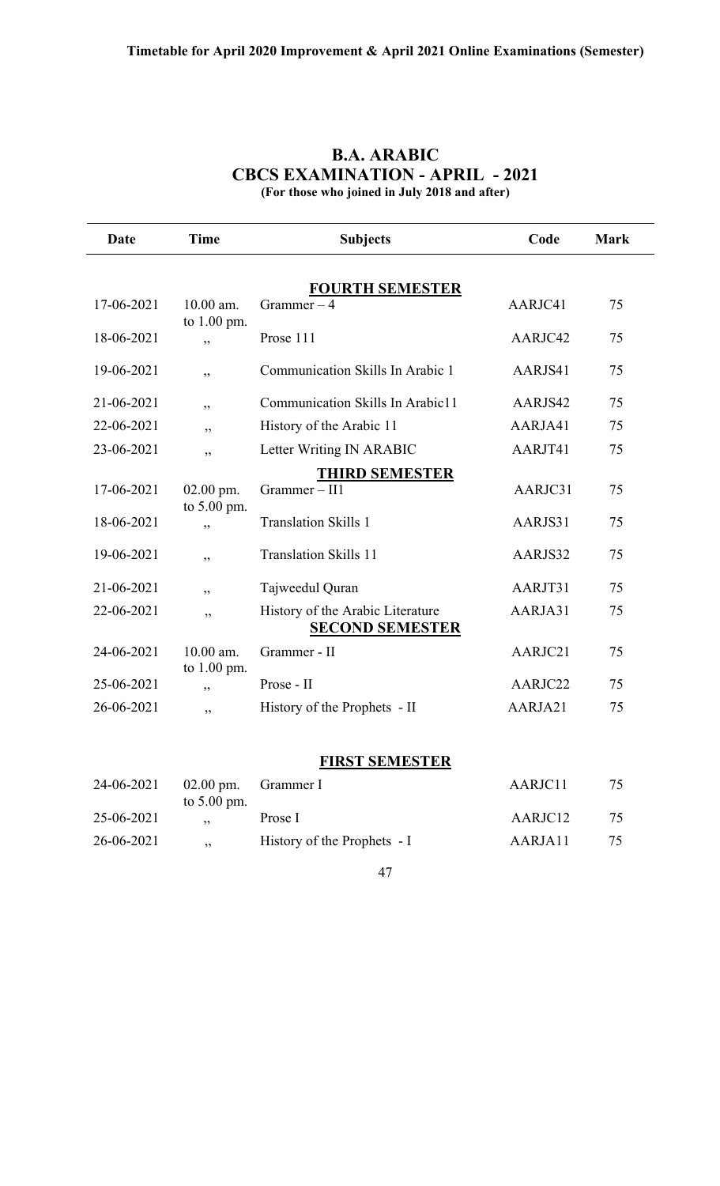**Timetable for April 2020 Improvement & April 2021 Online Examinations (Semester)**

# B.A. ARABIC
## CBCS EXAMINATION - APRIL - 2021
**(For those who joined in July 2018 and after)**

| Date | Time | Subjects | Code | Mark |
|---|---|---|---|---|
| | | **FOURTH SEMESTER** | | |
| 17-06-2021 | 10.00 am. to 1.00 pm. | Grammer – 4 | AARJC41 | 75 |
| 18-06-2021 | ,, | Prose 111 | AARJC42 | 75 |
| 19-06-2021 | ,, | Communication Skills In Arabic 1 | AARJS41 | 75 |
| 21-06-2021 | ,, | Communication Skills In Arabic11 | AARJS42 | 75 |
| 22-06-2021 | ,, | History of the Arabic 11 | AARJA41 | 75 |
| 23-06-2021 | ,, | Letter Writing IN ARABIC | AARJT41 | 75 |
| | | **THIRD SEMESTER** | | |
| 17-06-2021 | 02.00 pm. to 5.00 pm. | Grammer – II1 | AARJC31 | 75 |
| 18-06-2021 | ,, | Translation Skills 1 | AARJS31 | 75 |
| 19-06-2021 | ,, | Translation Skills 11 | AARJS32 | 75 |
| 21-06-2021 | ,, | Tajweedul Quran | AARJT31 | 75 |
| 22-06-2021 | ,, | History of the Arabic Literature | AARJA31 | 75 |
| | | **SECOND SEMESTER** | | |
| 24-06-2021 | 10.00 am. to 1.00 pm. | Grammer - II | AARJC21 | 75 |
| 25-06-2021 | ,, | Prose - II | AARJC22 | 75 |
| 26-06-2021 | ,, | History of the Prophets - II | AARJA21 | 75 |
| | | **FIRST SEMESTER** | | |
| 24-06-2021 | 02.00 pm. to 5.00 pm. | Grammer I | AARJC11 | 75 |
| 25-06-2021 | ,, | Prose I | AARJC12 | 75 |
| 26-06-2021 | ,, | History of the Prophets - I | AARJA11 | 75 |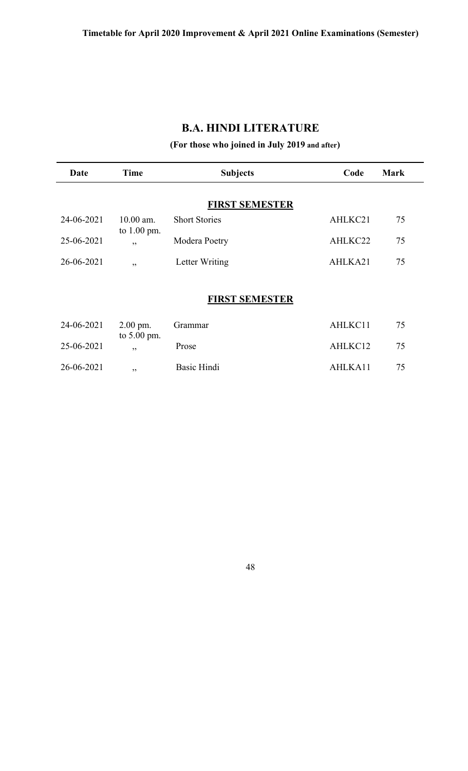**Timetable for April 2020 Improvement & April 2021 Online Examinations (Semester)**

## B.A. HINDI LITERATURE

**(For those who joined in July 2019 and after)**

| Date | Time | Subjects | Code | Mark |
|---|---|---|---|---|
| | | **FIRST SEMESTER** | | |
| 24-06-2021 | 10.00 am. to 1.00 pm. | Short Stories | AHLKC21 | 75 |
| 25-06-2021 | ,, | Modera Poetry | AHLKC22 | 75 |
| 26-06-2021 | ,, | Letter Writing | AHLKA21 | 75 |
| | | **FIRST SEMESTER** | | |
| 24-06-2021 | 2.00 pm. to 5.00 pm. | Grammar | AHLKC11 | 75 |
| 25-06-2021 | ,, | Prose | AHLKC12 | 75 |
| 26-06-2021 | ,, | Basic Hindi | AHLKA11 | 75 |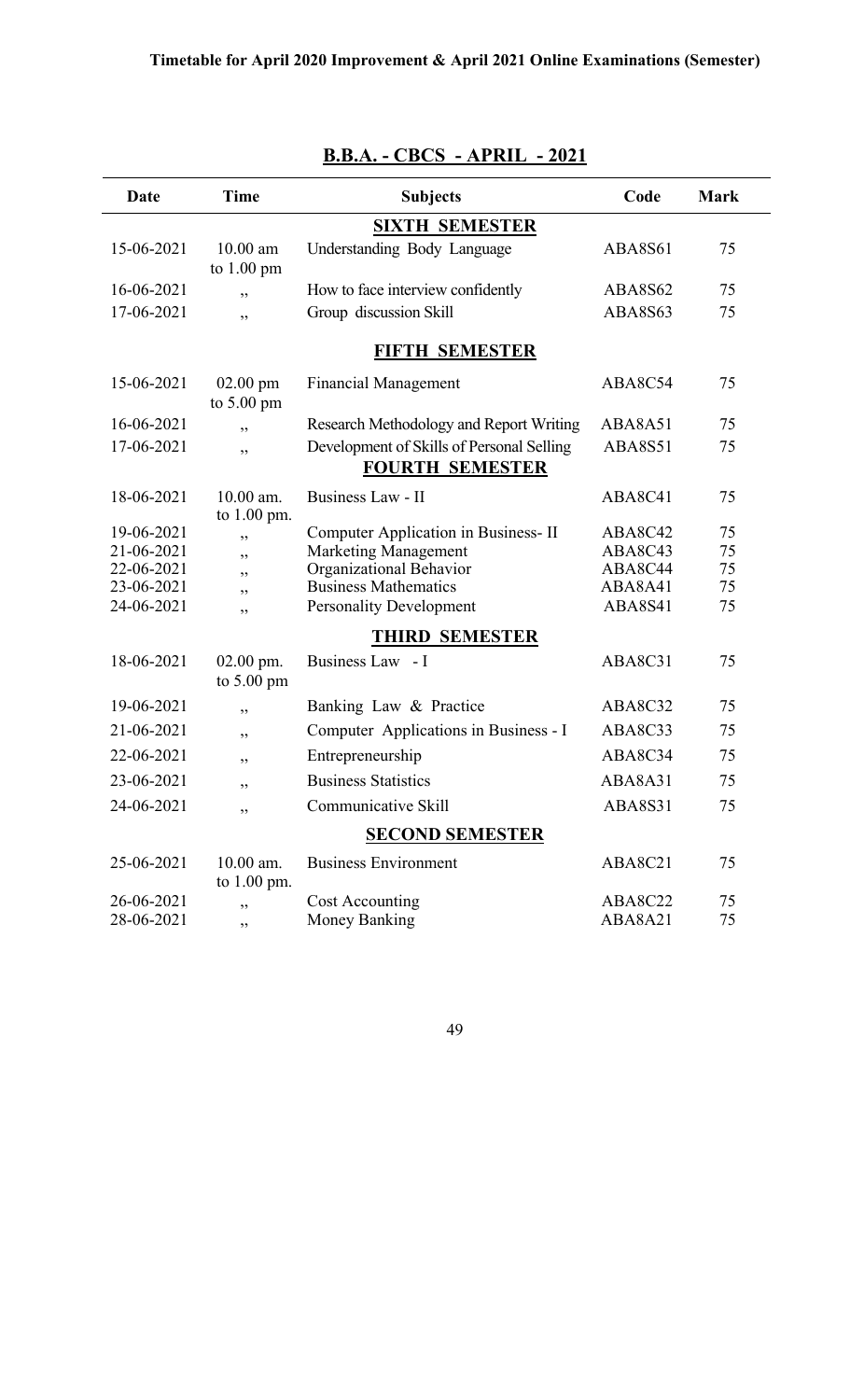**Timetable for April 2020 Improvement & April 2021 Online Examinations (Semester)**

## B.B.A. - CBCS - APRIL - 2021

| Date | Time | Subjects | Code | Mark |
|---|---|---|---|---|
| | | **SIXTH SEMESTER** | | |
| 15-06-2021 | 10.00 am to 1.00 pm | Understanding Body Language | ABA8S61 | 75 |
| 16-06-2021 | ,, | How to face interview confidently | ABA8S62 | 75 |
| 17-06-2021 | ,, | Group discussion Skill | ABA8S63 | 75 |
| | | **FIFTH SEMESTER** | | |
| 15-06-2021 | 02.00 pm to 5.00 pm | Financial Management | ABA8C54 | 75 |
| 16-06-2021 | ,, | Research Methodology and Report Writing | ABA8A51 | 75 |
| 17-06-2021 | ,, | Development of Skills of Personal Selling | ABA8S51 | 75 |
| | | **FOURTH SEMESTER** | | |
| 18-06-2021 | 10.00 am. to 1.00 pm. | Business Law - II | ABA8C41 | 75 |
| 19-06-2021 | ,, | Computer Application in Business- II | ABA8C42 | 75 |
| 21-06-2021 | ,, | Marketing Management | ABA8C43 | 75 |
| 22-06-2021 | ,, | Organizational Behavior | ABA8C44 | 75 |
| 23-06-2021 | ,, | Business Mathematics | ABA8A41 | 75 |
| 24-06-2021 | ,, | Personality Development | ABA8S41 | 75 |
| | | **THIRD SEMESTER** | | |
| 18-06-2021 | 02.00 pm. to 5.00 pm | Business Law - I | ABA8C31 | 75 |
| 19-06-2021 | ,, | Banking Law & Practice | ABA8C32 | 75 |
| 21-06-2021 | ,, | Computer Applications in Business - I | ABA8C33 | 75 |
| 22-06-2021 | ,, | Entrepreneurship | ABA8C34 | 75 |
| 23-06-2021 | ,, | Business Statistics | ABA8A31 | 75 |
| 24-06-2021 | ,, | Communicative Skill | ABA8S31 | 75 |
| | | **SECOND SEMESTER** | | |
| 25-06-2021 | 10.00 am. to 1.00 pm. | Business Environment | ABA8C21 | 75 |
| 26-06-2021 | ,, | Cost Accounting | ABA8C22 | 75 |
| 28-06-2021 | ,, | Money Banking | ABA8A21 | 75 |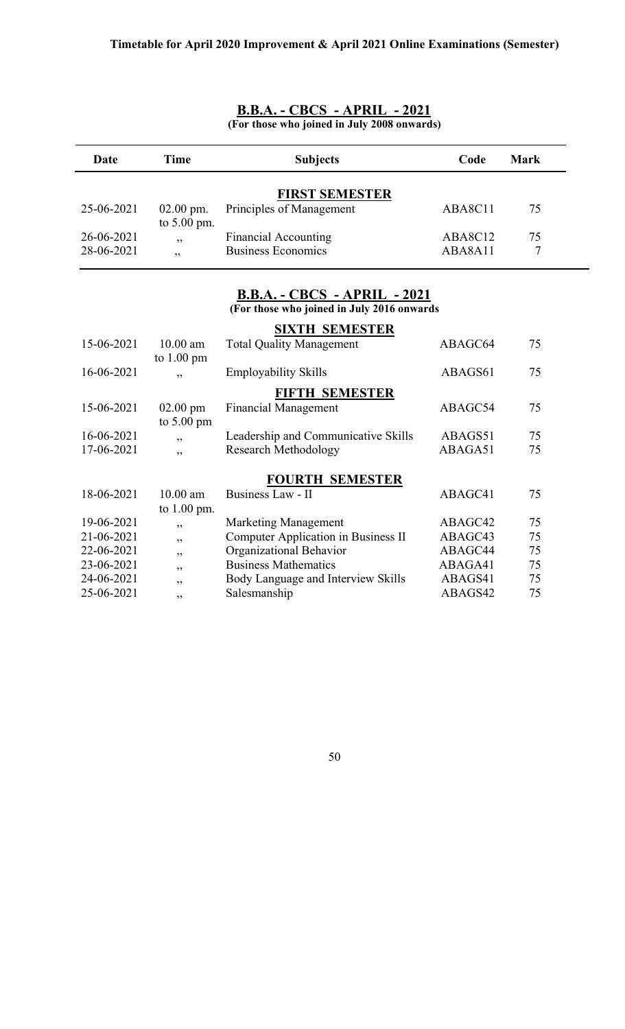**Timetable for April 2020 Improvement & April 2021 Online Examinations (Semester)**

## B.B.A. - CBCS - APRIL - 2021

**(For those who joined in July 2008 onwards)**

| Date | Time | Subjects | Code | Mark |
|---|---|---|---|---|
| | | **FIRST SEMESTER** | | |
| 25-06-2021 | 02.00 pm. to 5.00 pm. | Principles of Management | ABA8C11 | 75 |
| 26-06-2021 | ,, | Financial Accounting | ABA8C12 | 75 |
| 28-06-2021 | ,, | Business Economics | ABA8A11 | 7 |

## B.B.A. - CBCS - APRIL - 2021

**(For those who joined in July 2016 onwards)**

| Date | Time | Subjects | Code | Mark |
|---|---|---|---|---|
| | | **SIXTH SEMESTER** | | |
| 15-06-2021 | 10.00 am to 1.00 pm | Total Quality Management | ABAGC64 | 75 |
| 16-06-2021 | ,, | Employability Skills | ABAGS61 | 75 |
| | | **FIFTH SEMESTER** | | |
| 15-06-2021 | 02.00 pm to 5.00 pm | Financial Management | ABAGC54 | 75 |
| 16-06-2021 | ,, | Leadership and Communicative Skills | ABAGS51 | 75 |
| 17-06-2021 | ,, | Research Methodology | ABAGA51 | 75 |
| | | **FOURTH SEMESTER** | | |
| 18-06-2021 | 10.00 am to 1.00 pm. | Business Law - II | ABAGC41 | 75 |
| 19-06-2021 | ,, | Marketing Management | ABAGC42 | 75 |
| 21-06-2021 | ,, | Computer Application in Business II | ABAGC43 | 75 |
| 22-06-2021 | ,, | Organizational Behavior | ABAGC44 | 75 |
| 23-06-2021 | ,, | Business Mathematics | ABAGA41 | 75 |
| 24-06-2021 | ,, | Body Language and Interview Skills | ABAGS41 | 75 |
| 25-06-2021 | ,, | Salesmanship | ABAGS42 | 75 |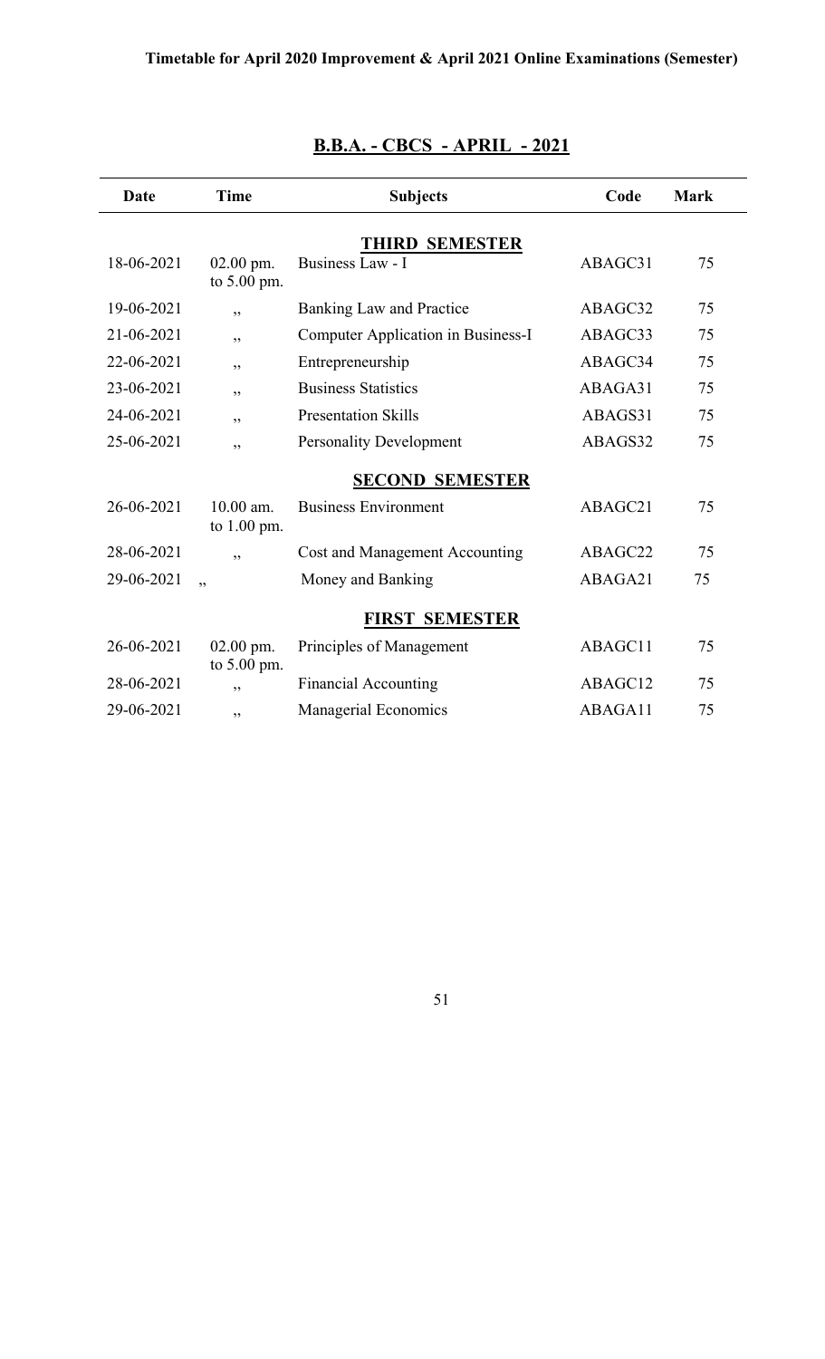Timetable for April 2020 Improvement & April 2021 Online Examinations (Semester)

## B.B.A. - CBCS - APRIL - 2021

| Date | Time | Subjects | Code | Mark |
|---|---|---|---|---|
| | | **THIRD SEMESTER** | | |
| 18-06-2021 | 02.00 pm. to 5.00 pm. | Business Law - I | ABAGC31 | 75 |
| 19-06-2021 | ,, | Banking Law and Practice | ABAGC32 | 75 |
| 21-06-2021 | ,, | Computer Application in Business-I | ABAGC33 | 75 |
| 22-06-2021 | ,, | Entrepreneurship | ABAGC34 | 75 |
| 23-06-2021 | ,, | Business Statistics | ABAGA31 | 75 |
| 24-06-2021 | ,, | Presentation Skills | ABAGS31 | 75 |
| 25-06-2021 | ,, | Personality Development | ABAGS32 | 75 |
| | | **SECOND SEMESTER** | | |
| 26-06-2021 | 10.00 am. to 1.00 pm. | Business Environment | ABAGC21 | 75 |
| 28-06-2021 | ,, | Cost and Management Accounting | ABAGC22 | 75 |
| 29-06-2021 | ,, | Money and Banking | ABAGA21 | 75 |
| | | **FIRST SEMESTER** | | |
| 26-06-2021 | 02.00 pm. to 5.00 pm. | Principles of Management | ABAGC11 | 75 |
| 28-06-2021 | ,, | Financial Accounting | ABAGC12 | 75 |
| 29-06-2021 | ,, | Managerial Economics | ABAGA11 | 75 |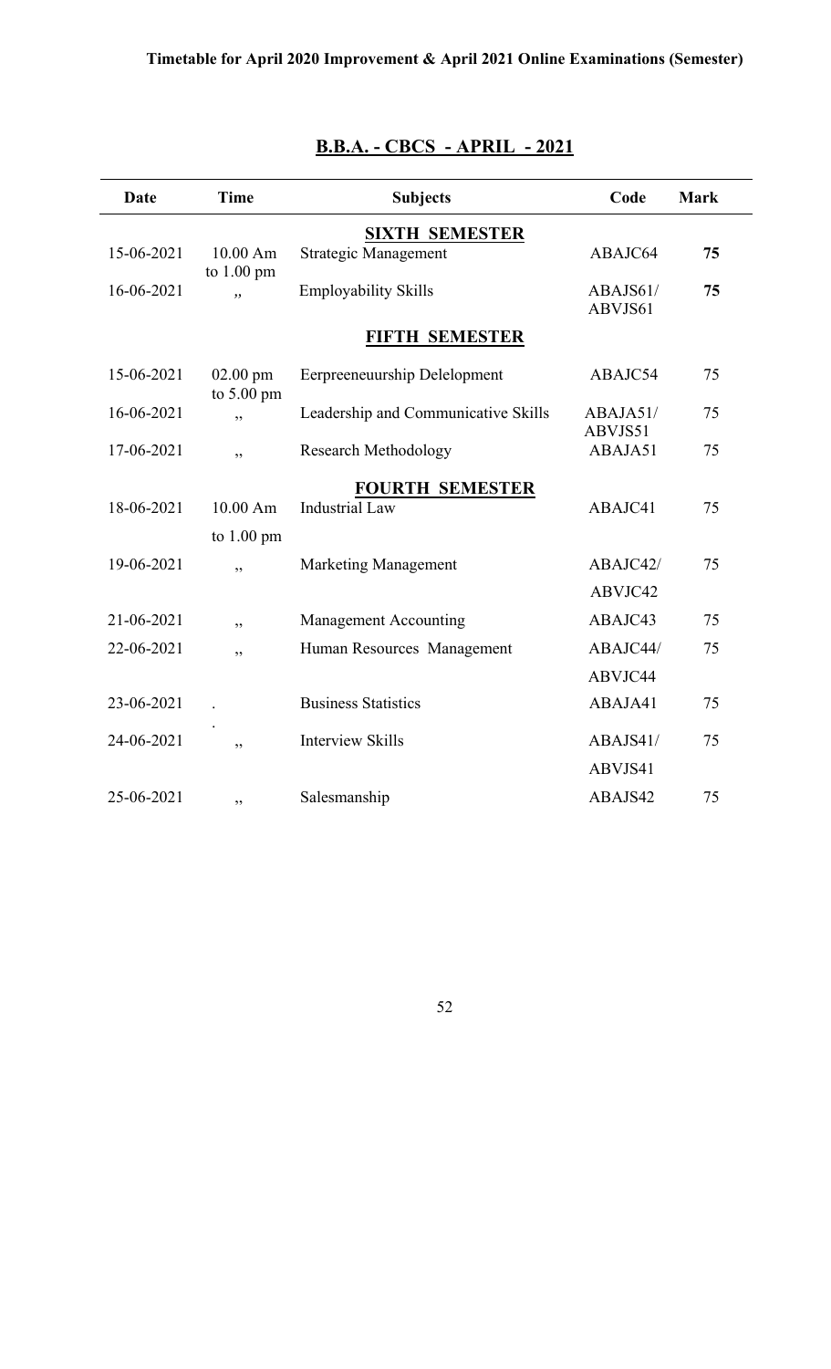**Timetable for April 2020 Improvement & April 2021 Online Examinations (Semester)**

## B.B.A. - CBCS - APRIL - 2021

| Date | Time | Subjects | Code | Mark |
|---|---|---|---|---|
| | | **SIXTH SEMESTER** | | |
| 15-06-2021 | 10.00 Am to 1.00 pm | Strategic Management | ABAJC64 | **75** |
| 16-06-2021 | ,, | Employability Skills | ABAJS61/ ABVJS61 | **75** |
| | | **FIFTH SEMESTER** | | |
| 15-06-2021 | 02.00 pm to 5.00 pm | Eerpreeneuurship Delelopment | ABAJC54 | 75 |
| 16-06-2021 | ,, | Leadership and Communicative Skills | ABAJA51/ ABVJS51 | 75 |
| 17-06-2021 | ,, | Research Methodology | ABAJA51 | 75 |
| | | **FOURTH SEMESTER** | | |
| 18-06-2021 | 10.00 Am to 1.00 pm | Industrial Law | ABAJC41 | 75 |
| 19-06-2021 | ,, | Marketing Management | ABAJC42/ ABVJC42 | 75 |
| 21-06-2021 | ,, | Management Accounting | ABAJC43 | 75 |
| 22-06-2021 | ,, | Human Resources Management | ABAJC44/ ABVJC44 | 75 |
| 23-06-2021 | . . | Business Statistics | ABAJA41 | 75 |
| 24-06-2021 | ,, | Interview Skills | ABAJS41/ ABVJS41 | 75 |
| 25-06-2021 | ,, | Salesmanship | ABAJS42 | 75 |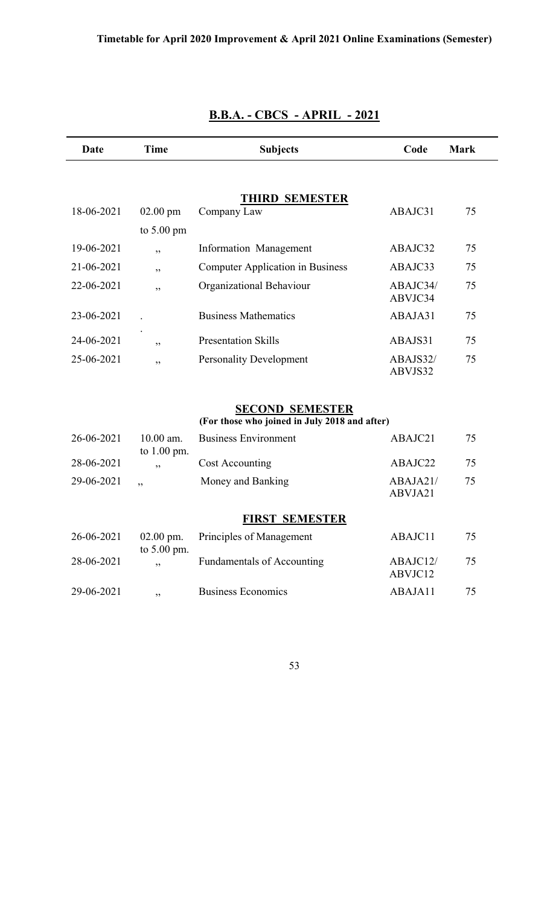**Timetable for April 2020 Improvement & April 2021 Online Examinations (Semester)**

## B.B.A. - CBCS - APRIL - 2021

| Date | Time | Subjects | Code | Mark |
|---|---|---|---|---|
| | | **THIRD SEMESTER** | | |
| 18-06-2021 | 02.00 pm to 5.00 pm | Company Law | ABAJC31 | 75 |
| 19-06-2021 | ,, | Information Management | ABAJC32 | 75 |
| 21-06-2021 | ,, | Computer Application in Business | ABAJC33 | 75 |
| 22-06-2021 | ,, | Organizational Behaviour | ABAJC34/ ABVJC34 | 75 |
| 23-06-2021 | . | Business Mathematics | ABAJA31 | 75 |
| 24-06-2021 | ,, | Presentation Skills | ABAJS31 | 75 |
| 25-06-2021 | ,, | Personality Development | ABAJS32/ ABVJS32 | 75 |
| | | **SECOND SEMESTER** (For those who joined in July 2018 and after) | | |
| 26-06-2021 | 10.00 am. to 1.00 pm. | Business Environment | ABAJC21 | 75 |
| 28-06-2021 | ,, | Cost Accounting | ABAJC22 | 75 |
| 29-06-2021 | ,, | Money and Banking | ABAJA21/ ABVJA21 | 75 |
| | | **FIRST SEMESTER** | | |
| 26-06-2021 | 02.00 pm. to 5.00 pm. | Principles of Management | ABAJC11 | 75 |
| 28-06-2021 | ,, | Fundamentals of Accounting | ABAJC12/ ABVJC12 | 75 |
| 29-06-2021 | ,, | Business Economics | ABAJA11 | 75 |